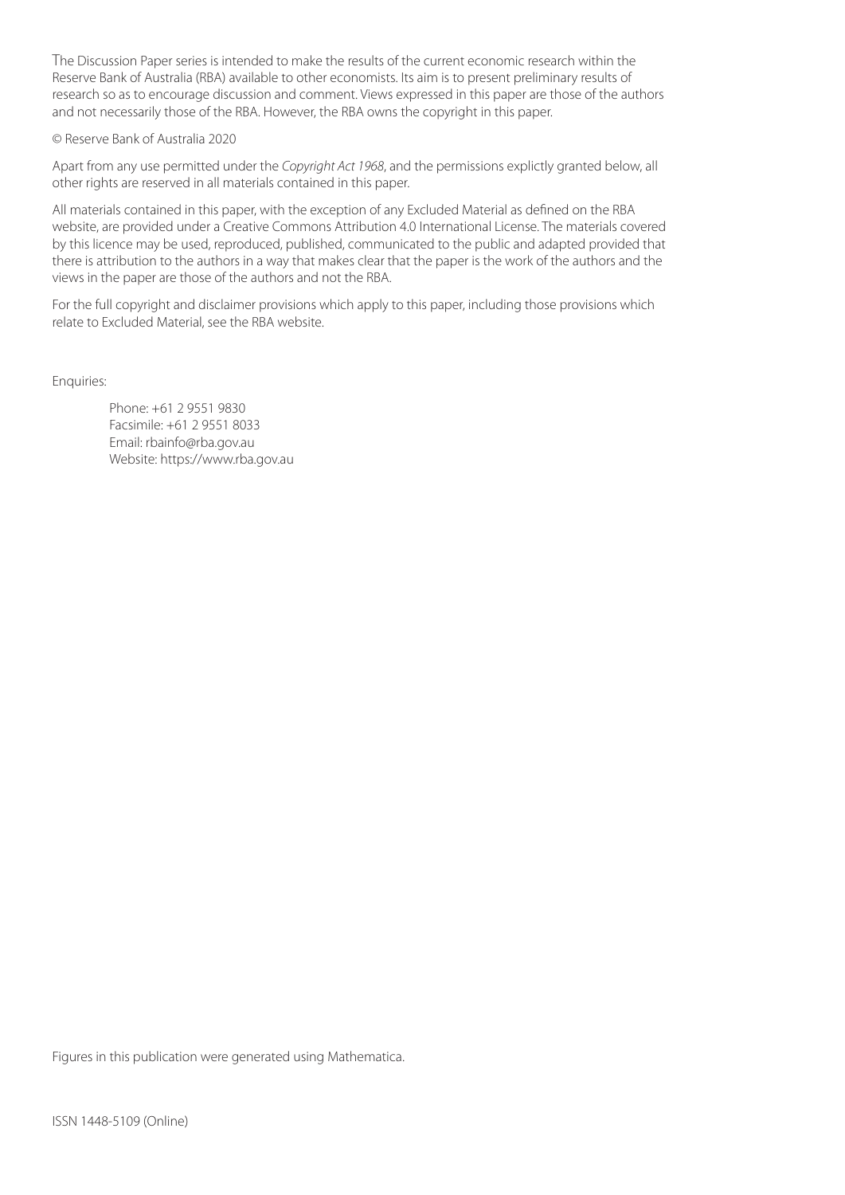The Discussion Paper series is intended to make the results of the current economic research within the Reserve Bank of Australia (RBA) available to other economists. Its aim is to present preliminary results of research so as to encourage discussion and comment. Views expressed in this paper are those of the authors and not necessarily those of the RBA. However, the RBA owns the copyright in this paper.

© Reserve Bank of Australia 2020

Apart from any use permitted under the *Copyright Act 1968*, and the permissions explictly granted below, all other rights are reserved in all materials contained in this paper.

All materials contained in this paper, with the exception of any Excluded Material as defined on the RBA website, are provided under a Creative Commons Attribution 4.0 International License. The materials covered by this licence may be used, reproduced, published, communicated to the public and adapted provided that there is attribution to the authors in a way that makes clear that the paper is the work of the authors and the views in the paper are those of the authors and not the RBA.

For the full copyright and disclaimer provisions which apply to this paper, including those provisions which relate to Excluded Material, see the RBA website.

Enquiries:

Phone: +61 2 9551 9830
Facsimile: +61 2 9551 8033
Email: rbainfo@rba.gov.au
Website: https://www.rba.gov.au

Figures in this publication were generated using Mathematica.

ISSN 1448-5109 (Online)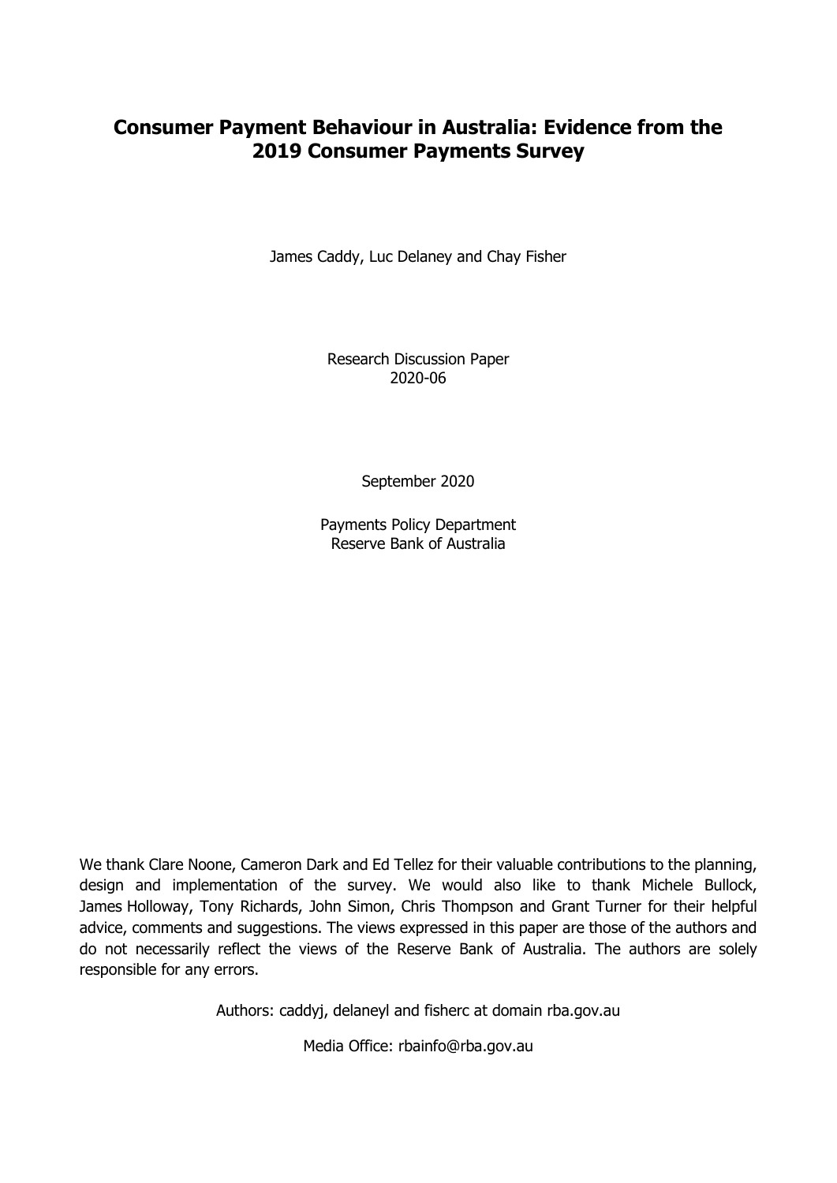# Consumer Payment Behaviour in Australia: Evidence from the 2019 Consumer Payments Survey

James Caddy, Luc Delaney and Chay Fisher

Research Discussion Paper
2020-06

September 2020

Payments Policy Department
Reserve Bank of Australia

We thank Clare Noone, Cameron Dark and Ed Tellez for their valuable contributions to the planning, design and implementation of the survey. We would also like to thank Michele Bullock, James Holloway, Tony Richards, John Simon, Chris Thompson and Grant Turner for their helpful advice, comments and suggestions. The views expressed in this paper are those of the authors and do not necessarily reflect the views of the Reserve Bank of Australia. The authors are solely responsible for any errors.

Authors: caddyj, delaneyl and fisherc at domain rba.gov.au

Media Office: rbainfo@rba.gov.au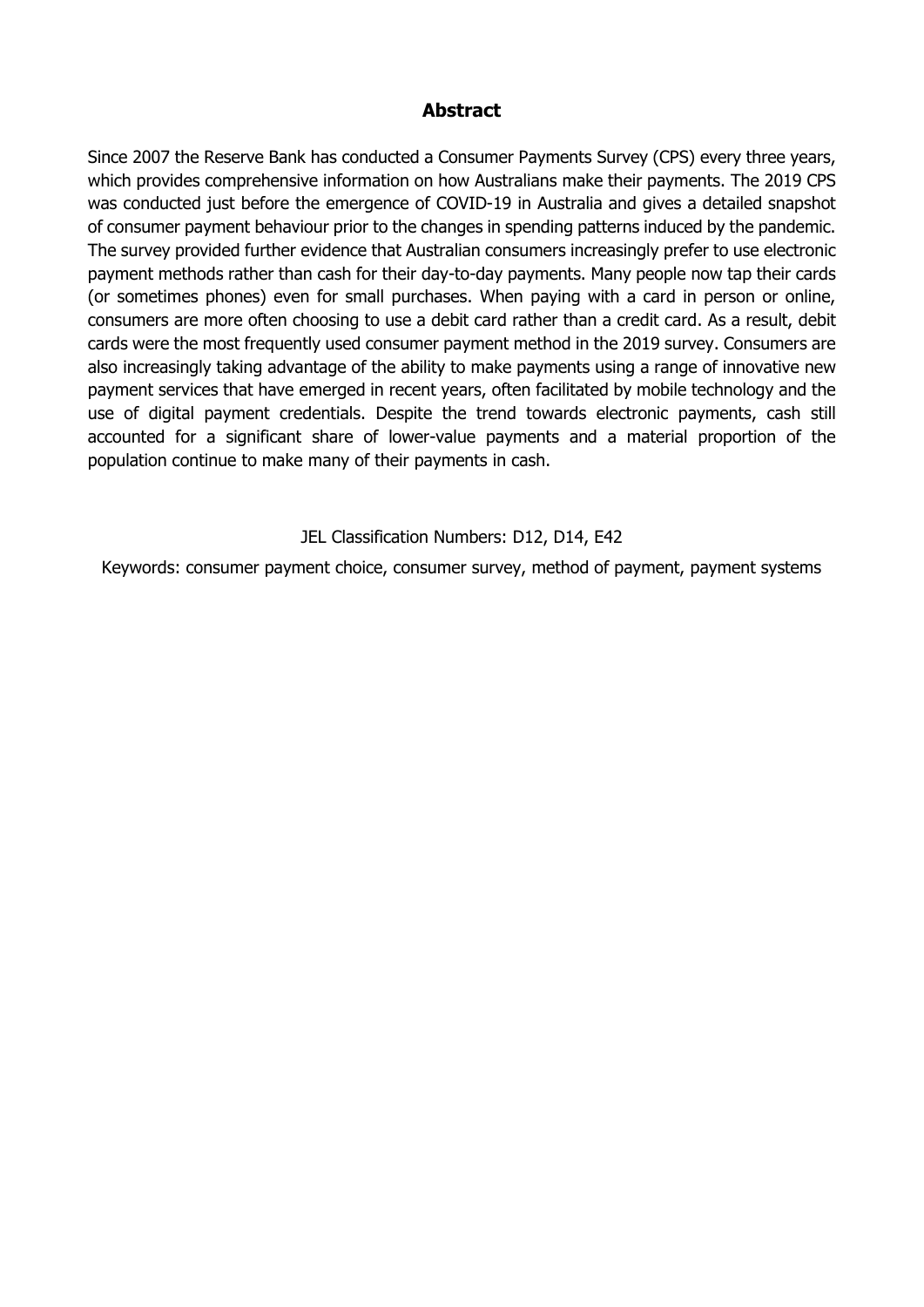## Abstract

Since 2007 the Reserve Bank has conducted a Consumer Payments Survey (CPS) every three years, which provides comprehensive information on how Australians make their payments. The 2019 CPS was conducted just before the emergence of COVID-19 in Australia and gives a detailed snapshot of consumer payment behaviour prior to the changes in spending patterns induced by the pandemic. The survey provided further evidence that Australian consumers increasingly prefer to use electronic payment methods rather than cash for their day-to-day payments. Many people now tap their cards (or sometimes phones) even for small purchases. When paying with a card in person or online, consumers are more often choosing to use a debit card rather than a credit card. As a result, debit cards were the most frequently used consumer payment method in the 2019 survey. Consumers are also increasingly taking advantage of the ability to make payments using a range of innovative new payment services that have emerged in recent years, often facilitated by mobile technology and the use of digital payment credentials. Despite the trend towards electronic payments, cash still accounted for a significant share of lower-value payments and a material proportion of the population continue to make many of their payments in cash.

JEL Classification Numbers: D12, D14, E42

Keywords: consumer payment choice, consumer survey, method of payment, payment systems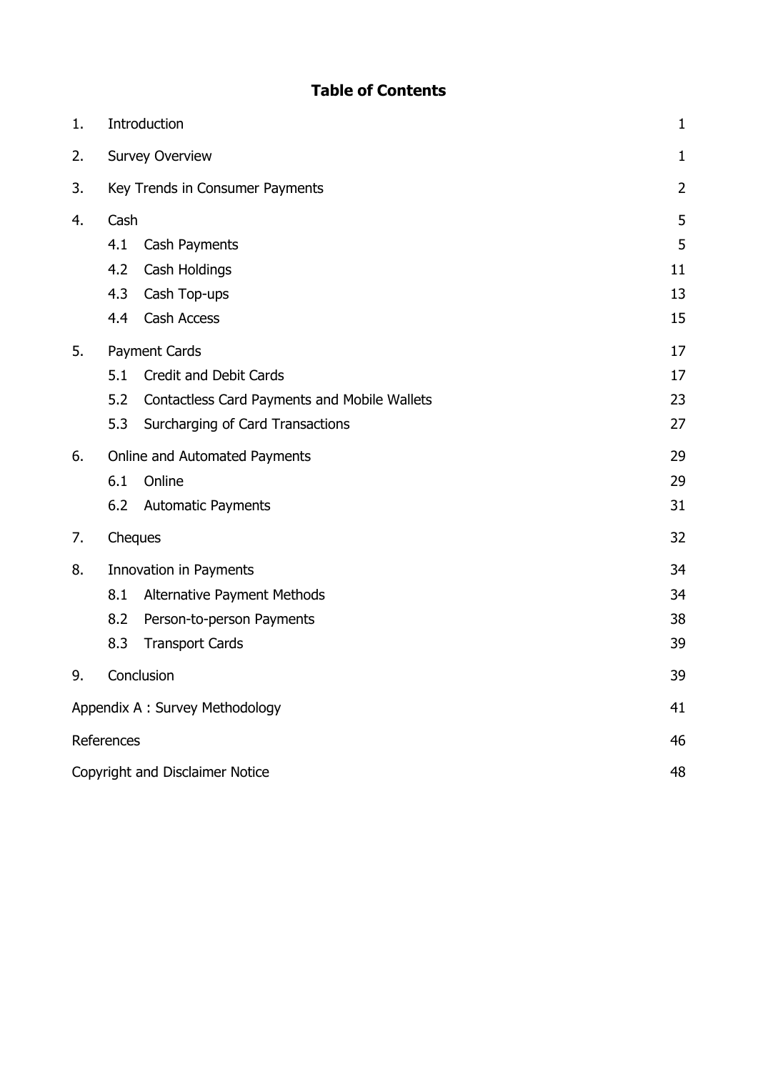# Table of Contents

| | | |
|---|---|---|
| 1. | Introduction | 1 |
| 2. | Survey Overview | 1 |
| 3. | Key Trends in Consumer Payments | 2 |
| 4. | Cash | 5 |
| | 4.1 Cash Payments | 5 |
| | 4.2 Cash Holdings | 11 |
| | 4.3 Cash Top-ups | 13 |
| | 4.4 Cash Access | 15 |
| 5. | Payment Cards | 17 |
| | 5.1 Credit and Debit Cards | 17 |
| | 5.2 Contactless Card Payments and Mobile Wallets | 23 |
| | 5.3 Surcharging of Card Transactions | 27 |
| 6. | Online and Automated Payments | 29 |
| | 6.1 Online | 29 |
| | 6.2 Automatic Payments | 31 |
| 7. | Cheques | 32 |
| 8. | Innovation in Payments | 34 |
| | 8.1 Alternative Payment Methods | 34 |
| | 8.2 Person-to-person Payments | 38 |
| | 8.3 Transport Cards | 39 |
| 9. | Conclusion | 39 |
| Appendix A : Survey Methodology | | 41 |
| References | | 46 |
| Copyright and Disclaimer Notice | | 48 |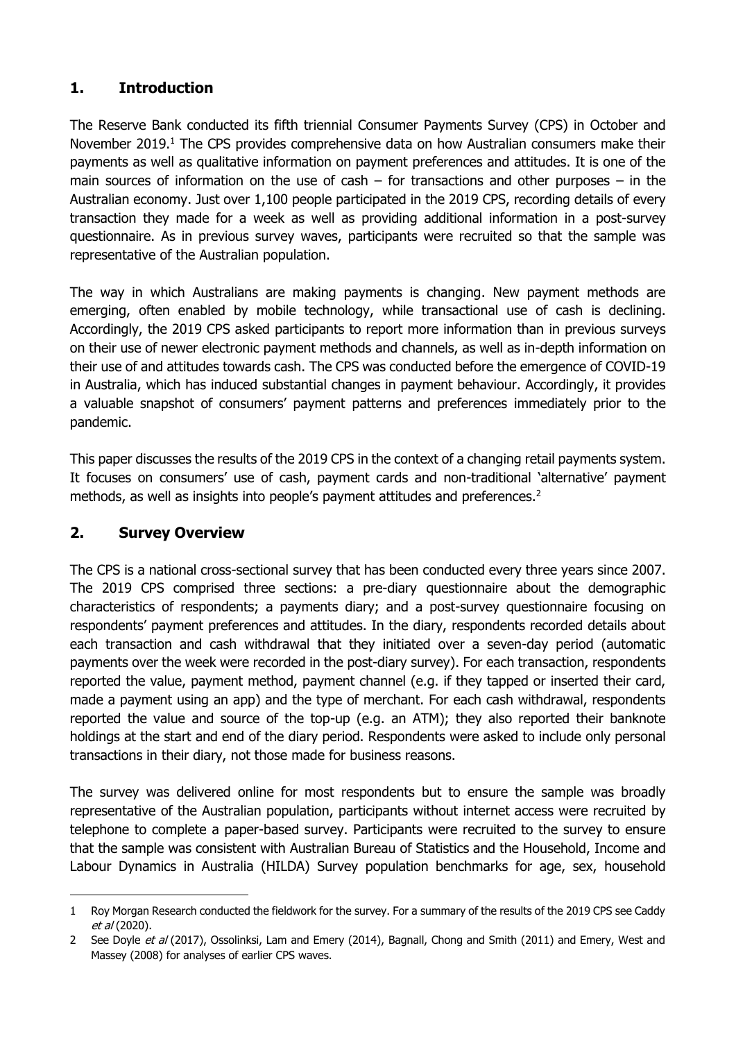## 1. Introduction

The Reserve Bank conducted its fifth triennial Consumer Payments Survey (CPS) in October and November 2019.[1] The CPS provides comprehensive data on how Australian consumers make their payments as well as qualitative information on payment preferences and attitudes. It is one of the main sources of information on the use of cash – for transactions and other purposes – in the Australian economy. Just over 1,100 people participated in the 2019 CPS, recording details of every transaction they made for a week as well as providing additional information in a post-survey questionnaire. As in previous survey waves, participants were recruited so that the sample was representative of the Australian population.

The way in which Australians are making payments is changing. New payment methods are emerging, often enabled by mobile technology, while transactional use of cash is declining. Accordingly, the 2019 CPS asked participants to report more information than in previous surveys on their use of newer electronic payment methods and channels, as well as in-depth information on their use of and attitudes towards cash. The CPS was conducted before the emergence of COVID-19 in Australia, which has induced substantial changes in payment behaviour. Accordingly, it provides a valuable snapshot of consumers' payment patterns and preferences immediately prior to the pandemic.

This paper discusses the results of the 2019 CPS in the context of a changing retail payments system. It focuses on consumers' use of cash, payment cards and non-traditional 'alternative' payment methods, as well as insights into people's payment attitudes and preferences.[2]

## 2. Survey Overview

The CPS is a national cross-sectional survey that has been conducted every three years since 2007. The 2019 CPS comprised three sections: a pre-diary questionnaire about the demographic characteristics of respondents; a payments diary; and a post-survey questionnaire focusing on respondents' payment preferences and attitudes. In the diary, respondents recorded details about each transaction and cash withdrawal that they initiated over a seven-day period (automatic payments over the week were recorded in the post-diary survey). For each transaction, respondents reported the value, payment method, payment channel (e.g. if they tapped or inserted their card, made a payment using an app) and the type of merchant. For each cash withdrawal, respondents reported the value and source of the top-up (e.g. an ATM); they also reported their banknote holdings at the start and end of the diary period. Respondents were asked to include only personal transactions in their diary, not those made for business reasons.

The survey was delivered online for most respondents but to ensure the sample was broadly representative of the Australian population, participants without internet access were recruited by telephone to complete a paper-based survey. Participants were recruited to the survey to ensure that the sample was consistent with Australian Bureau of Statistics and the Household, Income and Labour Dynamics in Australia (HILDA) Survey population benchmarks for age, sex, household

---

1 Roy Morgan Research conducted the fieldwork for the survey. For a summary of the results of the 2019 CPS see Caddy *et al* (2020).

2 See Doyle *et al* (2017), Ossolinksi, Lam and Emery (2014), Bagnall, Chong and Smith (2011) and Emery, West and Massey (2008) for analyses of earlier CPS waves.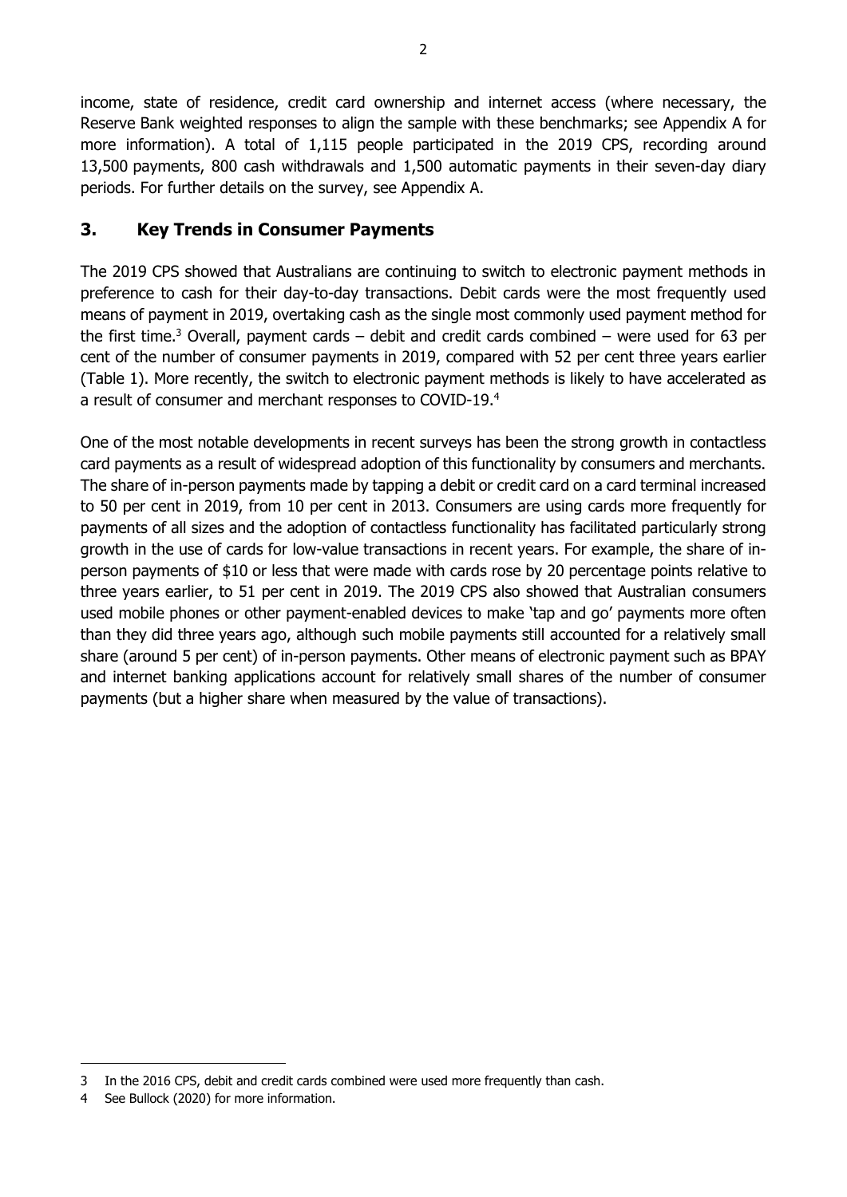income, state of residence, credit card ownership and internet access (where necessary, the Reserve Bank weighted responses to align the sample with these benchmarks; see Appendix A for more information). A total of 1,115 people participated in the 2019 CPS, recording around 13,500 payments, 800 cash withdrawals and 1,500 automatic payments in their seven-day diary periods. For further details on the survey, see Appendix A.

## 3. Key Trends in Consumer Payments

The 2019 CPS showed that Australians are continuing to switch to electronic payment methods in preference to cash for their day-to-day transactions. Debit cards were the most frequently used means of payment in 2019, overtaking cash as the single most commonly used payment method for the first time.[3] Overall, payment cards – debit and credit cards combined – were used for 63 per cent of the number of consumer payments in 2019, compared with 52 per cent three years earlier (Table 1). More recently, the switch to electronic payment methods is likely to have accelerated as a result of consumer and merchant responses to COVID-19.[4]

One of the most notable developments in recent surveys has been the strong growth in contactless card payments as a result of widespread adoption of this functionality by consumers and merchants. The share of in-person payments made by tapping a debit or credit card on a card terminal increased to 50 per cent in 2019, from 10 per cent in 2013. Consumers are using cards more frequently for payments of all sizes and the adoption of contactless functionality has facilitated particularly strong growth in the use of cards for low-value transactions in recent years. For example, the share of in-person payments of $10 or less that were made with cards rose by 20 percentage points relative to three years earlier, to 51 per cent in 2019. The 2019 CPS also showed that Australian consumers used mobile phones or other payment-enabled devices to make 'tap and go' payments more often than they did three years ago, although such mobile payments still accounted for a relatively small share (around 5 per cent) of in-person payments. Other means of electronic payment such as BPAY and internet banking applications account for relatively small shares of the number of consumer payments (but a higher share when measured by the value of transactions).

---

3 In the 2016 CPS, debit and credit cards combined were used more frequently than cash.

4 See Bullock (2020) for more information.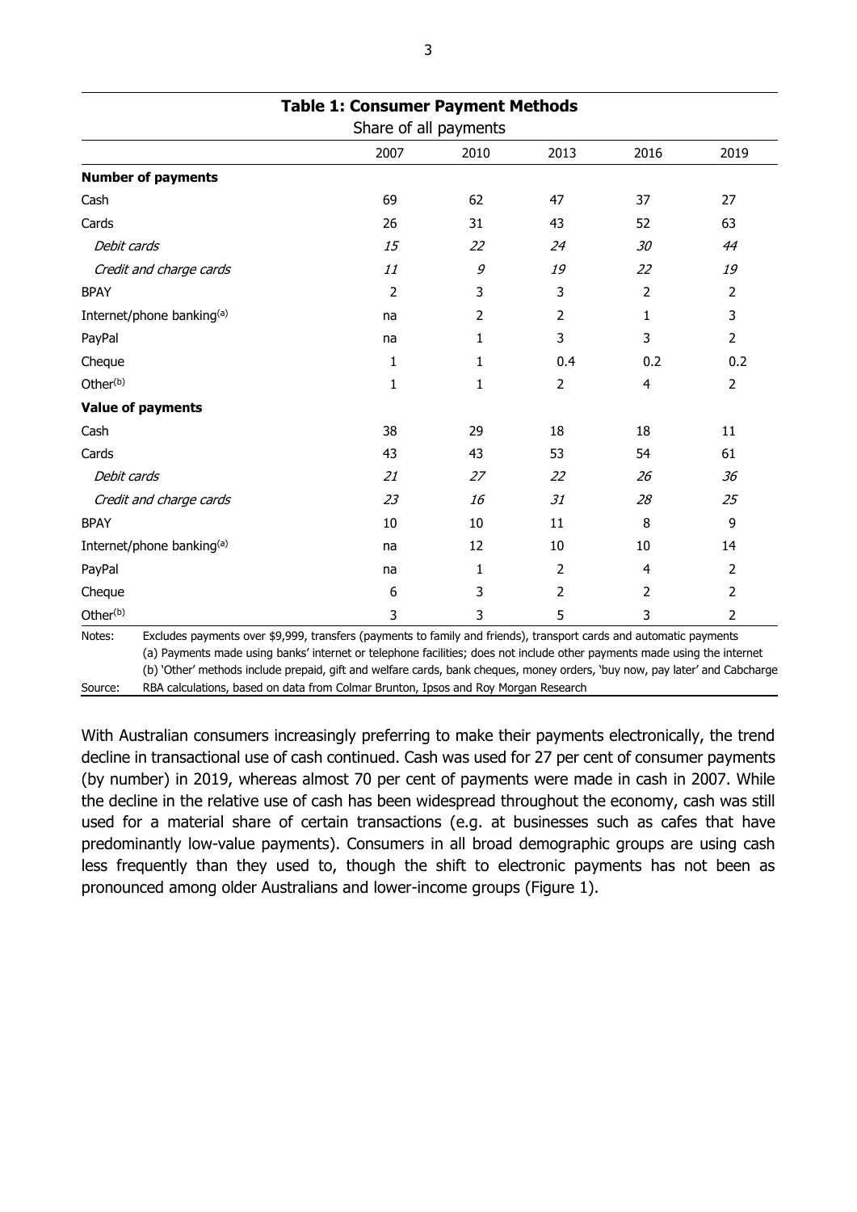**Table 1: Consumer Payment Methods**

Share of all payments

| | 2007 | 2010 | 2013 | 2016 | 2019 |
|---|---|---|---|---|---|
| **Number of payments** | | | | | |
| Cash | 69 | 62 | 47 | 37 | 27 |
| Cards | 26 | 31 | 43 | 52 | 63 |
| *Debit cards* | *15* | *22* | *24* | *30* | *44* |
| *Credit and charge cards* | *11* | *9* | *19* | *22* | *19* |
| BPAY | 2 | 3 | 3 | 2 | 2 |
| Internet/phone banking[(a)] | na | 2 | 2 | 1 | 3 |
| PayPal | na | 1 | 3 | 3 | 2 |
| Cheque | 1 | 1 | 0.4 | 0.2 | 0.2 |
| Other[(b)] | 1 | 1 | 2 | 4 | 2 |
| **Value of payments** | | | | | |
| Cash | 38 | 29 | 18 | 18 | 11 |
| Cards | 43 | 43 | 53 | 54 | 61 |
| *Debit cards* | *21* | *27* | *22* | *26* | *36* |
| *Credit and charge cards* | *23* | *16* | *31* | *28* | *25* |
| BPAY | 10 | 10 | 11 | 8 | 9 |
| Internet/phone banking[(a)] | na | 12 | 10 | 10 | 14 |
| PayPal | na | 1 | 2 | 4 | 2 |
| Cheque | 6 | 3 | 2 | 2 | 2 |
| Other[(b)] | 3 | 3 | 5 | 3 | 2 |

Notes: Excludes payments over $9,999, transfers (payments to family and friends), transport cards and automatic payments
(a) Payments made using banks' internet or telephone facilities; does not include other payments made using the internet
(b) 'Other' methods include prepaid, gift and welfare cards, bank cheques, money orders, 'buy now, pay later' and Cabcharge

Source: RBA calculations, based on data from Colmar Brunton, Ipsos and Roy Morgan Research

With Australian consumers increasingly preferring to make their payments electronically, the trend decline in transactional use of cash continued. Cash was used for 27 per cent of consumer payments (by number) in 2019, whereas almost 70 per cent of payments were made in cash in 2007. While the decline in the relative use of cash has been widespread throughout the economy, cash was still used for a material share of certain transactions (e.g. at businesses such as cafes that have predominantly low-value payments). Consumers in all broad demographic groups are using cash less frequently than they used to, though the shift to electronic payments has not been as pronounced among older Australians and lower-income groups (Figure 1).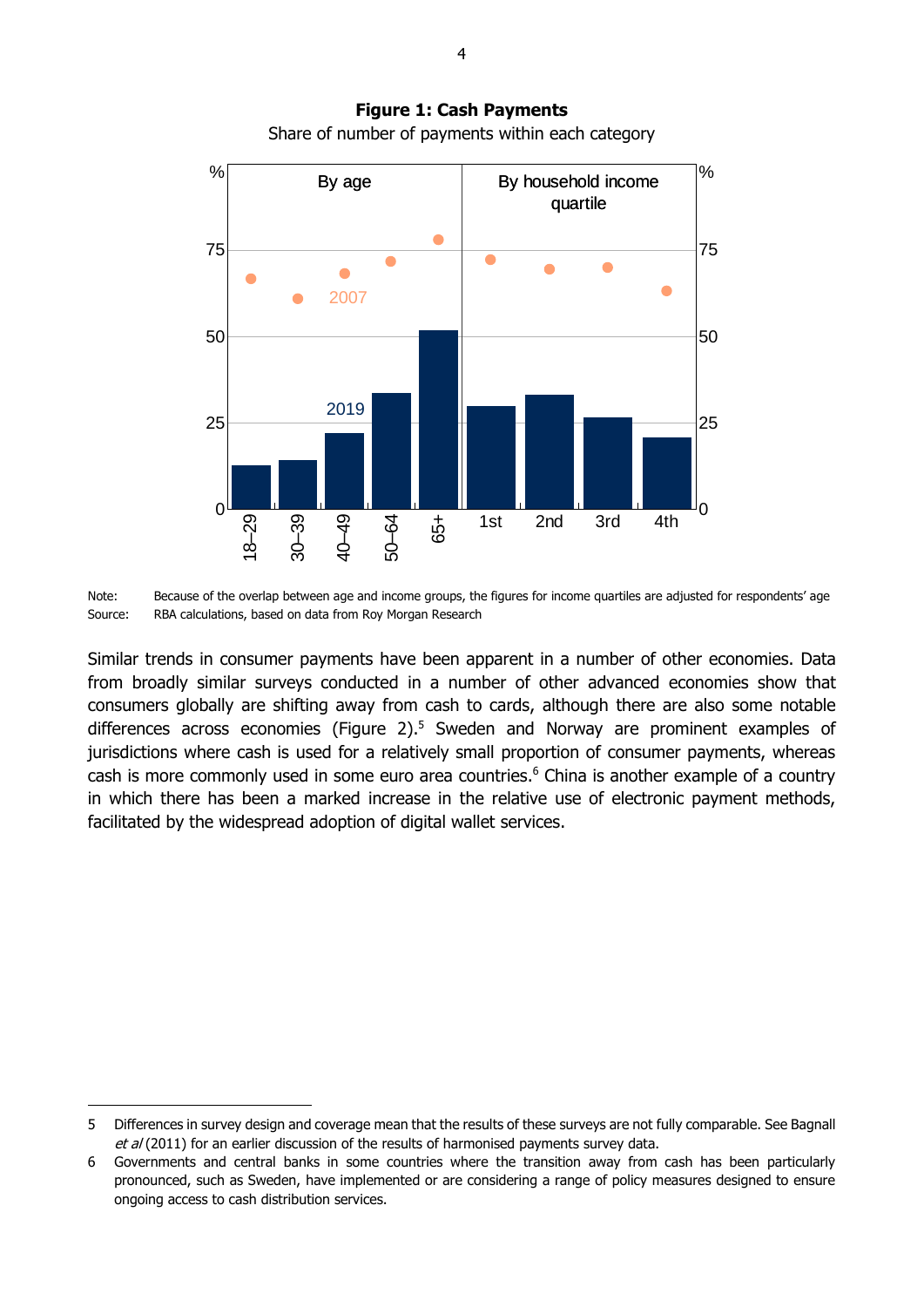**Figure 1: Cash Payments**

Share of number of payments within each category

Note: Because of the overlap between age and income groups, the figures for income quartiles are adjusted for respondents' age

Source: RBA calculations, based on data from Roy Morgan Research

Similar trends in consumer payments have been apparent in a number of other economies. Data from broadly similar surveys conducted in a number of other advanced economies show that consumers globally are shifting away from cash to cards, although there are also some notable differences across economies (Figure 2).[5] Sweden and Norway are prominent examples of jurisdictions where cash is used for a relatively small proportion of consumer payments, whereas cash is more commonly used in some euro area countries.[6] China is another example of a country in which there has been a marked increase in the relative use of electronic payment methods, facilitated by the widespread adoption of digital wallet services.

---

5 Differences in survey design and coverage mean that the results of these surveys are not fully comparable. See Bagnall *et al* (2011) for an earlier discussion of the results of harmonised payments survey data.

6 Governments and central banks in some countries where the transition away from cash has been particularly pronounced, such as Sweden, have implemented or are considering a range of policy measures designed to ensure ongoing access to cash distribution services.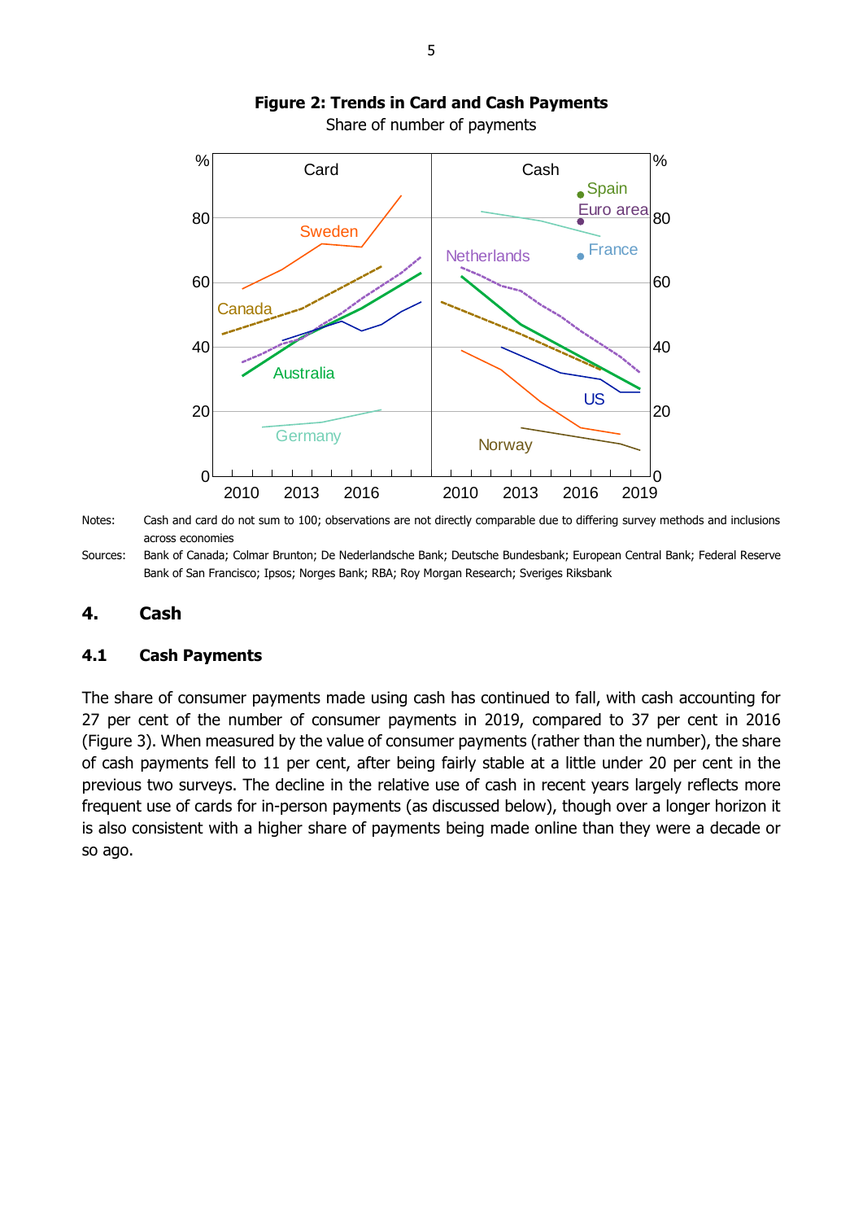**Figure 2: Trends in Card and Cash Payments**

Share of number of payments

Notes: Cash and card do not sum to 100; observations are not directly comparable due to differing survey methods and inclusions across economies

Sources: Bank of Canada; Colmar Brunton; De Nederlandsche Bank; Deutsche Bundesbank; European Central Bank; Federal Reserve Bank of San Francisco; Ipsos; Norges Bank; RBA; Roy Morgan Research; Sveriges Riksbank

## 4. Cash

### 4.1 Cash Payments

The share of consumer payments made using cash has continued to fall, with cash accounting for 27 per cent of the number of consumer payments in 2019, compared to 37 per cent in 2016 (Figure 3). When measured by the value of consumer payments (rather than the number), the share of cash payments fell to 11 per cent, after being fairly stable at a little under 20 per cent in the previous two surveys. The decline in the relative use of cash in recent years largely reflects more frequent use of cards for in-person payments (as discussed below), though over a longer horizon it is also consistent with a higher share of payments being made online than they were a decade or so ago.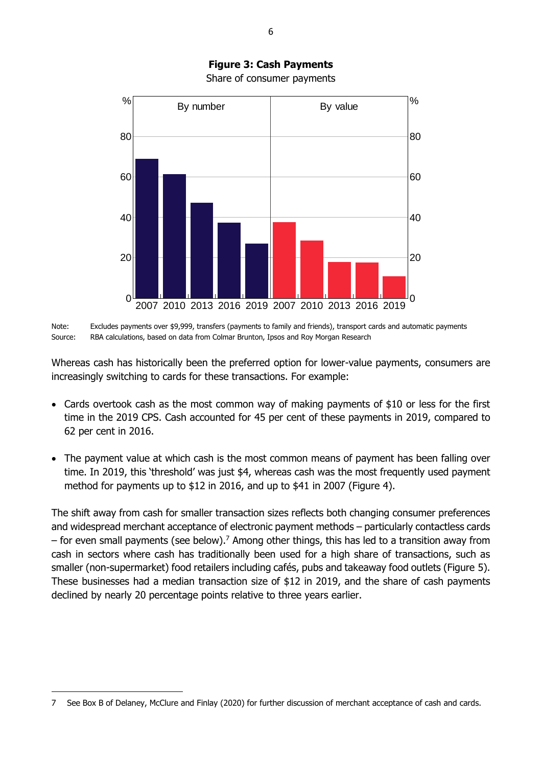**Figure 3: Cash Payments**

Share of consumer payments

Note: Excludes payments over $9,999, transfers (payments to family and friends), transport cards and automatic payments

Source: RBA calculations, based on data from Colmar Brunton, Ipsos and Roy Morgan Research

Whereas cash has historically been the preferred option for lower-value payments, consumers are increasingly switching to cards for these transactions. For example:

- Cards overtook cash as the most common way of making payments of $10 or less for the first time in the 2019 CPS. Cash accounted for 45 per cent of these payments in 2019, compared to 62 per cent in 2016.
- The payment value at which cash is the most common means of payment has been falling over time. In 2019, this 'threshold' was just $4, whereas cash was the most frequently used payment method for payments up to $12 in 2016, and up to $41 in 2007 (Figure 4).

The shift away from cash for smaller transaction sizes reflects both changing consumer preferences and widespread merchant acceptance of electronic payment methods – particularly contactless cards – for even small payments (see below).[7] Among other things, this has led to a transition away from cash in sectors where cash has traditionally been used for a high share of transactions, such as smaller (non-supermarket) food retailers including cafés, pubs and takeaway food outlets (Figure 5). These businesses had a median transaction size of $12 in 2019, and the share of cash payments declined by nearly 20 percentage points relative to three years earlier.

7 See Box B of Delaney, McClure and Finlay (2020) for further discussion of merchant acceptance of cash and cards.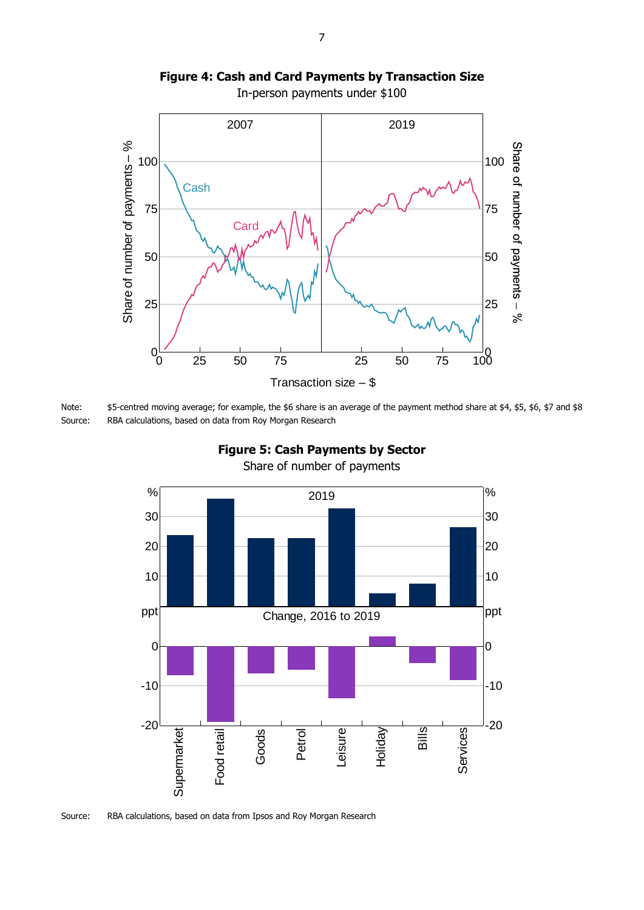**Figure 4: Cash and Card Payments by Transaction Size**

In-person payments under $100

Note: $5-centred moving average; for example, the $6 share is an average of the payment method share at $4, $5, $6, $7 and $8

Source: RBA calculations, based on data from Roy Morgan Research

**Figure 5: Cash Payments by Sector**

Share of number of payments

Source: RBA calculations, based on data from Ipsos and Roy Morgan Research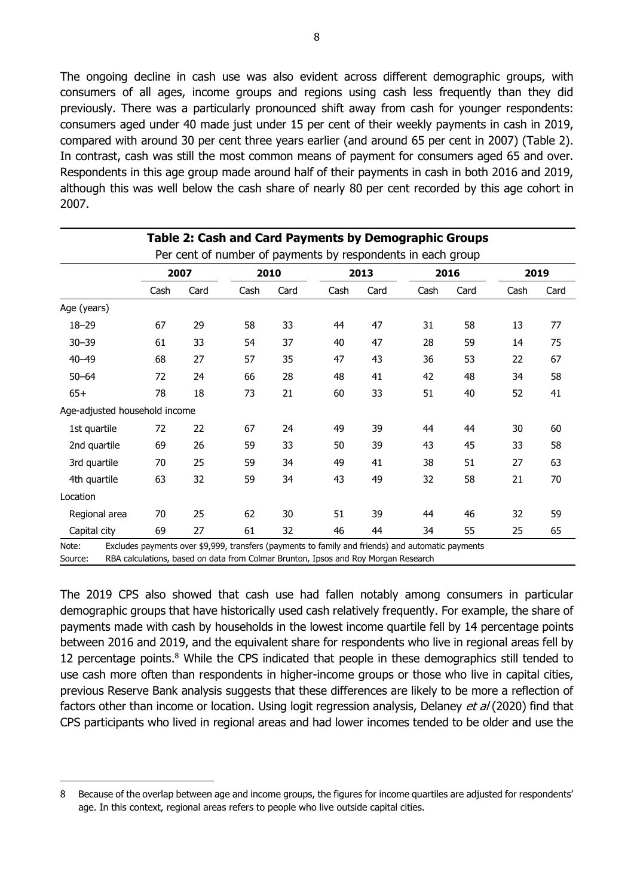The ongoing decline in cash use was also evident across different demographic groups, with consumers of all ages, income groups and regions using cash less frequently than they did previously. There was a particularly pronounced shift away from cash for younger respondents: consumers aged under 40 made just under 15 per cent of their weekly payments in cash in 2019, compared with around 30 per cent three years earlier (and around 65 per cent in 2007) (Table 2). In contrast, cash was still the most common means of payment for consumers aged 65 and over. Respondents in this age group made around half of their payments in cash in both 2016 and 2019, although this was well below the cash share of nearly 80 per cent recorded by this age cohort in 2007.

**Table 2: Cash and Card Payments by Demographic Groups**

Per cent of number of payments by respondents in each group

| | 2007 | | 2010 | | 2013 | | 2016 | | 2019 | |
|---|---|---|---|---|---|---|---|---|---|---|
| | Cash | Card | Cash | Card | Cash | Card | Cash | Card | Cash | Card |
| Age (years) | | | | | | | | | | |
| 18–29 | 67 | 29 | 58 | 33 | 44 | 47 | 31 | 58 | 13 | 77 |
| 30–39 | 61 | 33 | 54 | 37 | 40 | 47 | 28 | 59 | 14 | 75 |
| 40–49 | 68 | 27 | 57 | 35 | 47 | 43 | 36 | 53 | 22 | 67 |
| 50–64 | 72 | 24 | 66 | 28 | 48 | 41 | 42 | 48 | 34 | 58 |
| 65+ | 78 | 18 | 73 | 21 | 60 | 33 | 51 | 40 | 52 | 41 |
| Age-adjusted household income | | | | | | | | | | |
| 1st quartile | 72 | 22 | 67 | 24 | 49 | 39 | 44 | 44 | 30 | 60 |
| 2nd quartile | 69 | 26 | 59 | 33 | 50 | 39 | 43 | 45 | 33 | 58 |
| 3rd quartile | 70 | 25 | 59 | 34 | 49 | 41 | 38 | 51 | 27 | 63 |
| 4th quartile | 63 | 32 | 59 | 34 | 43 | 49 | 32 | 58 | 21 | 70 |
| Location | | | | | | | | | | |
| Regional area | 70 | 25 | 62 | 30 | 51 | 39 | 44 | 46 | 32 | 59 |
| Capital city | 69 | 27 | 61 | 32 | 46 | 44 | 34 | 55 | 25 | 65 |

Note: Excludes payments over $9,999, transfers (payments to family and friends) and automatic payments

Source: RBA calculations, based on data from Colmar Brunton, Ipsos and Roy Morgan Research

The 2019 CPS also showed that cash use had fallen notably among consumers in particular demographic groups that have historically used cash relatively frequently. For example, the share of payments made with cash by households in the lowest income quartile fell by 14 percentage points between 2016 and 2019, and the equivalent share for respondents who live in regional areas fell by 12 percentage points.[8] While the CPS indicated that people in these demographics still tended to use cash more often than respondents in higher-income groups or those who live in capital cities, previous Reserve Bank analysis suggests that these differences are likely to be more a reflection of factors other than income or location. Using logit regression analysis, Delaney *et al* (2020) find that CPS participants who lived in regional areas and had lower incomes tended to be older and use the

8 Because of the overlap between age and income groups, the figures for income quartiles are adjusted for respondents' age. In this context, regional areas refers to people who live outside capital cities.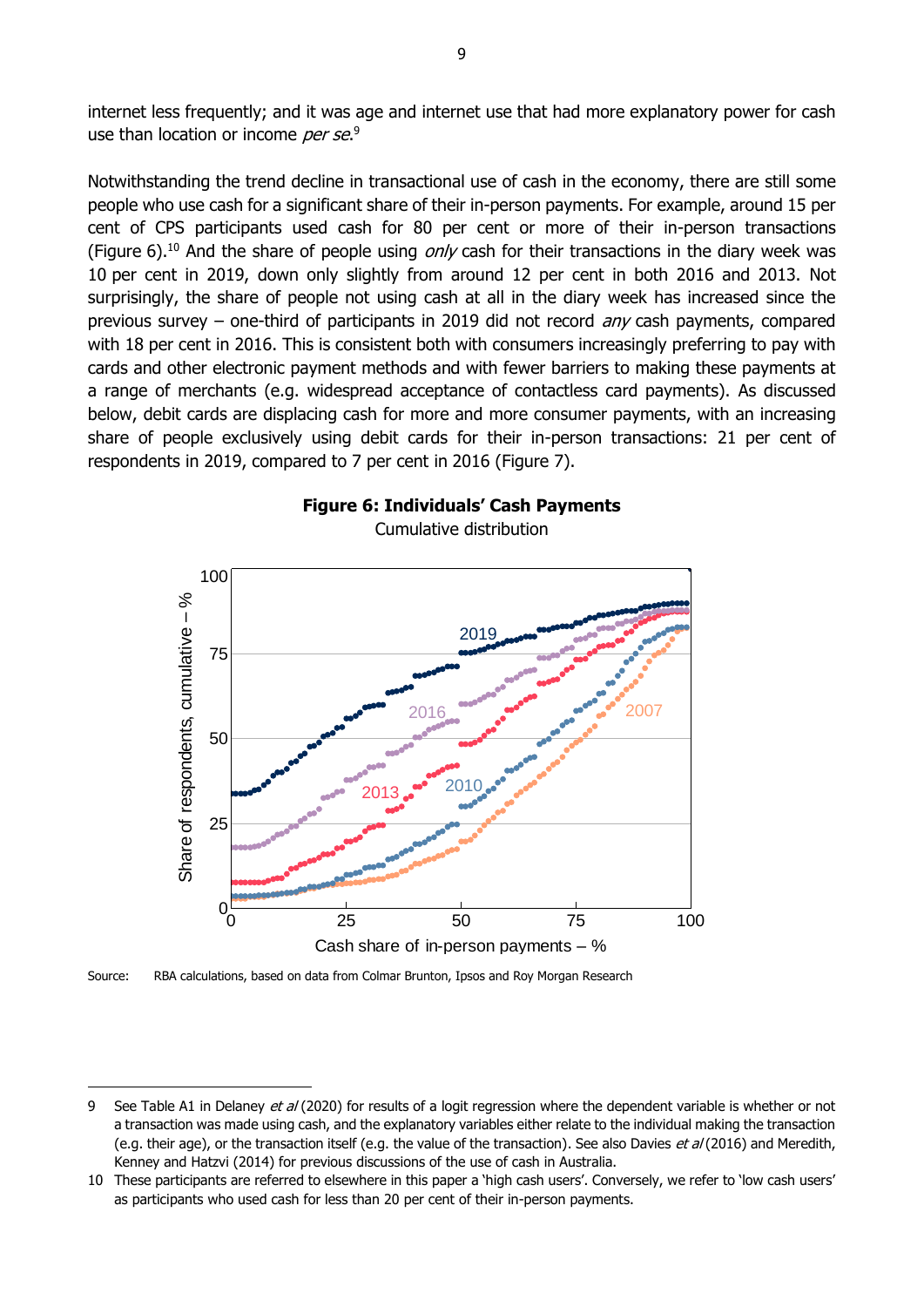internet less frequently; and it was age and internet use that had more explanatory power for cash use than location or income *per se*.[9]

Notwithstanding the trend decline in transactional use of cash in the economy, there are still some people who use cash for a significant share of their in-person payments. For example, around 15 per cent of CPS participants used cash for 80 per cent or more of their in-person transactions (Figure 6).[10] And the share of people using *only* cash for their transactions in the diary week was 10 per cent in 2019, down only slightly from around 12 per cent in both 2016 and 2013. Not surprisingly, the share of people not using cash at all in the diary week has increased since the previous survey – one-third of participants in 2019 did not record *any* cash payments, compared with 18 per cent in 2016. This is consistent both with consumers increasingly preferring to pay with cards and other electronic payment methods and with fewer barriers to making these payments at a range of merchants (e.g. widespread acceptance of contactless card payments). As discussed below, debit cards are displacing cash for more and more consumer payments, with an increasing share of people exclusively using debit cards for their in-person transactions: 21 per cent of respondents in 2019, compared to 7 per cent in 2016 (Figure 7).

**Figure 6: Individuals' Cash Payments**

Cumulative distribution

Source: RBA calculations, based on data from Colmar Brunton, Ipsos and Roy Morgan Research

---

9 See Table A1 in Delaney *et al* (2020) for results of a logit regression where the dependent variable is whether or not a transaction was made using cash, and the explanatory variables either relate to the individual making the transaction (e.g. their age), or the transaction itself (e.g. the value of the transaction). See also Davies *et al* (2016) and Meredith, Kenney and Hatzvi (2014) for previous discussions of the use of cash in Australia.

10 These participants are referred to elsewhere in this paper a 'high cash users'. Conversely, we refer to 'low cash users' as participants who used cash for less than 20 per cent of their in-person payments.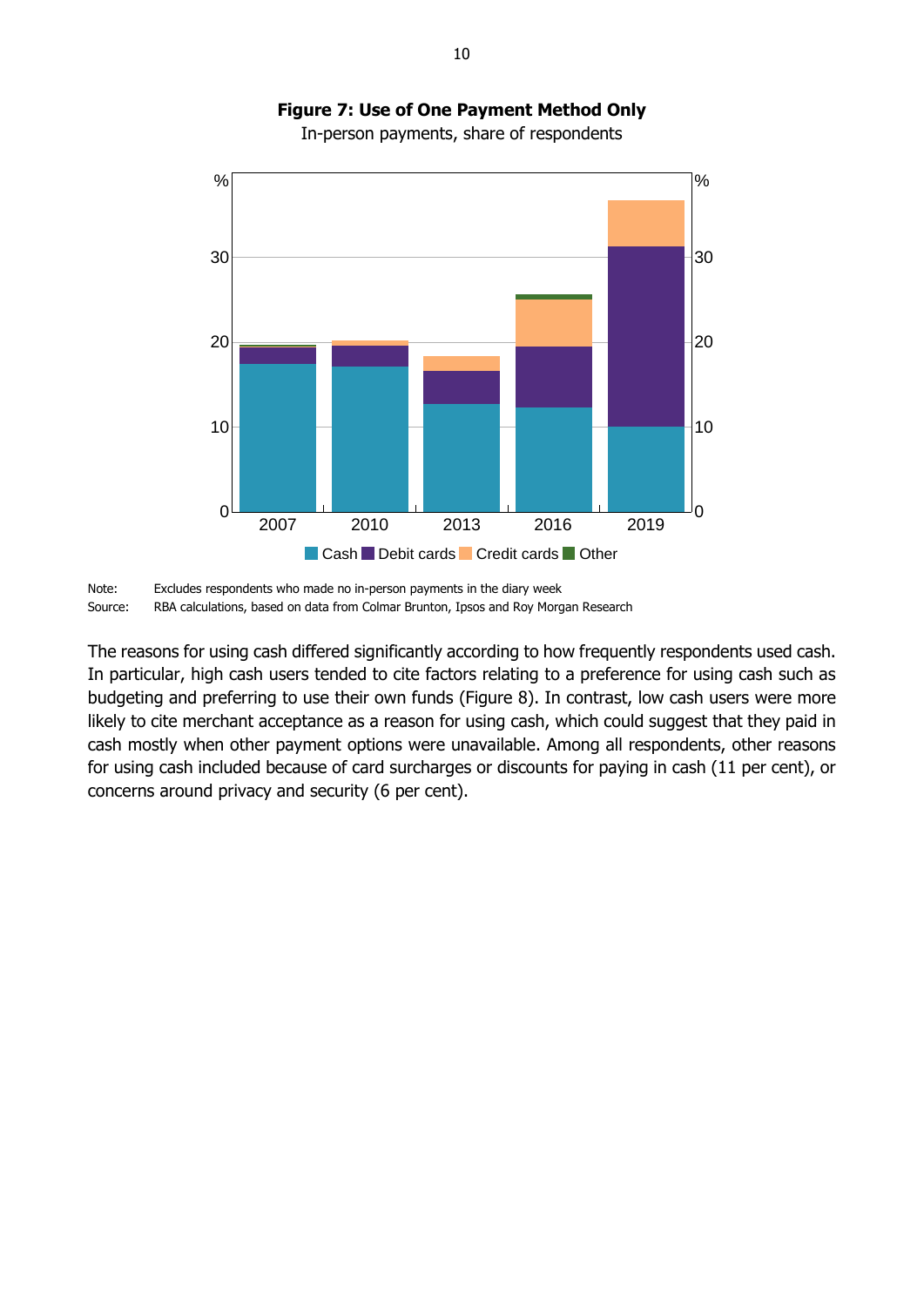**Figure 7: Use of One Payment Method Only**

In-person payments, share of respondents

Note: Excludes respondents who made no in-person payments in the diary week

Source: RBA calculations, based on data from Colmar Brunton, Ipsos and Roy Morgan Research

The reasons for using cash differed significantly according to how frequently respondents used cash. In particular, high cash users tended to cite factors relating to a preference for using cash such as budgeting and preferring to use their own funds (Figure 8). In contrast, low cash users were more likely to cite merchant acceptance as a reason for using cash, which could suggest that they paid in cash mostly when other payment options were unavailable. Among all respondents, other reasons for using cash included because of card surcharges or discounts for paying in cash (11 per cent), or concerns around privacy and security (6 per cent).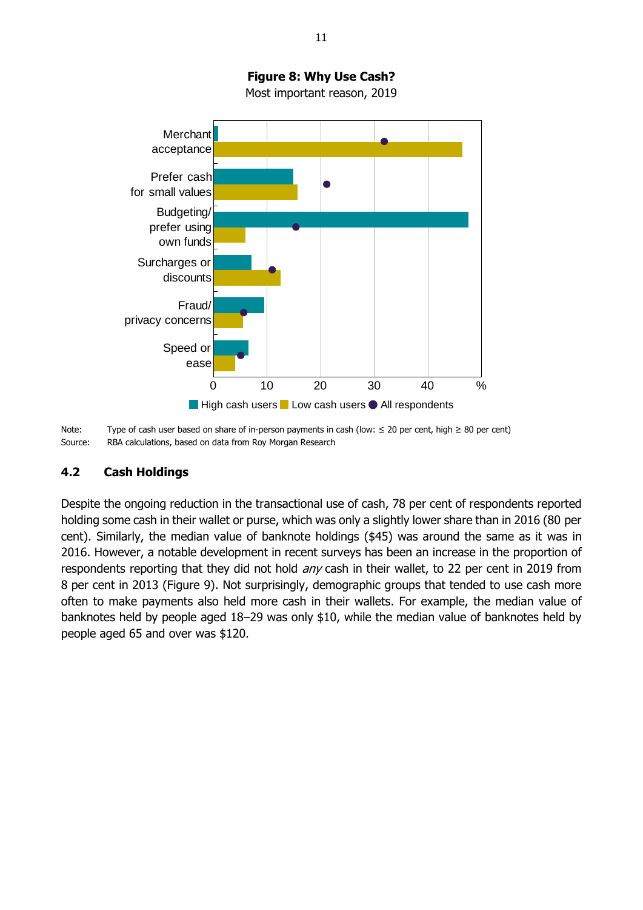**Figure 8: Why Use Cash?**

Most important reason, 2019

Note: Type of cash user based on share of in-person payments in cash (low: ≤ 20 per cent, high ≥ 80 per cent)

Source: RBA calculations, based on data from Roy Morgan Research

## 4.2 Cash Holdings

Despite the ongoing reduction in the transactional use of cash, 78 per cent of respondents reported holding some cash in their wallet or purse, which was only a slightly lower share than in 2016 (80 per cent). Similarly, the median value of banknote holdings ($45) was around the same as it was in 2016. However, a notable development in recent surveys has been an increase in the proportion of respondents reporting that they did not hold *any* cash in their wallet, to 22 per cent in 2019 from 8 per cent in 2013 (Figure 9). Not surprisingly, demographic groups that tended to use cash more often to make payments also held more cash in their wallets. For example, the median value of banknotes held by people aged 18–29 was only $10, while the median value of banknotes held by people aged 65 and over was $120.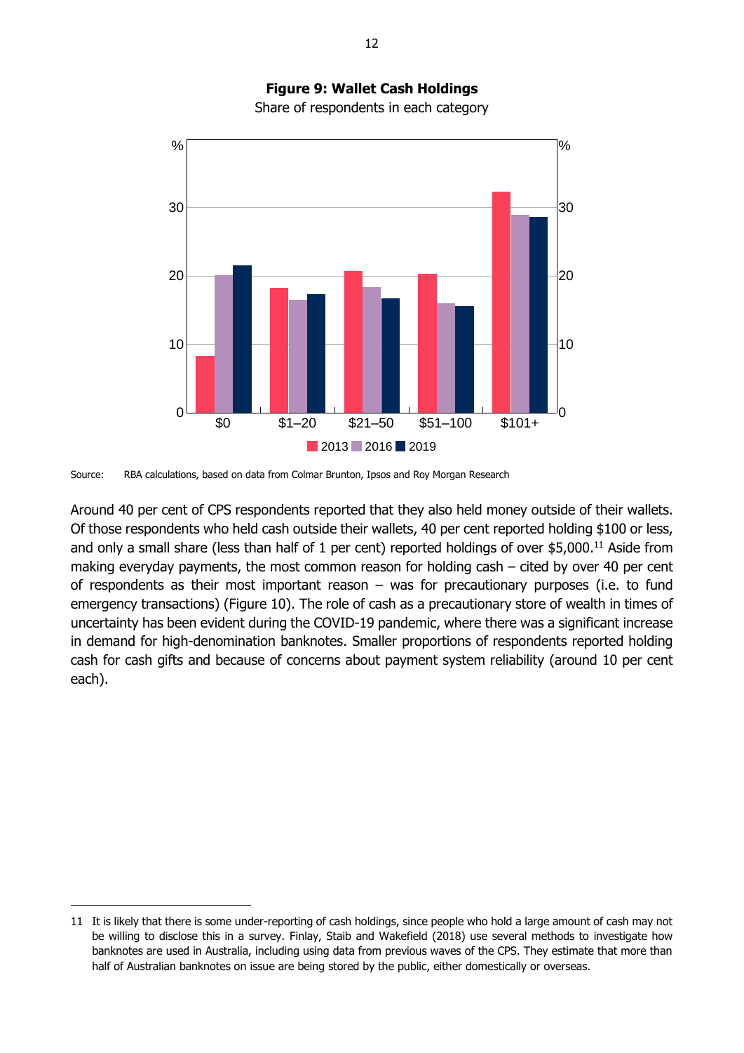**Figure 9: Wallet Cash Holdings**

Share of respondents in each category

Source: RBA calculations, based on data from Colmar Brunton, Ipsos and Roy Morgan Research

Around 40 per cent of CPS respondents reported that they also held money outside of their wallets. Of those respondents who held cash outside their wallets, 40 per cent reported holding $100 or less, and only a small share (less than half of 1 per cent) reported holdings of over $5,000.[11] Aside from making everyday payments, the most common reason for holding cash – cited by over 40 per cent of respondents as their most important reason – was for precautionary purposes (i.e. to fund emergency transactions) (Figure 10). The role of cash as a precautionary store of wealth in times of uncertainty has been evident during the COVID-19 pandemic, where there was a significant increase in demand for high-denomination banknotes. Smaller proportions of respondents reported holding cash for cash gifts and because of concerns about payment system reliability (around 10 per cent each).

---

11 It is likely that there is some under-reporting of cash holdings, since people who hold a large amount of cash may not be willing to disclose this in a survey. Finlay, Staib and Wakefield (2018) use several methods to investigate how banknotes are used in Australia, including using data from previous waves of the CPS. They estimate that more than half of Australian banknotes on issue are being stored by the public, either domestically or overseas.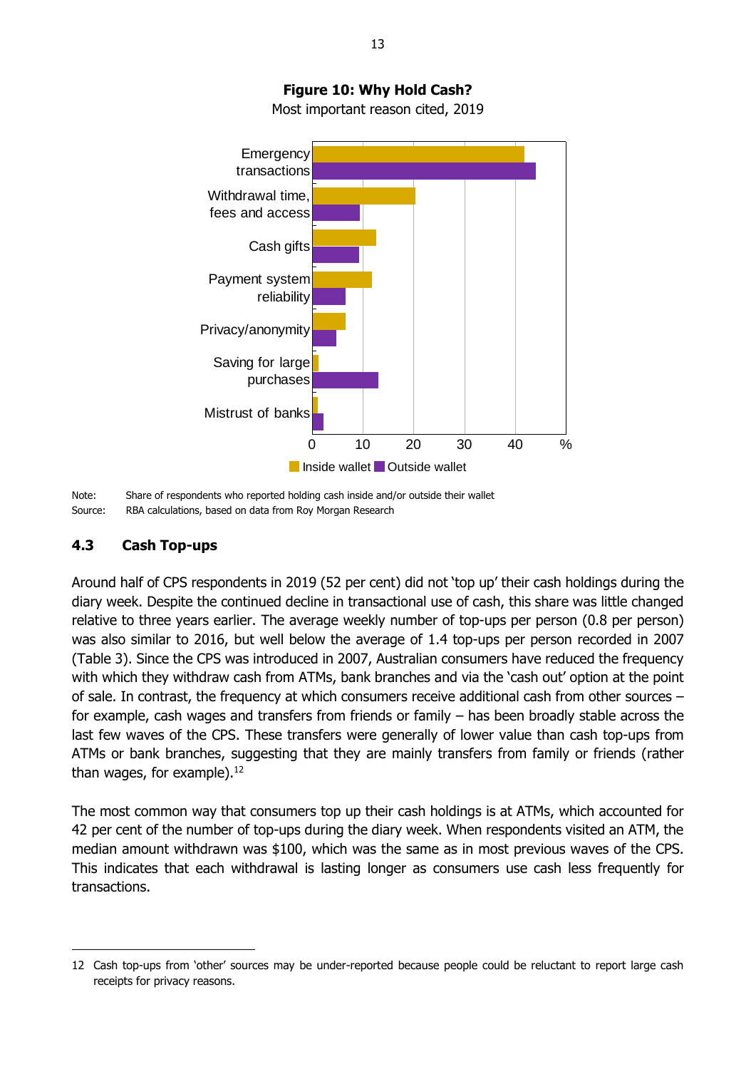**Figure 10: Why Hold Cash?**

Most important reason cited, 2019

Note: Share of respondents who reported holding cash inside and/or outside their wallet

Source: RBA calculations, based on data from Roy Morgan Research

### 4.3 Cash Top-ups

Around half of CPS respondents in 2019 (52 per cent) did not 'top up' their cash holdings during the diary week. Despite the continued decline in transactional use of cash, this share was little changed relative to three years earlier. The average weekly number of top-ups per person (0.8 per person) was also similar to 2016, but well below the average of 1.4 top-ups per person recorded in 2007 (Table 3). Since the CPS was introduced in 2007, Australian consumers have reduced the frequency with which they withdraw cash from ATMs, bank branches and via the 'cash out' option at the point of sale. In contrast, the frequency at which consumers receive additional cash from other sources – for example, cash wages and transfers from friends or family – has been broadly stable across the last few waves of the CPS. These transfers were generally of lower value than cash top-ups from ATMs or bank branches, suggesting that they are mainly transfers from family or friends (rather than wages, for example).[12]

The most common way that consumers top up their cash holdings is at ATMs, which accounted for 42 per cent of the number of top-ups during the diary week. When respondents visited an ATM, the median amount withdrawn was $100, which was the same as in most previous waves of the CPS. This indicates that each withdrawal is lasting longer as consumers use cash less frequently for transactions.

12 Cash top-ups from 'other' sources may be under-reported because people could be reluctant to report large cash receipts for privacy reasons.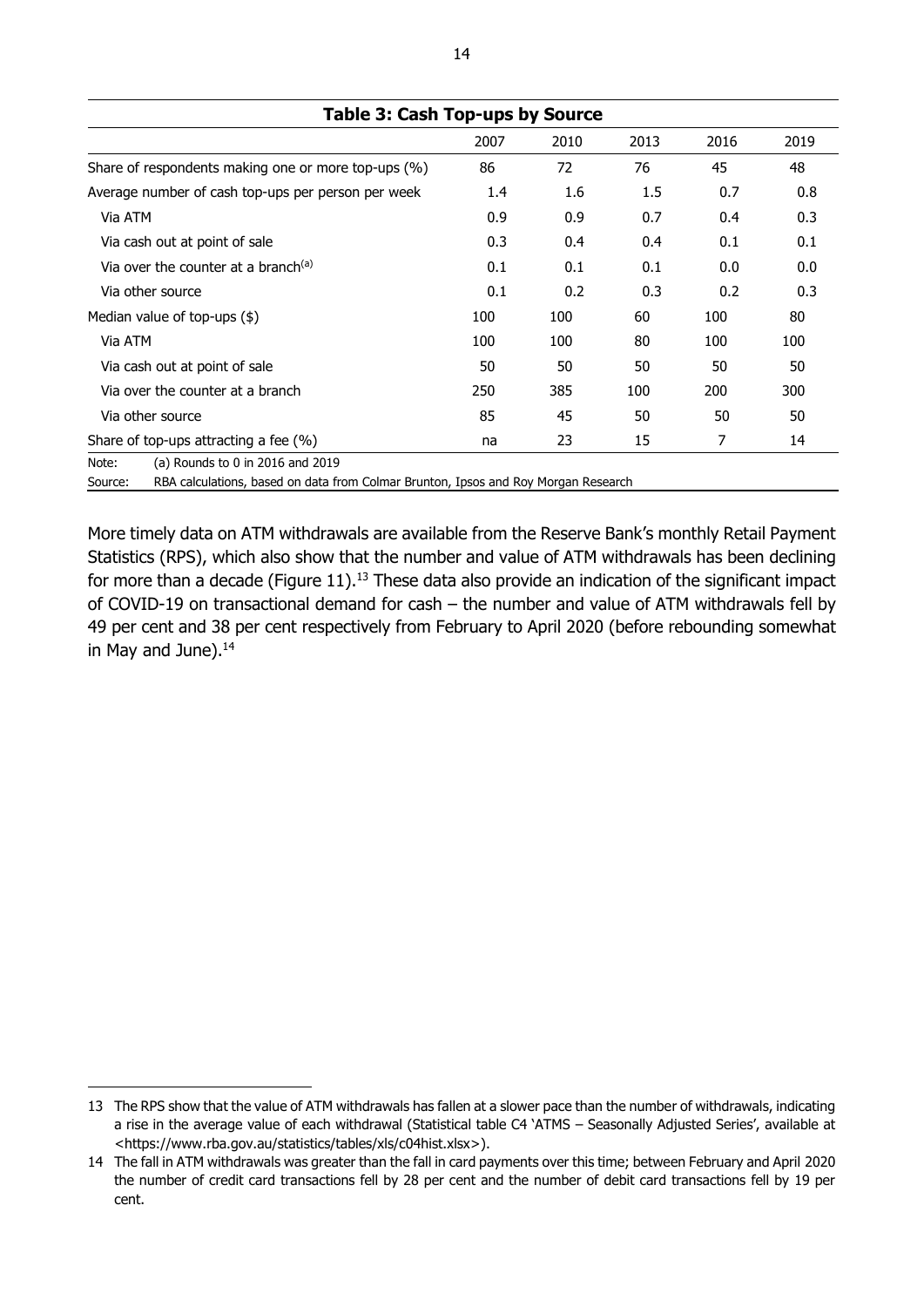**Table 3: Cash Top-ups by Source**

| | 2007 | 2010 | 2013 | 2016 | 2019 |
|---|---|---|---|---|---|
| Share of respondents making one or more top-ups (%) | 86 | 72 | 76 | 45 | 48 |
| Average number of cash top-ups per person per week | 1.4 | 1.6 | 1.5 | 0.7 | 0.8 |
| Via ATM | 0.9 | 0.9 | 0.7 | 0.4 | 0.3 |
| Via cash out at point of sale | 0.3 | 0.4 | 0.4 | 0.1 | 0.1 |
| Via over the counter at a branch[(a)] | 0.1 | 0.1 | 0.1 | 0.0 | 0.0 |
| Via other source | 0.1 | 0.2 | 0.3 | 0.2 | 0.3 |
| Median value of top-ups ($) | 100 | 100 | 60 | 100 | 80 |
| Via ATM | 100 | 100 | 80 | 100 | 100 |
| Via cash out at point of sale | 50 | 50 | 50 | 50 | 50 |
| Via over the counter at a branch | 250 | 385 | 100 | 200 | 300 |
| Via other source | 85 | 45 | 50 | 50 | 50 |
| Share of top-ups attracting a fee (%) | na | 23 | 15 | 7 | 14 |

Note: (a) Rounds to 0 in 2016 and 2019

Source: RBA calculations, based on data from Colmar Brunton, Ipsos and Roy Morgan Research

More timely data on ATM withdrawals are available from the Reserve Bank's monthly Retail Payment Statistics (RPS), which also show that the number and value of ATM withdrawals has been declining for more than a decade (Figure 11).[13] These data also provide an indication of the significant impact of COVID-19 on transactional demand for cash – the number and value of ATM withdrawals fell by 49 per cent and 38 per cent respectively from February to April 2020 (before rebounding somewhat in May and June).[14]

---

13 The RPS show that the value of ATM withdrawals has fallen at a slower pace than the number of withdrawals, indicating a rise in the average value of each withdrawal (Statistical table C4 'ATMS – Seasonally Adjusted Series', available at <https://www.rba.gov.au/statistics/tables/xls/c04hist.xlsx>).

14 The fall in ATM withdrawals was greater than the fall in card payments over this time; between February and April 2020 the number of credit card transactions fell by 28 per cent and the number of debit card transactions fell by 19 per cent.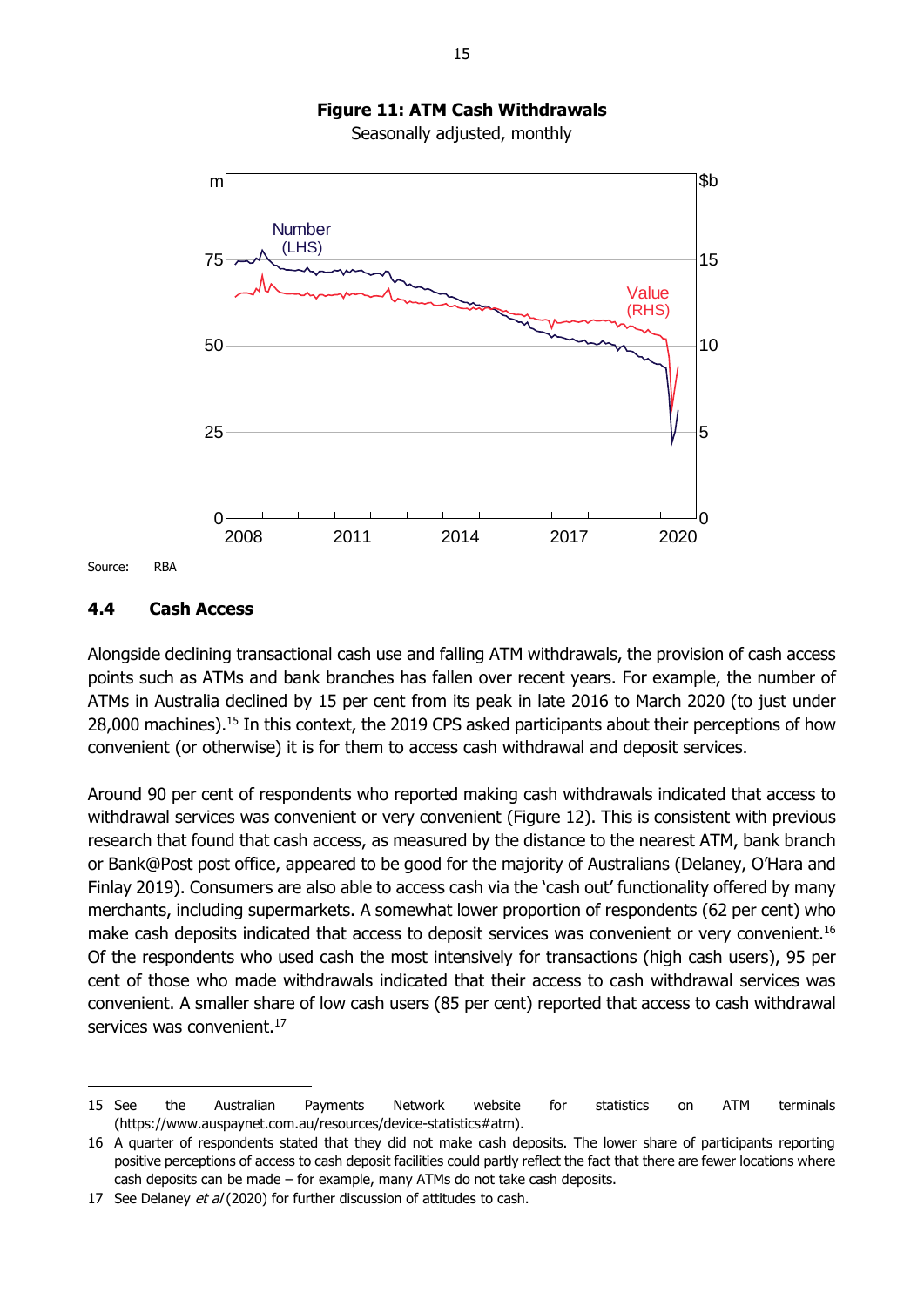**Figure 11: ATM Cash Withdrawals**

Seasonally adjusted, monthly

Source: RBA

### 4.4 Cash Access

Alongside declining transactional cash use and falling ATM withdrawals, the provision of cash access points such as ATMs and bank branches has fallen over recent years. For example, the number of ATMs in Australia declined by 15 per cent from its peak in late 2016 to March 2020 (to just under 28,000 machines).[15] In this context, the 2019 CPS asked participants about their perceptions of how convenient (or otherwise) it is for them to access cash withdrawal and deposit services.

Around 90 per cent of respondents who reported making cash withdrawals indicated that access to withdrawal services was convenient or very convenient (Figure 12). This is consistent with previous research that found that cash access, as measured by the distance to the nearest ATM, bank branch or Bank@Post post office, appeared to be good for the majority of Australians (Delaney, O'Hara and Finlay 2019). Consumers are also able to access cash via the 'cash out' functionality offered by many merchants, including supermarkets. A somewhat lower proportion of respondents (62 per cent) who make cash deposits indicated that access to deposit services was convenient or very convenient.[16] Of the respondents who used cash the most intensively for transactions (high cash users), 95 per cent of those who made withdrawals indicated that their access to cash withdrawal services was convenient. A smaller share of low cash users (85 per cent) reported that access to cash withdrawal services was convenient.[17]

---

15 See the Australian Payments Network website for statistics on ATM terminals (https://www.auspaynet.com.au/resources/device-statistics#atm).

16 A quarter of respondents stated that they did not make cash deposits. The lower share of participants reporting positive perceptions of access to cash deposit facilities could partly reflect the fact that there are fewer locations where cash deposits can be made – for example, many ATMs do not take cash deposits.

17 See Delaney *et al* (2020) for further discussion of attitudes to cash.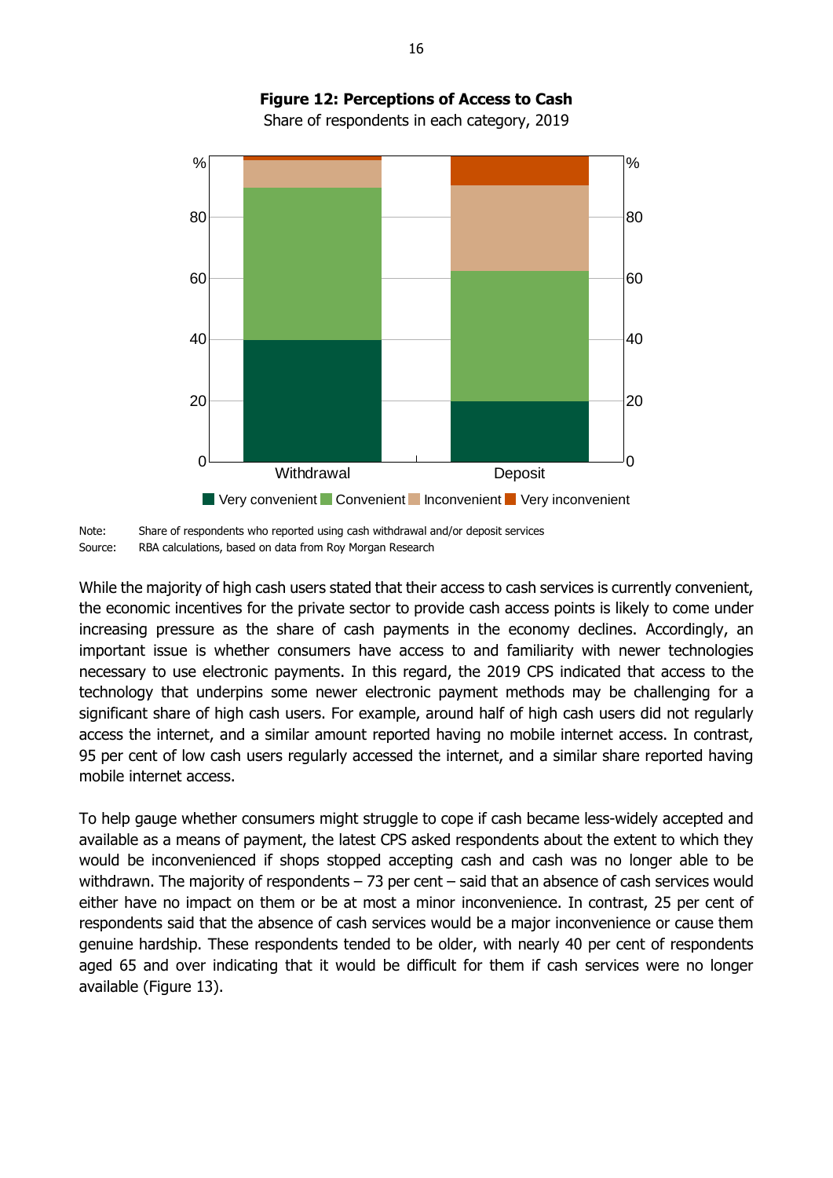**Figure 12: Perceptions of Access to Cash**

Share of respondents in each category, 2019

Note: Share of respondents who reported using cash withdrawal and/or deposit services

Source: RBA calculations, based on data from Roy Morgan Research

While the majority of high cash users stated that their access to cash services is currently convenient, the economic incentives for the private sector to provide cash access points is likely to come under increasing pressure as the share of cash payments in the economy declines. Accordingly, an important issue is whether consumers have access to and familiarity with newer technologies necessary to use electronic payments. In this regard, the 2019 CPS indicated that access to the technology that underpins some newer electronic payment methods may be challenging for a significant share of high cash users. For example, around half of high cash users did not regularly access the internet, and a similar amount reported having no mobile internet access. In contrast, 95 per cent of low cash users regularly accessed the internet, and a similar share reported having mobile internet access.

To help gauge whether consumers might struggle to cope if cash became less-widely accepted and available as a means of payment, the latest CPS asked respondents about the extent to which they would be inconvenienced if shops stopped accepting cash and cash was no longer able to be withdrawn. The majority of respondents – 73 per cent – said that an absence of cash services would either have no impact on them or be at most a minor inconvenience. In contrast, 25 per cent of respondents said that the absence of cash services would be a major inconvenience or cause them genuine hardship. These respondents tended to be older, with nearly 40 per cent of respondents aged 65 and over indicating that it would be difficult for them if cash services were no longer available (Figure 13).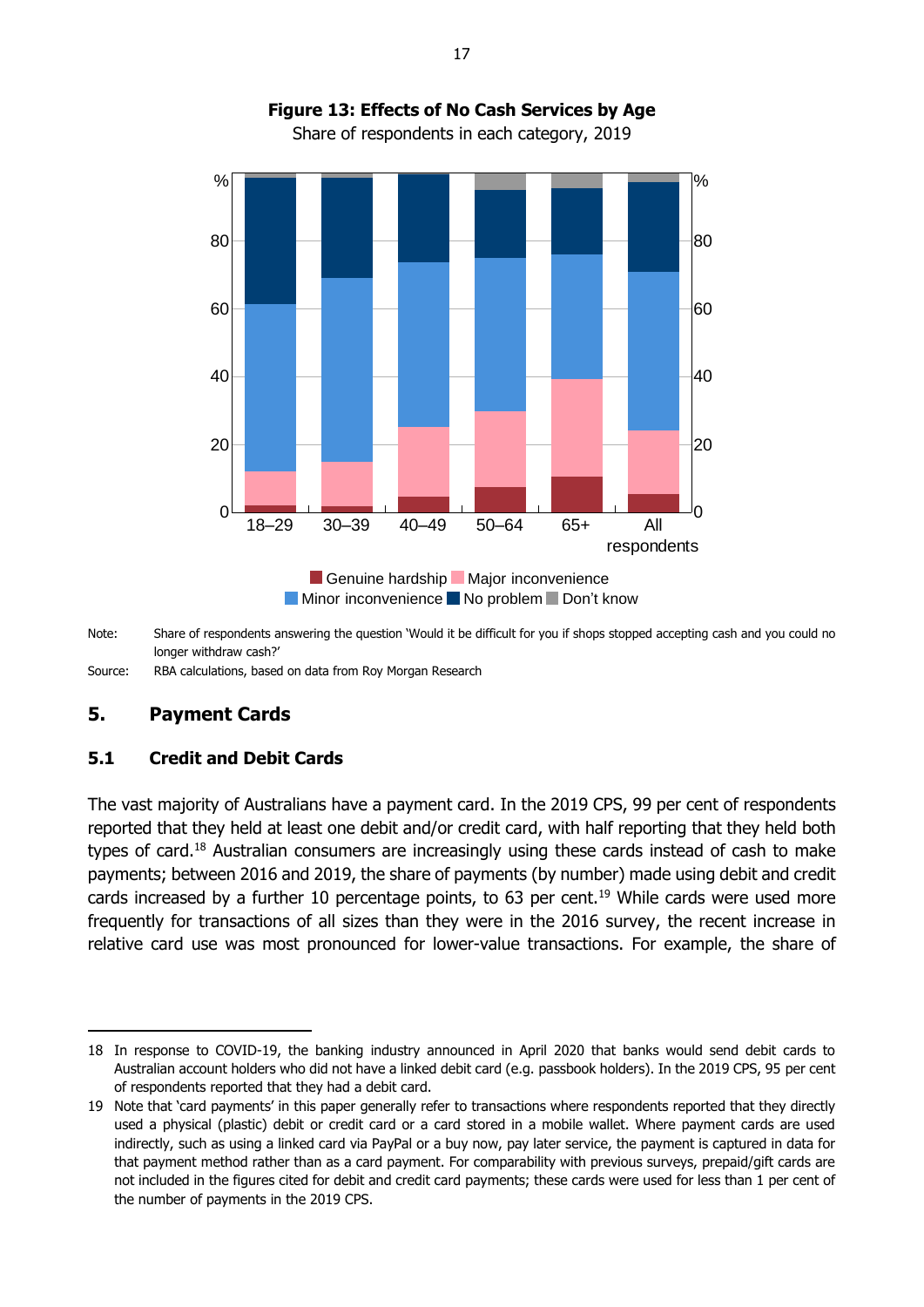**Figure 13: Effects of No Cash Services by Age**

Share of respondents in each category, 2019

Note: Share of respondents answering the question 'Would it be difficult for you if shops stopped accepting cash and you could no longer withdraw cash?'

Source: RBA calculations, based on data from Roy Morgan Research

## 5. Payment Cards

### 5.1 Credit and Debit Cards

The vast majority of Australians have a payment card. In the 2019 CPS, 99 per cent of respondents reported that they held at least one debit and/or credit card, with half reporting that they held both types of card.[18] Australian consumers are increasingly using these cards instead of cash to make payments; between 2016 and 2019, the share of payments (by number) made using debit and credit cards increased by a further 10 percentage points, to 63 per cent.[19] While cards were used more frequently for transactions of all sizes than they were in the 2016 survey, the recent increase in relative card use was most pronounced for lower-value transactions. For example, the share of

---

18 In response to COVID-19, the banking industry announced in April 2020 that banks would send debit cards to Australian account holders who did not have a linked debit card (e.g. passbook holders). In the 2019 CPS, 95 per cent of respondents reported that they had a debit card.

19 Note that 'card payments' in this paper generally refer to transactions where respondents reported that they directly used a physical (plastic) debit or credit card or a card stored in a mobile wallet. Where payment cards are used indirectly, such as using a linked card via PayPal or a buy now, pay later service, the payment is captured in data for that payment method rather than as a card payment. For comparability with previous surveys, prepaid/gift cards are not included in the figures cited for debit and credit card payments; these cards were used for less than 1 per cent of the number of payments in the 2019 CPS.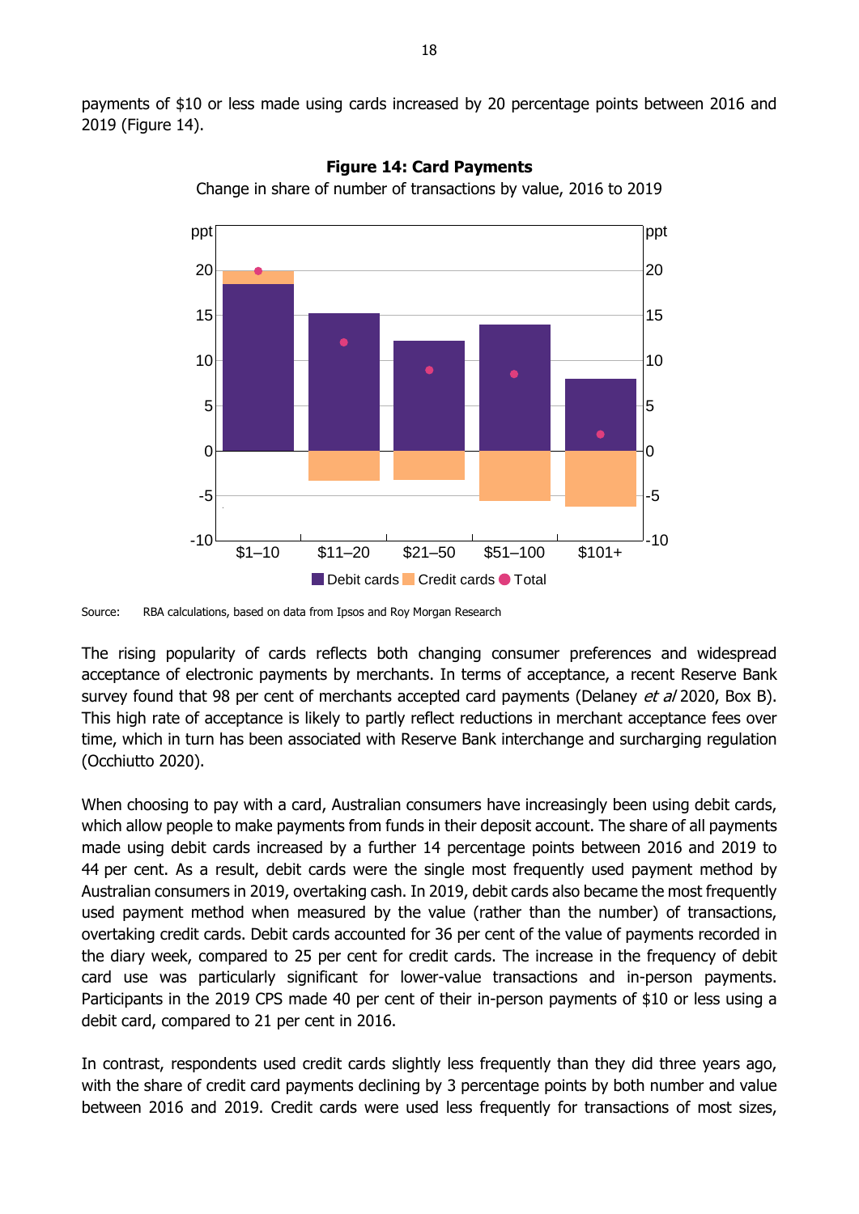payments of $10 or less made using cards increased by 20 percentage points between 2016 and 2019 (Figure 14).

**Figure 14: Card Payments**

Change in share of number of transactions by value, 2016 to 2019

Source: RBA calculations, based on data from Ipsos and Roy Morgan Research

The rising popularity of cards reflects both changing consumer preferences and widespread acceptance of electronic payments by merchants. In terms of acceptance, a recent Reserve Bank survey found that 98 per cent of merchants accepted card payments (Delaney *et al* 2020, Box B). This high rate of acceptance is likely to partly reflect reductions in merchant acceptance fees over time, which in turn has been associated with Reserve Bank interchange and surcharging regulation (Occhiutto 2020).

When choosing to pay with a card, Australian consumers have increasingly been using debit cards, which allow people to make payments from funds in their deposit account. The share of all payments made using debit cards increased by a further 14 percentage points between 2016 and 2019 to 44 per cent. As a result, debit cards were the single most frequently used payment method by Australian consumers in 2019, overtaking cash. In 2019, debit cards also became the most frequently used payment method when measured by the value (rather than the number) of transactions, overtaking credit cards. Debit cards accounted for 36 per cent of the value of payments recorded in the diary week, compared to 25 per cent for credit cards. The increase in the frequency of debit card use was particularly significant for lower-value transactions and in-person payments. Participants in the 2019 CPS made 40 per cent of their in-person payments of $10 or less using a debit card, compared to 21 per cent in 2016.

In contrast, respondents used credit cards slightly less frequently than they did three years ago, with the share of credit card payments declining by 3 percentage points by both number and value between 2016 and 2019. Credit cards were used less frequently for transactions of most sizes,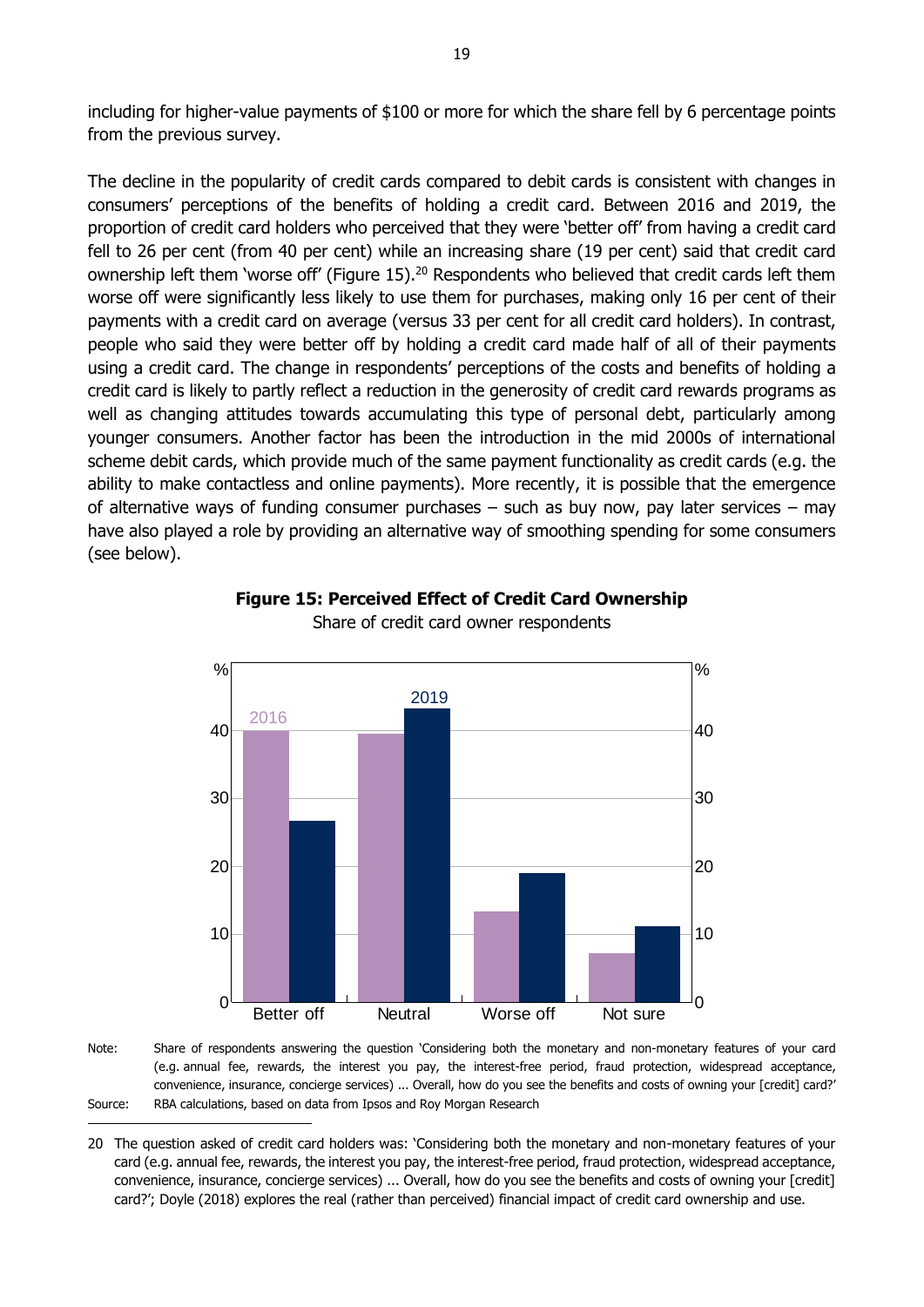including for higher-value payments of $100 or more for which the share fell by 6 percentage points from the previous survey.

The decline in the popularity of credit cards compared to debit cards is consistent with changes in consumers' perceptions of the benefits of holding a credit card. Between 2016 and 2019, the proportion of credit card holders who perceived that they were 'better off' from having a credit card fell to 26 per cent (from 40 per cent) while an increasing share (19 per cent) said that credit card ownership left them 'worse off' (Figure 15).[20] Respondents who believed that credit cards left them worse off were significantly less likely to use them for purchases, making only 16 per cent of their payments with a credit card on average (versus 33 per cent for all credit card holders). In contrast, people who said they were better off by holding a credit card made half of all of their payments using a credit card. The change in respondents' perceptions of the costs and benefits of holding a credit card is likely to partly reflect a reduction in the generosity of credit card rewards programs as well as changing attitudes towards accumulating this type of personal debt, particularly among younger consumers. Another factor has been the introduction in the mid 2000s of international scheme debit cards, which provide much of the same payment functionality as credit cards (e.g. the ability to make contactless and online payments). More recently, it is possible that the emergence of alternative ways of funding consumer purchases – such as buy now, pay later services – may have also played a role by providing an alternative way of smoothing spending for some consumers (see below).

**Figure 15: Perceived Effect of Credit Card Ownership**

Share of credit card owner respondents

Note: Share of respondents answering the question 'Considering both the monetary and non-monetary features of your card (e.g. annual fee, rewards, the interest you pay, the interest-free period, fraud protection, widespread acceptance, convenience, insurance, concierge services) ... Overall, how do you see the benefits and costs of owning your [credit] card?'

Source: RBA calculations, based on data from Ipsos and Roy Morgan Research

---

20 The question asked of credit card holders was: 'Considering both the monetary and non-monetary features of your card (e.g. annual fee, rewards, the interest you pay, the interest-free period, fraud protection, widespread acceptance, convenience, insurance, concierge services) ... Overall, how do you see the benefits and costs of owning your [credit] card?'; Doyle (2018) explores the real (rather than perceived) financial impact of credit card ownership and use.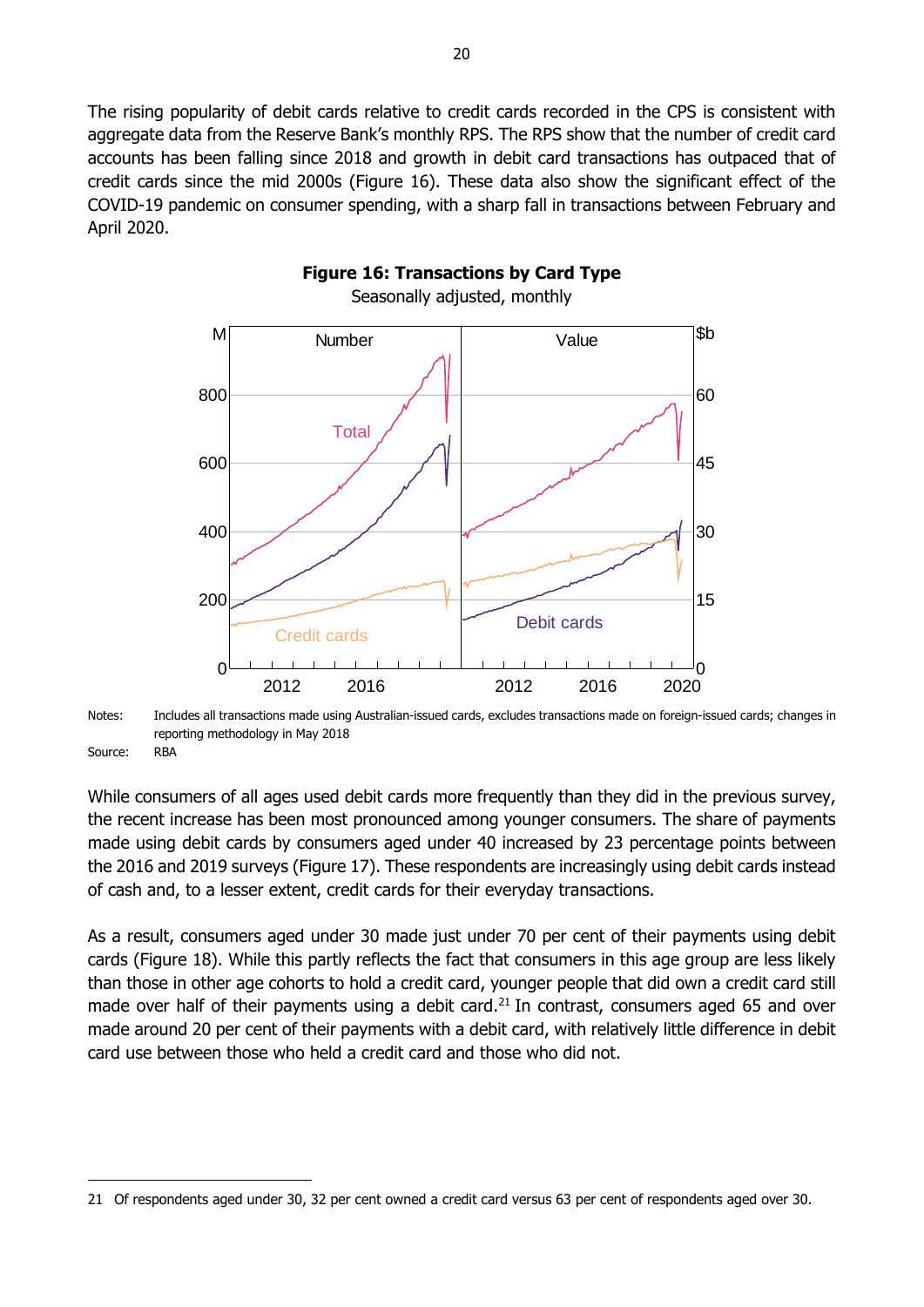The rising popularity of debit cards relative to credit cards recorded in the CPS is consistent with aggregate data from the Reserve Bank's monthly RPS. The RPS show that the number of credit card accounts has been falling since 2018 and growth in debit card transactions has outpaced that of credit cards since the mid 2000s (Figure 16). These data also show the significant effect of the COVID-19 pandemic on consumer spending, with a sharp fall in transactions between February and April 2020.

**Figure 16: Transactions by Card Type**

Seasonally adjusted, monthly

Notes: Includes all transactions made using Australian-issued cards, excludes transactions made on foreign-issued cards; changes in reporting methodology in May 2018

Source: RBA

While consumers of all ages used debit cards more frequently than they did in the previous survey, the recent increase has been most pronounced among younger consumers. The share of payments made using debit cards by consumers aged under 40 increased by 23 percentage points between the 2016 and 2019 surveys (Figure 17). These respondents are increasingly using debit cards instead of cash and, to a lesser extent, credit cards for their everyday transactions.

As a result, consumers aged under 30 made just under 70 per cent of their payments using debit cards (Figure 18). While this partly reflects the fact that consumers in this age group are less likely than those in other age cohorts to hold a credit card, younger people that did own a credit card still made over half of their payments using a debit card.[21] In contrast, consumers aged 65 and over made around 20 per cent of their payments with a debit card, with relatively little difference in debit card use between those who held a credit card and those who did not.

21 Of respondents aged under 30, 32 per cent owned a credit card versus 63 per cent of respondents aged over 30.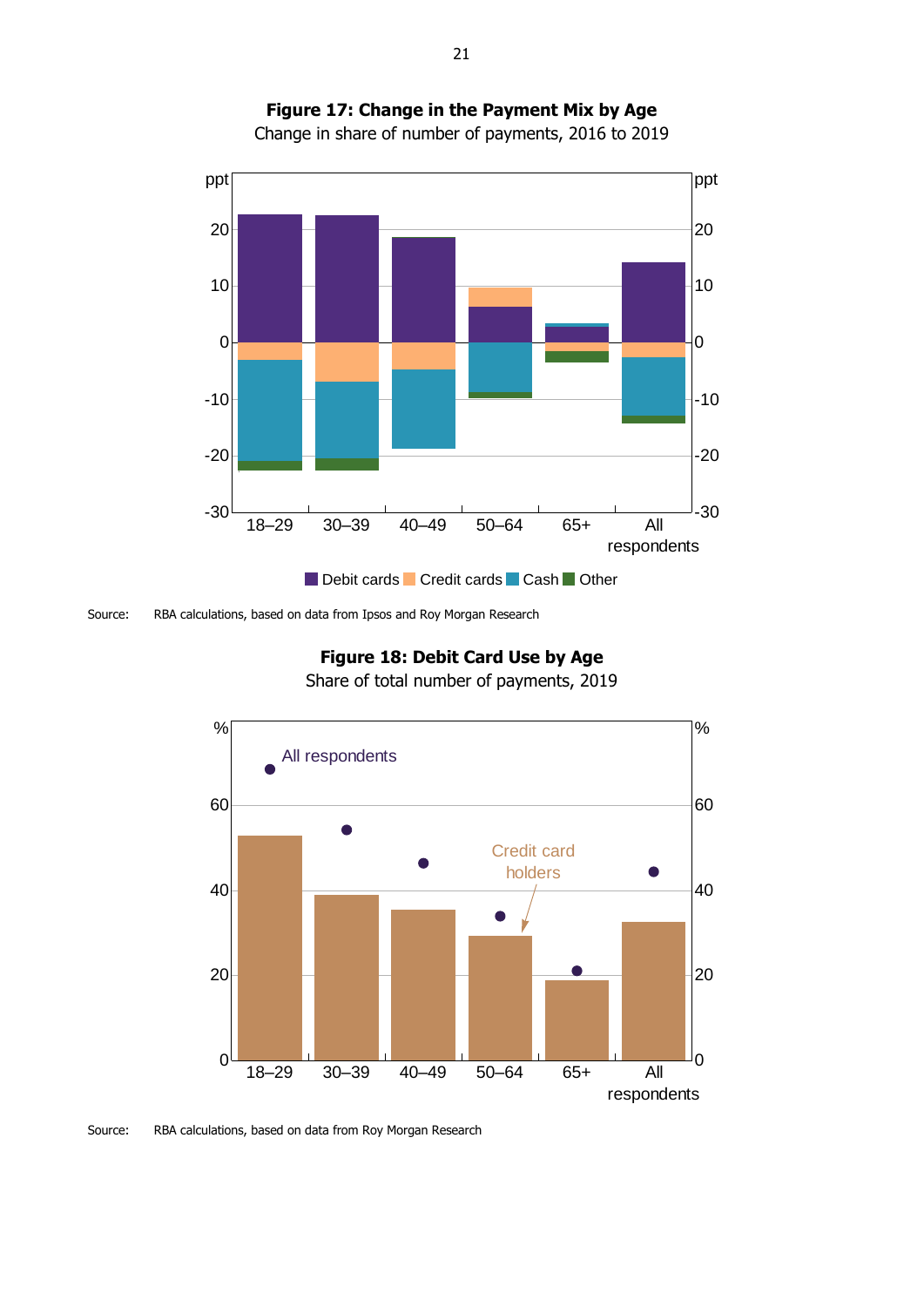**Figure 17: Change in the Payment Mix by Age**

Change in share of number of payments, 2016 to 2019

Source: RBA calculations, based on data from Ipsos and Roy Morgan Research

**Figure 18: Debit Card Use by Age**

Share of total number of payments, 2019

Source: RBA calculations, based on data from Roy Morgan Research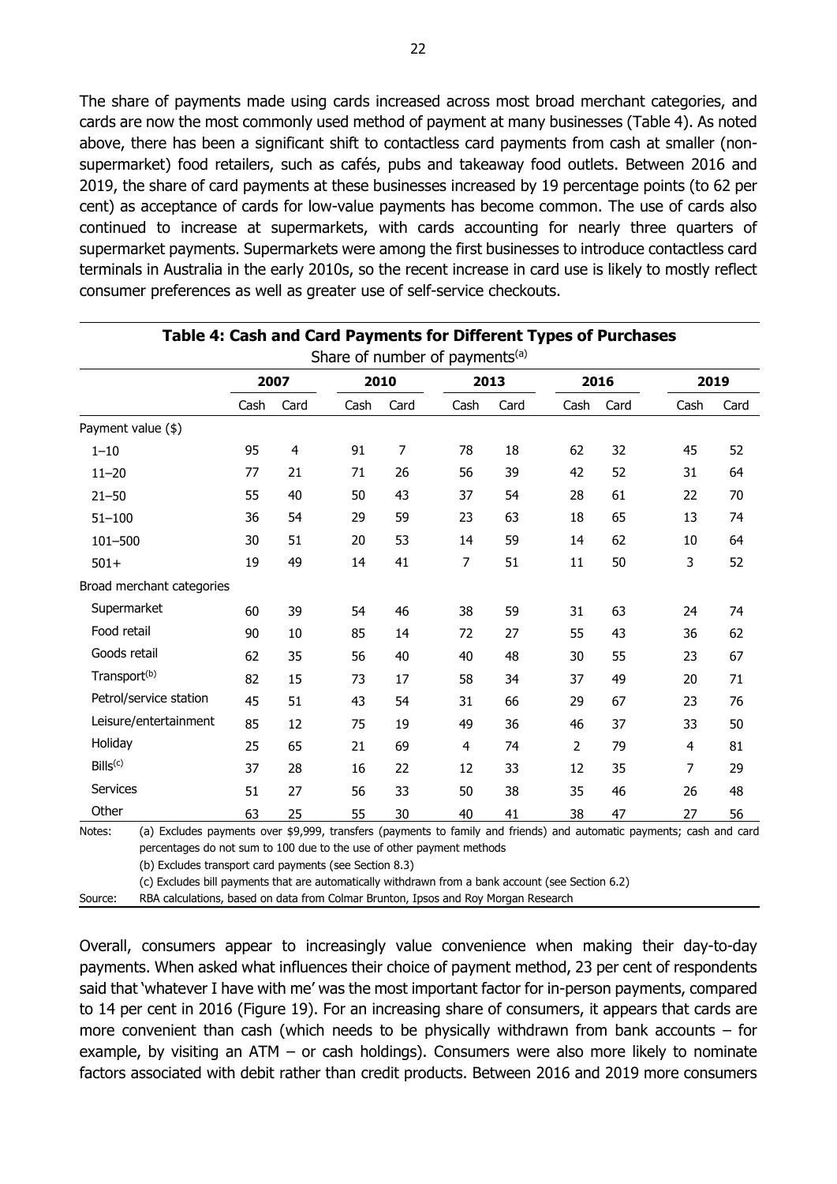The share of payments made using cards increased across most broad merchant categories, and cards are now the most commonly used method of payment at many businesses (Table 4). As noted above, there has been a significant shift to contactless card payments from cash at smaller (non-supermarket) food retailers, such as cafés, pubs and takeaway food outlets. Between 2016 and 2019, the share of card payments at these businesses increased by 19 percentage points (to 62 per cent) as acceptance of cards for low-value payments has become common. The use of cards also continued to increase at supermarkets, with cards accounting for nearly three quarters of supermarket payments. Supermarkets were among the first businesses to introduce contactless card terminals in Australia in the early 2010s, so the recent increase in card use is likely to mostly reflect consumer preferences as well as greater use of self-service checkouts.

**Table 4: Cash and Card Payments for Different Types of Purchases**

Share of number of payments[(a)]

| | 2007 | | 2010 | | 2013 | | 2016 | | 2019 | |
|---|---|---|---|---|---|---|---|---|---|---|
| | Cash | Card | Cash | Card | Cash | Card | Cash | Card | Cash | Card |
| Payment value ($) | | | | | | | | | | |
| 1–10 | 95 | 4 | 91 | 7 | 78 | 18 | 62 | 32 | 45 | 52 |
| 11–20 | 77 | 21 | 71 | 26 | 56 | 39 | 42 | 52 | 31 | 64 |
| 21–50 | 55 | 40 | 50 | 43 | 37 | 54 | 28 | 61 | 22 | 70 |
| 51–100 | 36 | 54 | 29 | 59 | 23 | 63 | 18 | 65 | 13 | 74 |
| 101–500 | 30 | 51 | 20 | 53 | 14 | 59 | 14 | 62 | 10 | 64 |
| 501+ | 19 | 49 | 14 | 41 | 7 | 51 | 11 | 50 | 3 | 52 |
| Broad merchant categories | | | | | | | | | | |
| Supermarket | 60 | 39 | 54 | 46 | 38 | 59 | 31 | 63 | 24 | 74 |
| Food retail | 90 | 10 | 85 | 14 | 72 | 27 | 55 | 43 | 36 | 62 |
| Goods retail | 62 | 35 | 56 | 40 | 40 | 48 | 30 | 55 | 23 | 67 |
| Transport[(b)] | 82 | 15 | 73 | 17 | 58 | 34 | 37 | 49 | 20 | 71 |
| Petrol/service station | 45 | 51 | 43 | 54 | 31 | 66 | 29 | 67 | 23 | 76 |
| Leisure/entertainment | 85 | 12 | 75 | 19 | 49 | 36 | 46 | 37 | 33 | 50 |
| Holiday | 25 | 65 | 21 | 69 | 4 | 74 | 2 | 79 | 4 | 81 |
| Bills[(c)] | 37 | 28 | 16 | 22 | 12 | 33 | 12 | 35 | 7 | 29 |
| Services | 51 | 27 | 56 | 33 | 50 | 38 | 35 | 46 | 26 | 48 |
| Other | 63 | 25 | 55 | 30 | 40 | 41 | 38 | 47 | 27 | 56 |

Notes: (a) Excludes payments over $9,999, transfers (payments to family and friends) and automatic payments; cash and card percentages do not sum to 100 due to the use of other payment methods

(b) Excludes transport card payments (see Section 8.3)

(c) Excludes bill payments that are automatically withdrawn from a bank account (see Section 6.2)

Source: RBA calculations, based on data from Colmar Brunton, Ipsos and Roy Morgan Research

Overall, consumers appear to increasingly value convenience when making their day-to-day payments. When asked what influences their choice of payment method, 23 per cent of respondents said that 'whatever I have with me' was the most important factor for in-person payments, compared to 14 per cent in 2016 (Figure 19). For an increasing share of consumers, it appears that cards are more convenient than cash (which needs to be physically withdrawn from bank accounts – for example, by visiting an ATM – or cash holdings). Consumers were also more likely to nominate factors associated with debit rather than credit products. Between 2016 and 2019 more consumers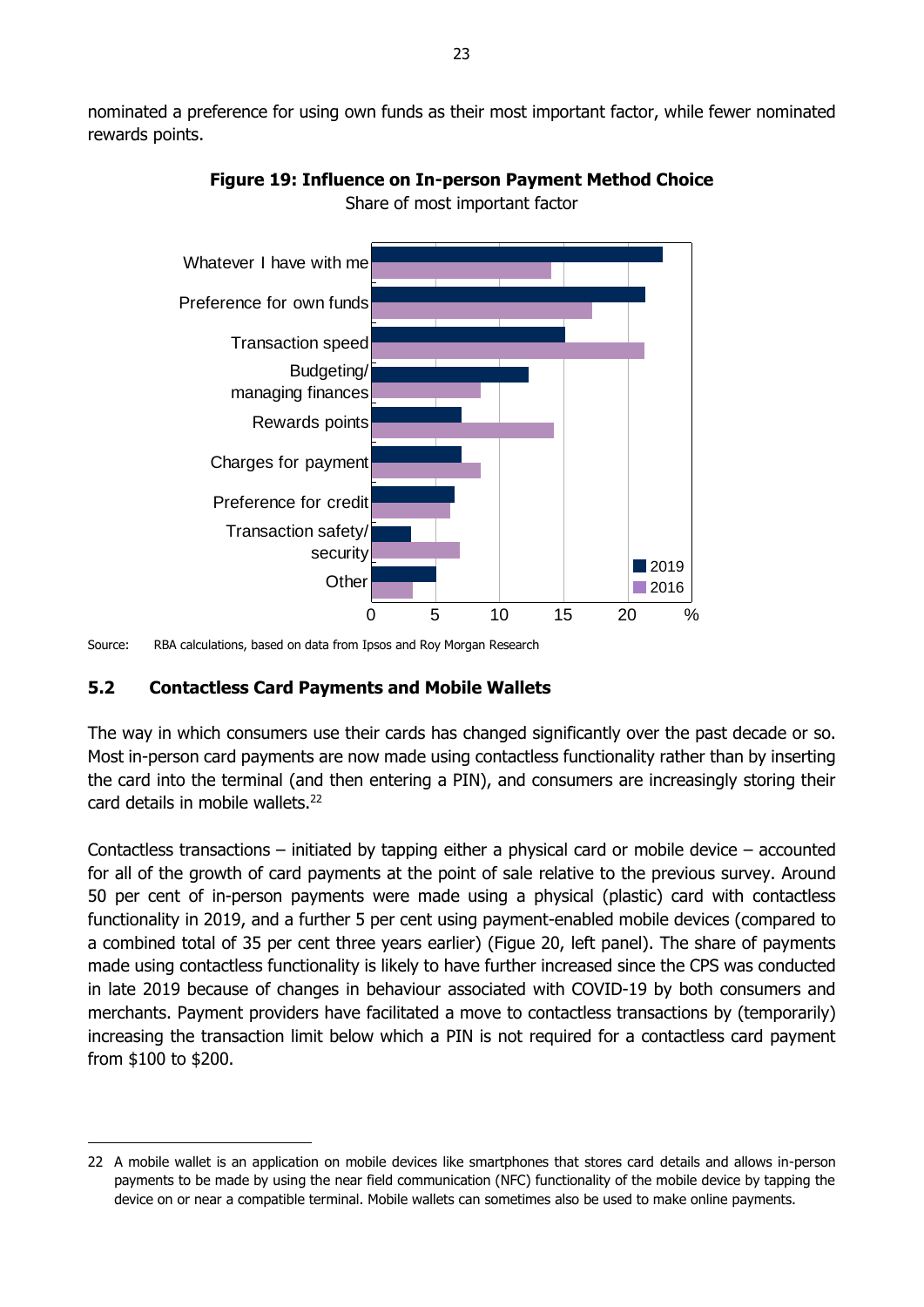nominated a preference for using own funds as their most important factor, while fewer nominated rewards points.

**Figure 19: Influence on In-person Payment Method Choice**

Share of most important factor

Source: RBA calculations, based on data from Ipsos and Roy Morgan Research

## 5.2 Contactless Card Payments and Mobile Wallets

The way in which consumers use their cards has changed significantly over the past decade or so. Most in-person card payments are now made using contactless functionality rather than by inserting the card into the terminal (and then entering a PIN), and consumers are increasingly storing their card details in mobile wallets.[22]

Contactless transactions – initiated by tapping either a physical card or mobile device – accounted for all of the growth of card payments at the point of sale relative to the previous survey. Around 50 per cent of in-person payments were made using a physical (plastic) card with contactless functionality in 2019, and a further 5 per cent using payment-enabled mobile devices (compared to a combined total of 35 per cent three years earlier) (Figue 20, left panel). The share of payments made using contactless functionality is likely to have further increased since the CPS was conducted in late 2019 because of changes in behaviour associated with COVID-19 by both consumers and merchants. Payment providers have facilitated a move to contactless transactions by (temporarily) increasing the transaction limit below which a PIN is not required for a contactless card payment from $100 to $200.

---

22 A mobile wallet is an application on mobile devices like smartphones that stores card details and allows in-person payments to be made by using the near field communication (NFC) functionality of the mobile device by tapping the device on or near a compatible terminal. Mobile wallets can sometimes also be used to make online payments.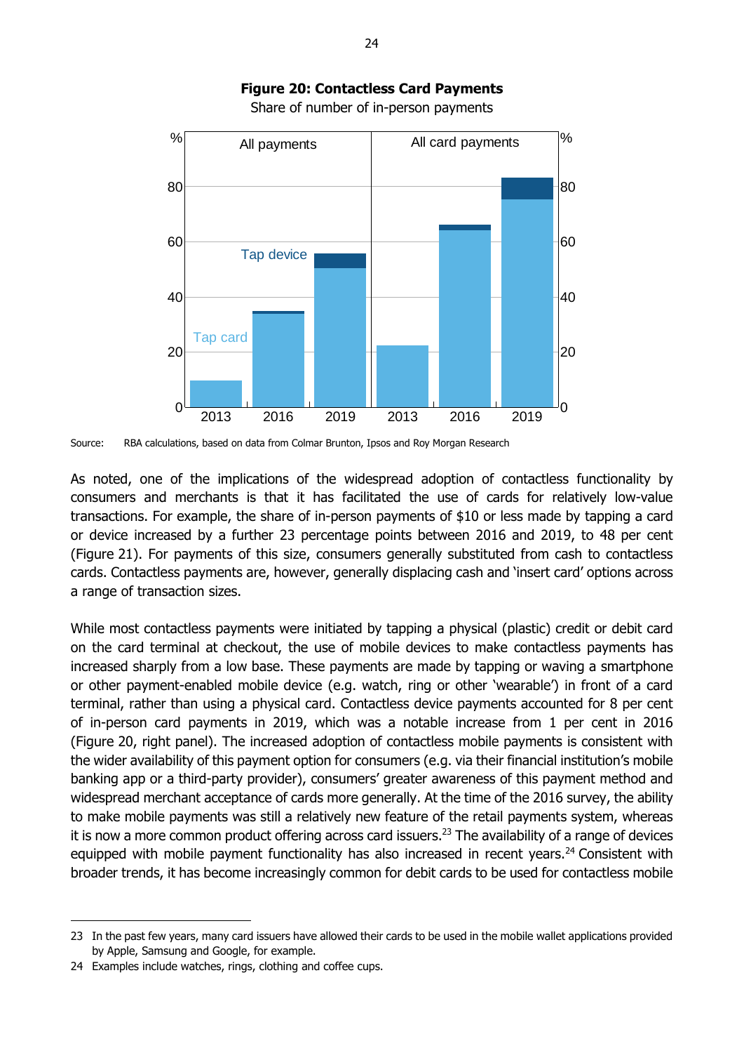**Figure 20: Contactless Card Payments**

Share of number of in-person payments

Source: RBA calculations, based on data from Colmar Brunton, Ipsos and Roy Morgan Research

As noted, one of the implications of the widespread adoption of contactless functionality by consumers and merchants is that it has facilitated the use of cards for relatively low-value transactions. For example, the share of in-person payments of $10 or less made by tapping a card or device increased by a further 23 percentage points between 2016 and 2019, to 48 per cent (Figure 21). For payments of this size, consumers generally substituted from cash to contactless cards. Contactless payments are, however, generally displacing cash and 'insert card' options across a range of transaction sizes.

While most contactless payments were initiated by tapping a physical (plastic) credit or debit card on the card terminal at checkout, the use of mobile devices to make contactless payments has increased sharply from a low base. These payments are made by tapping or waving a smartphone or other payment-enabled mobile device (e.g. watch, ring or other 'wearable') in front of a card terminal, rather than using a physical card. Contactless device payments accounted for 8 per cent of in-person card payments in 2019, which was a notable increase from 1 per cent in 2016 (Figure 20, right panel). The increased adoption of contactless mobile payments is consistent with the wider availability of this payment option for consumers (e.g. via their financial institution's mobile banking app or a third-party provider), consumers' greater awareness of this payment method and widespread merchant acceptance of cards more generally. At the time of the 2016 survey, the ability to make mobile payments was still a relatively new feature of the retail payments system, whereas it is now a more common product offering across card issuers.[23] The availability of a range of devices equipped with mobile payment functionality has also increased in recent years.[24] Consistent with broader trends, it has become increasingly common for debit cards to be used for contactless mobile

---

23 In the past few years, many card issuers have allowed their cards to be used in the mobile wallet applications provided by Apple, Samsung and Google, for example.

24 Examples include watches, rings, clothing and coffee cups.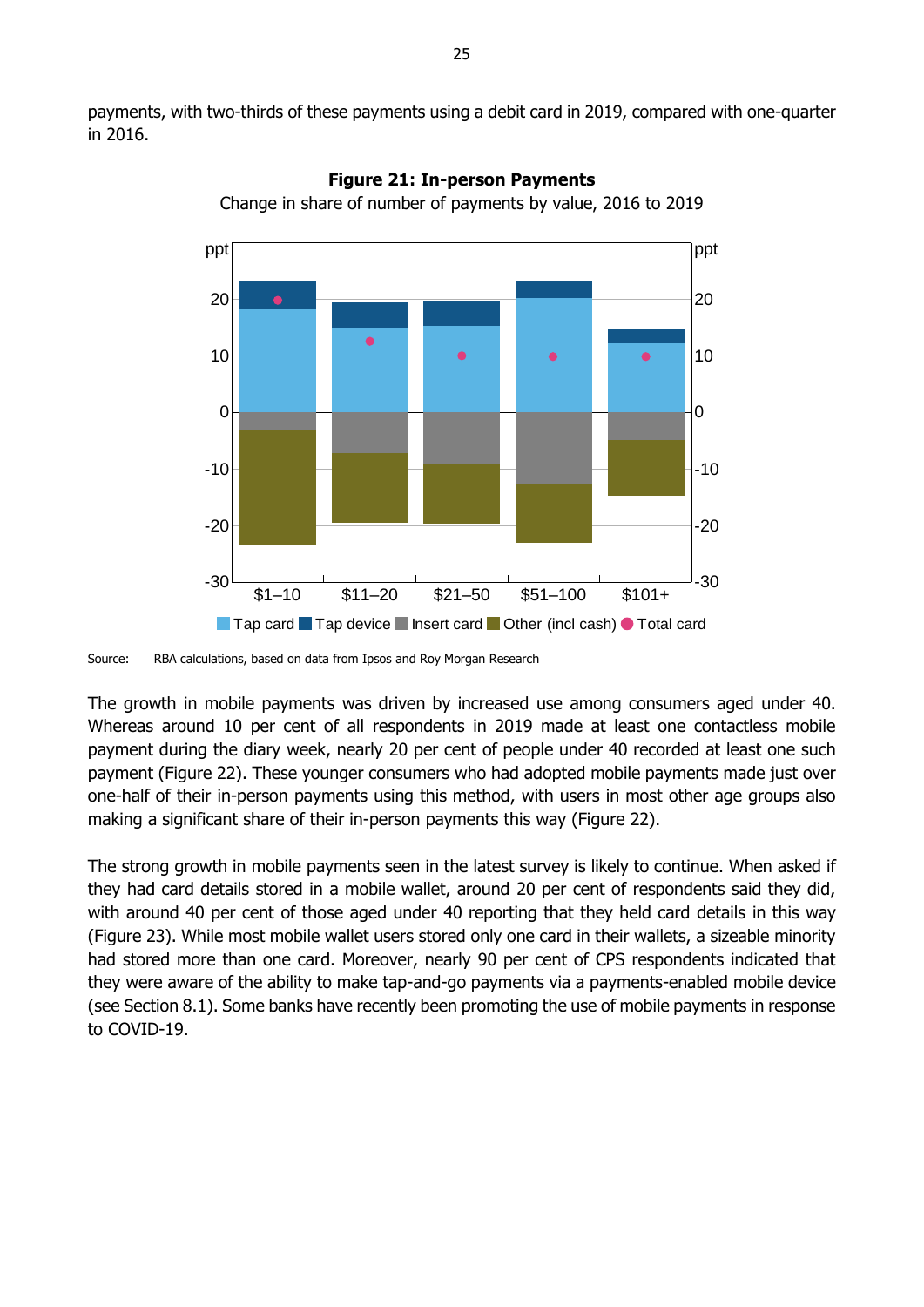payments, with two-thirds of these payments using a debit card in 2019, compared with one-quarter in 2016.

**Figure 21: In-person Payments**

Change in share of number of payments by value, 2016 to 2019

Source: RBA calculations, based on data from Ipsos and Roy Morgan Research

The growth in mobile payments was driven by increased use among consumers aged under 40. Whereas around 10 per cent of all respondents in 2019 made at least one contactless mobile payment during the diary week, nearly 20 per cent of people under 40 recorded at least one such payment (Figure 22). These younger consumers who had adopted mobile payments made just over one-half of their in-person payments using this method, with users in most other age groups also making a significant share of their in-person payments this way (Figure 22).

The strong growth in mobile payments seen in the latest survey is likely to continue. When asked if they had card details stored in a mobile wallet, around 20 per cent of respondents said they did, with around 40 per cent of those aged under 40 reporting that they held card details in this way (Figure 23). While most mobile wallet users stored only one card in their wallets, a sizeable minority had stored more than one card. Moreover, nearly 90 per cent of CPS respondents indicated that they were aware of the ability to make tap-and-go payments via a payments-enabled mobile device (see Section 8.1). Some banks have recently been promoting the use of mobile payments in response to COVID-19.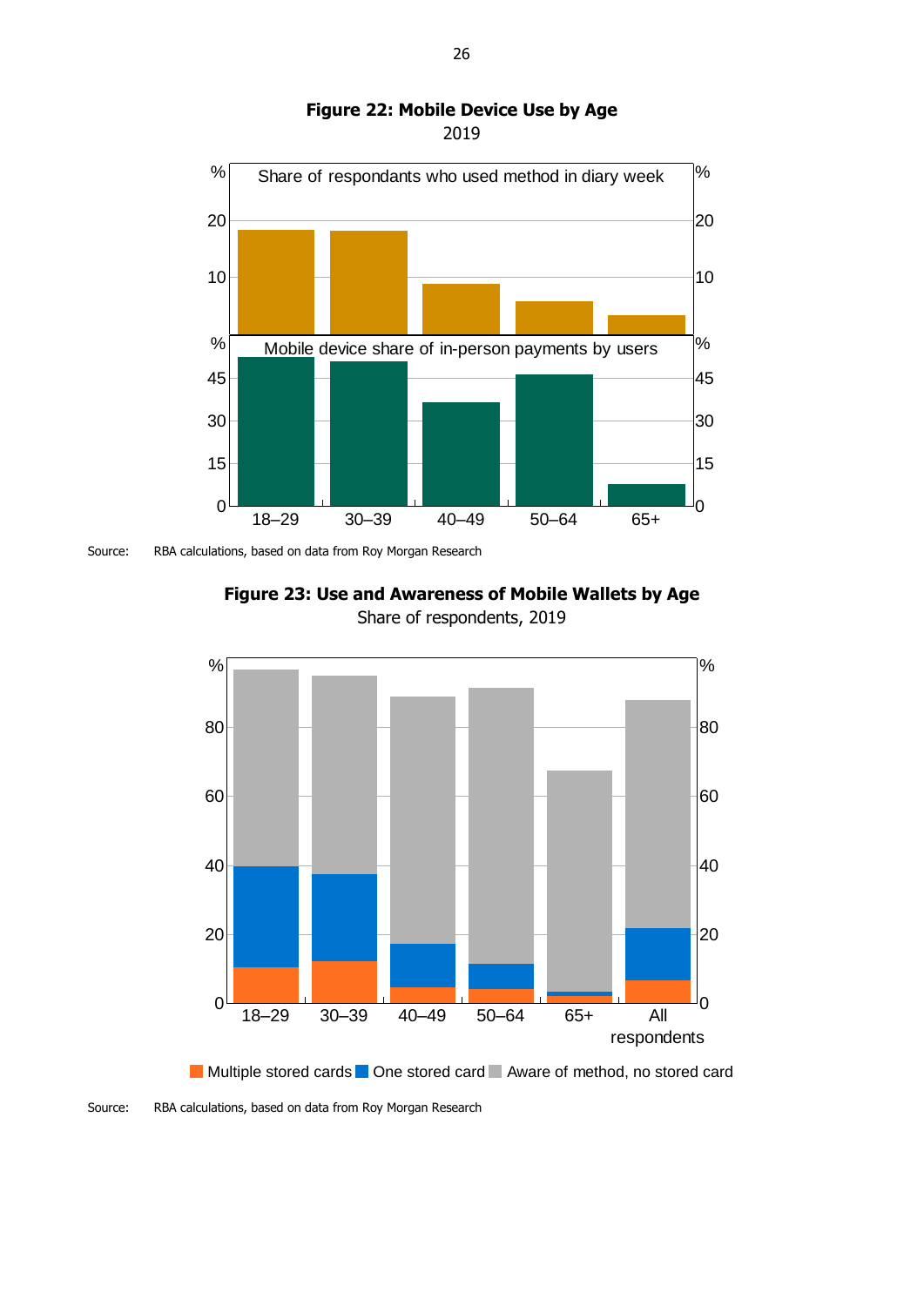**Figure 22: Mobile Device Use by Age**

2019

Share of respondants who used method in diary week

Mobile device share of in-person payments by users

Source: RBA calculations, based on data from Roy Morgan Research

**Figure 23: Use and Awareness of Mobile Wallets by Age**

Share of respondents, 2019

Multiple stored cards / One stored card / Aware of method, no stored card

Source: RBA calculations, based on data from Roy Morgan Research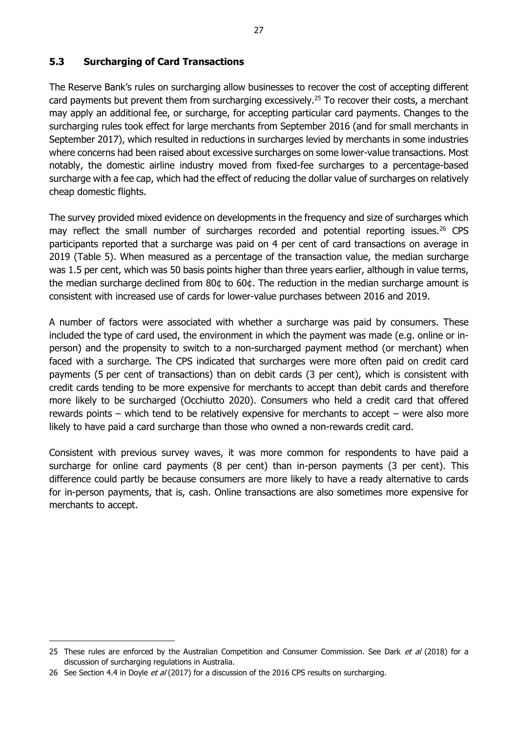## 5.3 Surcharging of Card Transactions

The Reserve Bank's rules on surcharging allow businesses to recover the cost of accepting different card payments but prevent them from surcharging excessively.[25] To recover their costs, a merchant may apply an additional fee, or surcharge, for accepting particular card payments. Changes to the surcharging rules took effect for large merchants from September 2016 (and for small merchants in September 2017), which resulted in reductions in surcharges levied by merchants in some industries where concerns had been raised about excessive surcharges on some lower-value transactions. Most notably, the domestic airline industry moved from fixed-fee surcharges to a percentage-based surcharge with a fee cap, which had the effect of reducing the dollar value of surcharges on relatively cheap domestic flights.

The survey provided mixed evidence on developments in the frequency and size of surcharges which may reflect the small number of surcharges recorded and potential reporting issues.[26] CPS participants reported that a surcharge was paid on 4 per cent of card transactions on average in 2019 (Table 5). When measured as a percentage of the transaction value, the median surcharge was 1.5 per cent, which was 50 basis points higher than three years earlier, although in value terms, the median surcharge declined from 80¢ to 60¢. The reduction in the median surcharge amount is consistent with increased use of cards for lower-value purchases between 2016 and 2019.

A number of factors were associated with whether a surcharge was paid by consumers. These included the type of card used, the environment in which the payment was made (e.g. online or in-person) and the propensity to switch to a non-surcharged payment method (or merchant) when faced with a surcharge. The CPS indicated that surcharges were more often paid on credit card payments (5 per cent of transactions) than on debit cards (3 per cent), which is consistent with credit cards tending to be more expensive for merchants to accept than debit cards and therefore more likely to be surcharged (Occhiutto 2020). Consumers who held a credit card that offered rewards points – which tend to be relatively expensive for merchants to accept – were also more likely to have paid a card surcharge than those who owned a non-rewards credit card.

Consistent with previous survey waves, it was more common for respondents to have paid a surcharge for online card payments (8 per cent) than in-person payments (3 per cent). This difference could partly be because consumers are more likely to have a ready alternative to cards for in-person payments, that is, cash. Online transactions are also sometimes more expensive for merchants to accept.

---

25 These rules are enforced by the Australian Competition and Consumer Commission. See Dark *et al* (2018) for a discussion of surcharging regulations in Australia.

26 See Section 4.4 in Doyle *et al* (2017) for a discussion of the 2016 CPS results on surcharging.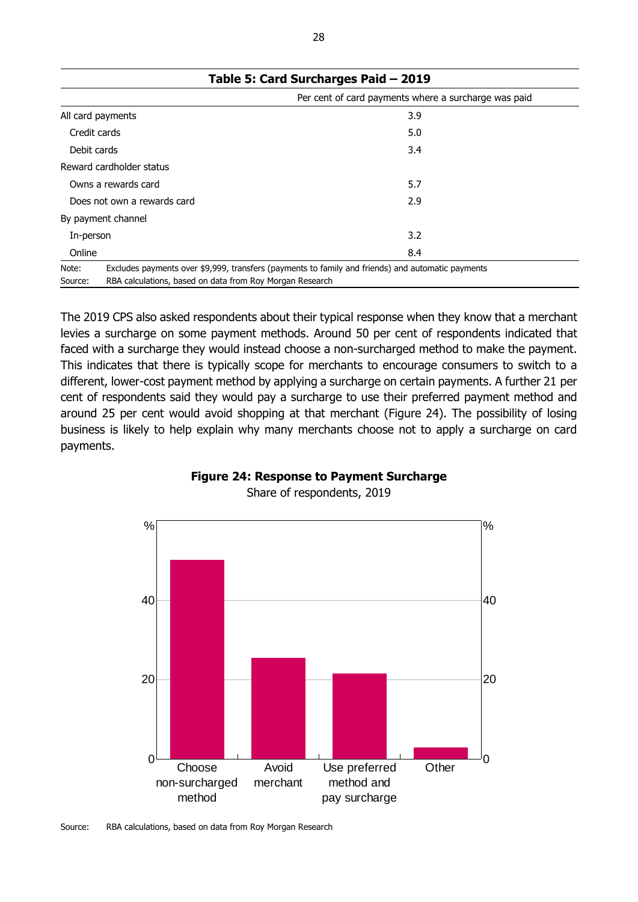**Table 5: Card Surcharges Paid – 2019**

| | Per cent of card payments where a surcharge was paid |
|---|---|
| All card payments | 3.9 |
| Credit cards | 5.0 |
| Debit cards | 3.4 |
| Reward cardholder status | |
| Owns a rewards card | 5.7 |
| Does not own a rewards card | 2.9 |
| By payment channel | |
| In-person | 3.2 |
| Online | 8.4 |

Note: Excludes payments over $9,999, transfers (payments to family and friends) and automatic payments
Source: RBA calculations, based on data from Roy Morgan Research

The 2019 CPS also asked respondents about their typical response when they know that a merchant levies a surcharge on some payment methods. Around 50 per cent of respondents indicated that faced with a surcharge they would instead choose a non-surcharged method to make the payment. This indicates that there is typically scope for merchants to encourage consumers to switch to a different, lower-cost payment method by applying a surcharge on certain payments. A further 21 per cent of respondents said they would pay a surcharge to use their preferred payment method and around 25 per cent would avoid shopping at that merchant (Figure 24). The possibility of losing business is likely to help explain why many merchants choose not to apply a surcharge on card payments.

**Figure 24: Response to Payment Surcharge**

Share of respondents, 2019

Source: RBA calculations, based on data from Roy Morgan Research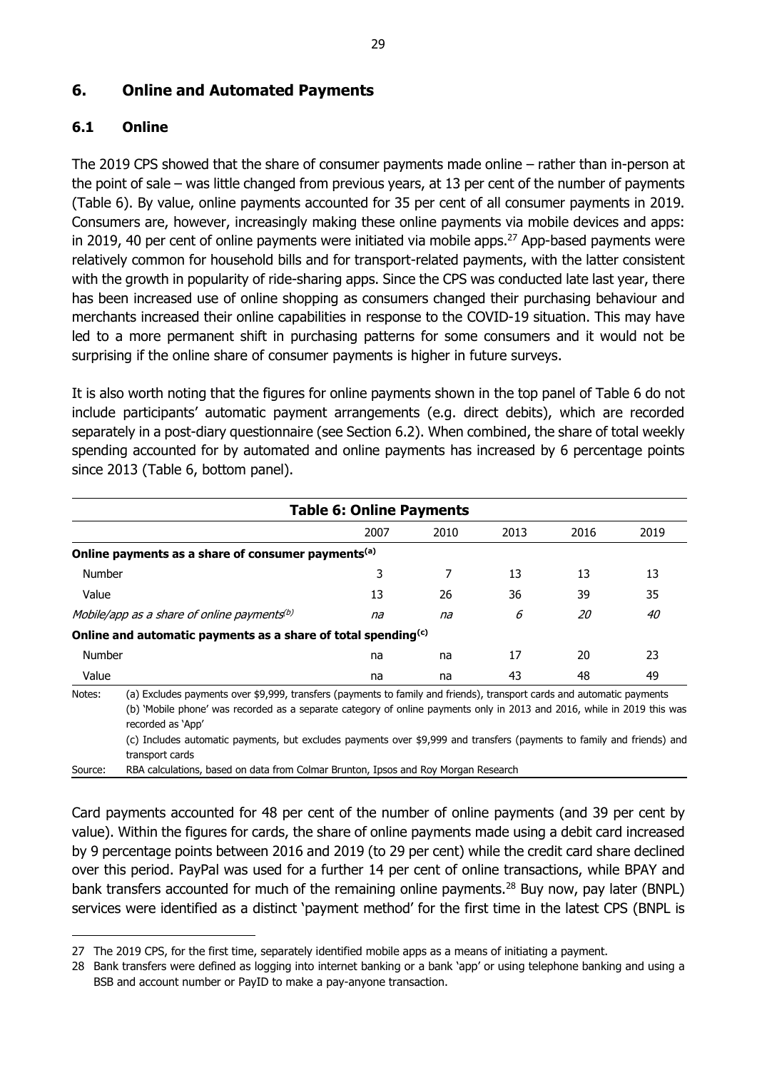## 6. Online and Automated Payments

### 6.1 Online

The 2019 CPS showed that the share of consumer payments made online – rather than in-person at the point of sale – was little changed from previous years, at 13 per cent of the number of payments (Table 6). By value, online payments accounted for 35 per cent of all consumer payments in 2019. Consumers are, however, increasingly making these online payments via mobile devices and apps: in 2019, 40 per cent of online payments were initiated via mobile apps.[27] App-based payments were relatively common for household bills and for transport-related payments, with the latter consistent with the growth in popularity of ride-sharing apps. Since the CPS was conducted late last year, there has been increased use of online shopping as consumers changed their purchasing behaviour and merchants increased their online capabilities in response to the COVID-19 situation. This may have led to a more permanent shift in purchasing patterns for some consumers and it would not be surprising if the online share of consumer payments is higher in future surveys.

It is also worth noting that the figures for online payments shown in the top panel of Table 6 do not include participants' automatic payment arrangements (e.g. direct debits), which are recorded separately in a post-diary questionnaire (see Section 6.2). When combined, the share of total weekly spending accounted for by automated and online payments has increased by 6 percentage points since 2013 (Table 6, bottom panel).

**Table 6: Online Payments**

| | 2007 | 2010 | 2013 | 2016 | 2019 |
|---|---|---|---|---|---|
| **Online payments as a share of consumer payments[(a)]** | | | | | |
| Number | 3 | 7 | 13 | 13 | 13 |
| Value | 13 | 26 | 36 | 39 | 35 |
| *Mobile/app as a share of online payments[(b)]* | *na* | *na* | *6* | *20* | *40* |
| **Online and automatic payments as a share of total spending[(c)]** | | | | | |
| Number | na | na | 17 | 20 | 23 |
| Value | na | na | 43 | 48 | 49 |

Notes: (a) Excludes payments over $9,999, transfers (payments to family and friends), transport cards and automatic payments
(b) 'Mobile phone' was recorded as a separate category of online payments only in 2013 and 2016, while in 2019 this was recorded as 'App'
(c) Includes automatic payments, but excludes payments over $9,999 and transfers (payments to family and friends) and transport cards

Source: RBA calculations, based on data from Colmar Brunton, Ipsos and Roy Morgan Research

Card payments accounted for 48 per cent of the number of online payments (and 39 per cent by value). Within the figures for cards, the share of online payments made using a debit card increased by 9 percentage points between 2016 and 2019 (to 29 per cent) while the credit card share declined over this period. PayPal was used for a further 14 per cent of online transactions, while BPAY and bank transfers accounted for much of the remaining online payments.[28] Buy now, pay later (BNPL) services were identified as a distinct 'payment method' for the first time in the latest CPS (BNPL is

27 The 2019 CPS, for the first time, separately identified mobile apps as a means of initiating a payment.

28 Bank transfers were defined as logging into internet banking or a bank 'app' or using telephone banking and using a BSB and account number or PayID to make a pay-anyone transaction.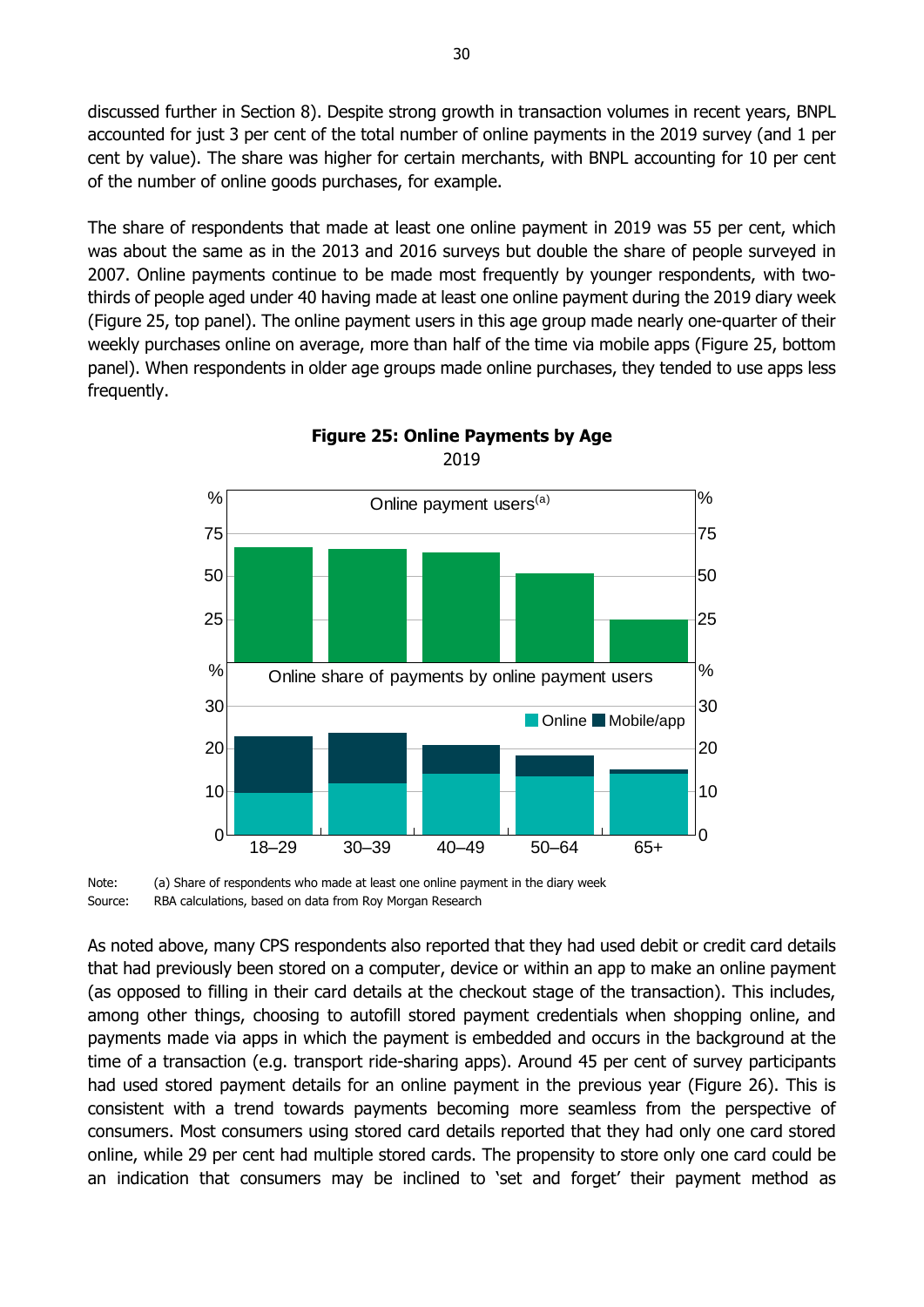discussed further in Section 8). Despite strong growth in transaction volumes in recent years, BNPL accounted for just 3 per cent of the total number of online payments in the 2019 survey (and 1 per cent by value). The share was higher for certain merchants, with BNPL accounting for 10 per cent of the number of online goods purchases, for example.

The share of respondents that made at least one online payment in 2019 was 55 per cent, which was about the same as in the 2013 and 2016 surveys but double the share of people surveyed in 2007. Online payments continue to be made most frequently by younger respondents, with two-thirds of people aged under 40 having made at least one online payment during the 2019 diary week (Figure 25, top panel). The online payment users in this age group made nearly one-quarter of their weekly purchases online on average, more than half of the time via mobile apps (Figure 25, bottom panel). When respondents in older age groups made online purchases, they tended to use apps less frequently.

**Figure 25: Online Payments by Age**

2019

Note: (a) Share of respondents who made at least one online payment in the diary week

Source: RBA calculations, based on data from Roy Morgan Research

As noted above, many CPS respondents also reported that they had used debit or credit card details that had previously been stored on a computer, device or within an app to make an online payment (as opposed to filling in their card details at the checkout stage of the transaction). This includes, among other things, choosing to autofill stored payment credentials when shopping online, and payments made via apps in which the payment is embedded and occurs in the background at the time of a transaction (e.g. transport ride-sharing apps). Around 45 per cent of survey participants had used stored payment details for an online payment in the previous year (Figure 26). This is consistent with a trend towards payments becoming more seamless from the perspective of consumers. Most consumers using stored card details reported that they had only one card stored online, while 29 per cent had multiple stored cards. The propensity to store only one card could be an indication that consumers may be inclined to 'set and forget' their payment method as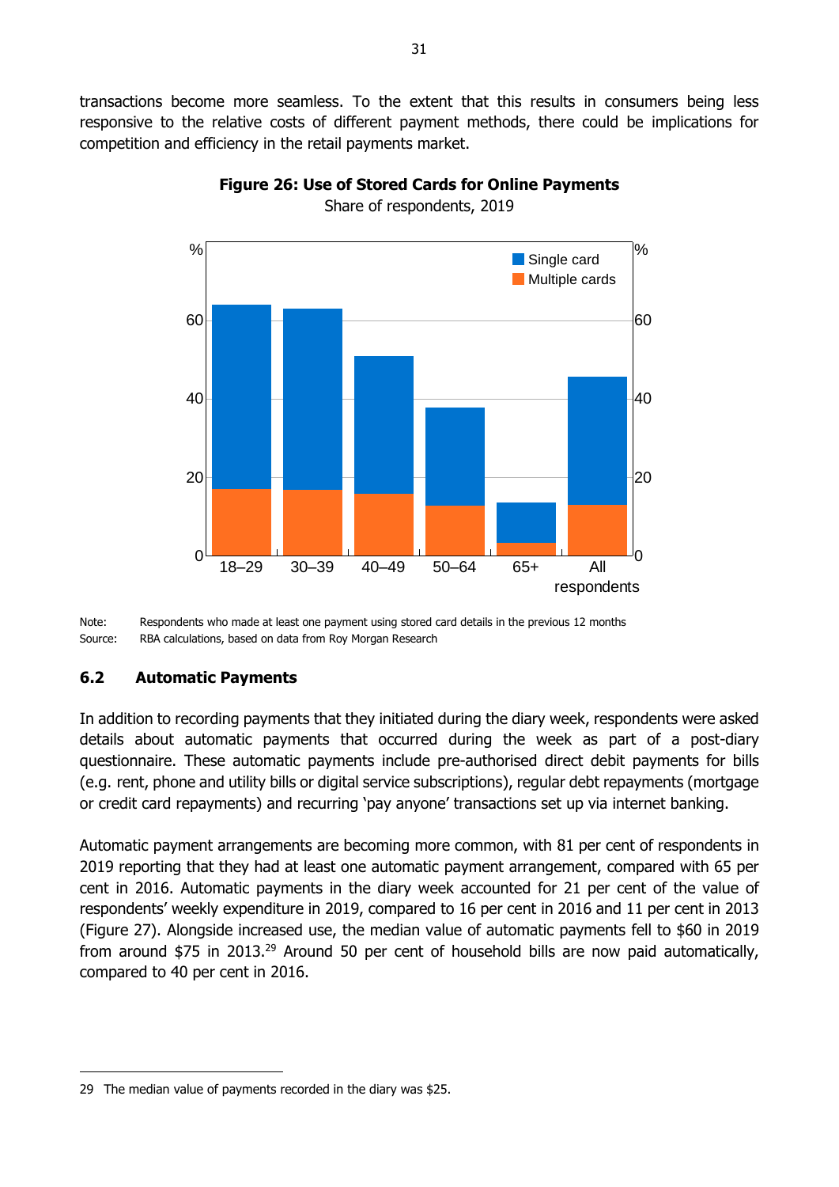transactions become more seamless. To the extent that this results in consumers being less responsive to the relative costs of different payment methods, there could be implications for competition and efficiency in the retail payments market.

**Figure 26: Use of Stored Cards for Online Payments**

Share of respondents, 2019

Note: Respondents who made at least one payment using stored card details in the previous 12 months

Source: RBA calculations, based on data from Roy Morgan Research

## 6.2 Automatic Payments

In addition to recording payments that they initiated during the diary week, respondents were asked details about automatic payments that occurred during the week as part of a post-diary questionnaire. These automatic payments include pre-authorised direct debit payments for bills (e.g. rent, phone and utility bills or digital service subscriptions), regular debt repayments (mortgage or credit card repayments) and recurring 'pay anyone' transactions set up via internet banking.

Automatic payment arrangements are becoming more common, with 81 per cent of respondents in 2019 reporting that they had at least one automatic payment arrangement, compared with 65 per cent in 2016. Automatic payments in the diary week accounted for 21 per cent of the value of respondents' weekly expenditure in 2019, compared to 16 per cent in 2016 and 11 per cent in 2013 (Figure 27). Alongside increased use, the median value of automatic payments fell to $60 in 2019 from around $75 in 2013.[29] Around 50 per cent of household bills are now paid automatically, compared to 40 per cent in 2016.

29 The median value of payments recorded in the diary was $25.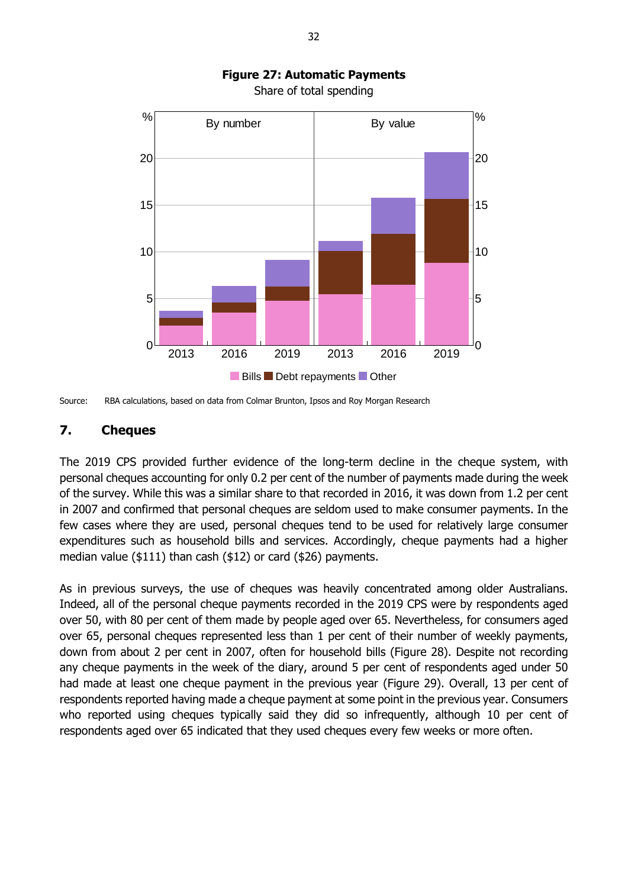**Figure 27: Automatic Payments**

Share of total spending

Source: RBA calculations, based on data from Colmar Brunton, Ipsos and Roy Morgan Research

## 7. Cheques

The 2019 CPS provided further evidence of the long-term decline in the cheque system, with personal cheques accounting for only 0.2 per cent of the number of payments made during the week of the survey. While this was a similar share to that recorded in 2016, it was down from 1.2 per cent in 2007 and confirmed that personal cheques are seldom used to make consumer payments. In the few cases where they are used, personal cheques tend to be used for relatively large consumer expenditures such as household bills and services. Accordingly, cheque payments had a higher median value ($111) than cash ($12) or card ($26) payments.

As in previous surveys, the use of cheques was heavily concentrated among older Australians. Indeed, all of the personal cheque payments recorded in the 2019 CPS were by respondents aged over 50, with 80 per cent of them made by people aged over 65. Nevertheless, for consumers aged over 65, personal cheques represented less than 1 per cent of their number of weekly payments, down from about 2 per cent in 2007, often for household bills (Figure 28). Despite not recording any cheque payments in the week of the diary, around 5 per cent of respondents aged under 50 had made at least one cheque payment in the previous year (Figure 29). Overall, 13 per cent of respondents reported having made a cheque payment at some point in the previous year. Consumers who reported using cheques typically said they did so infrequently, although 10 per cent of respondents aged over 65 indicated that they used cheques every few weeks or more often.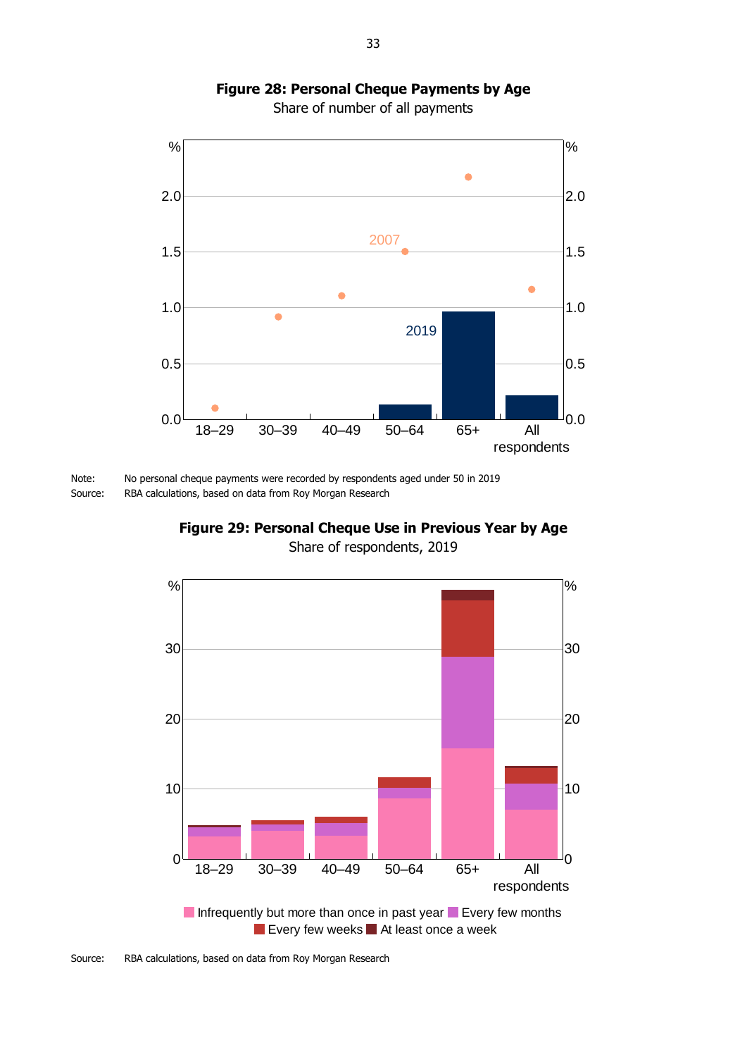**Figure 28: Personal Cheque Payments by Age**

Share of number of all payments

Note: No personal cheque payments were recorded by respondents aged under 50 in 2019

Source: RBA calculations, based on data from Roy Morgan Research

**Figure 29: Personal Cheque Use in Previous Year by Age**

Share of respondents, 2019

Source: RBA calculations, based on data from Roy Morgan Research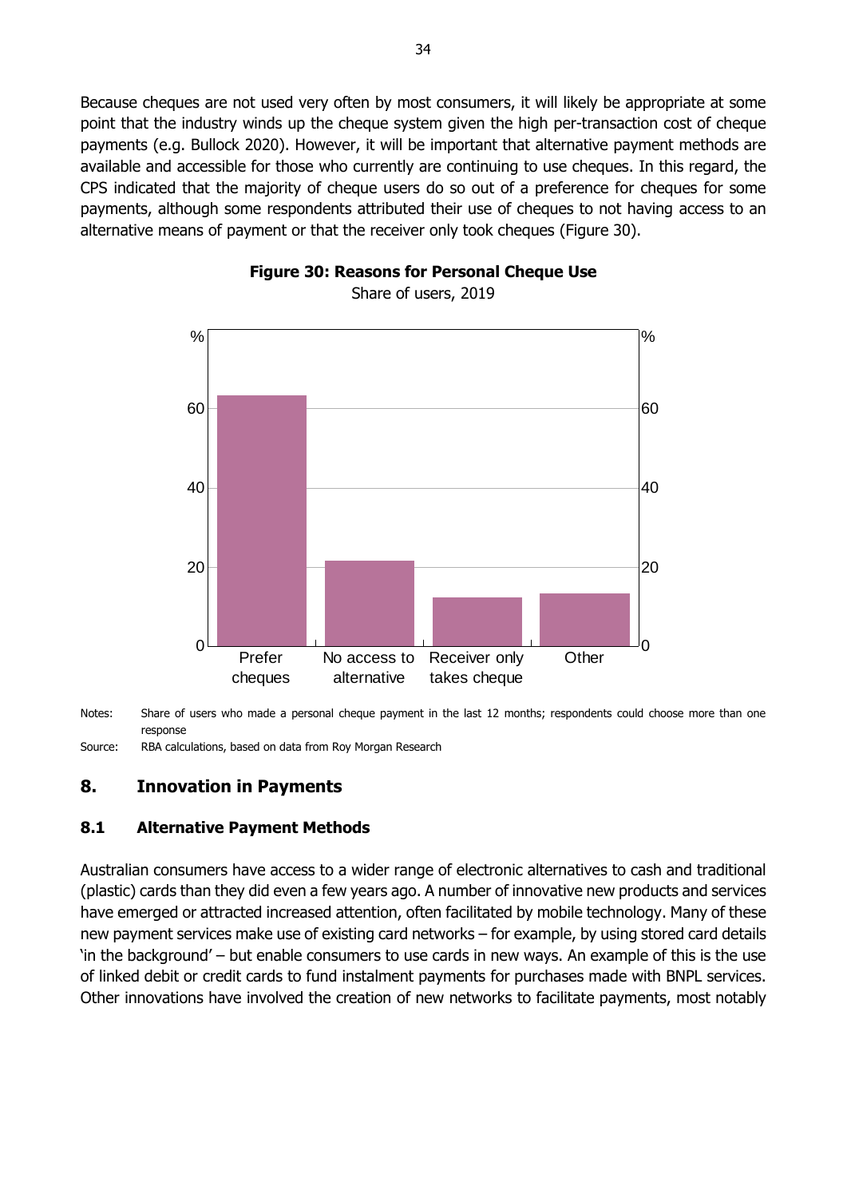Because cheques are not used very often by most consumers, it will likely be appropriate at some point that the industry winds up the cheque system given the high per-transaction cost of cheque payments (e.g. Bullock 2020). However, it will be important that alternative payment methods are available and accessible for those who currently are continuing to use cheques. In this regard, the CPS indicated that the majority of cheque users do so out of a preference for cheques for some payments, although some respondents attributed their use of cheques to not having access to an alternative means of payment or that the receiver only took cheques (Figure 30).

**Figure 30: Reasons for Personal Cheque Use**

Share of users, 2019

Notes: Share of users who made a personal cheque payment in the last 12 months; respondents could choose more than one response

Source: RBA calculations, based on data from Roy Morgan Research

## 8. Innovation in Payments

### 8.1 Alternative Payment Methods

Australian consumers have access to a wider range of electronic alternatives to cash and traditional (plastic) cards than they did even a few years ago. A number of innovative new products and services have emerged or attracted increased attention, often facilitated by mobile technology. Many of these new payment services make use of existing card networks – for example, by using stored card details 'in the background' – but enable consumers to use cards in new ways. An example of this is the use of linked debit or credit cards to fund instalment payments for purchases made with BNPL services. Other innovations have involved the creation of new networks to facilitate payments, most notably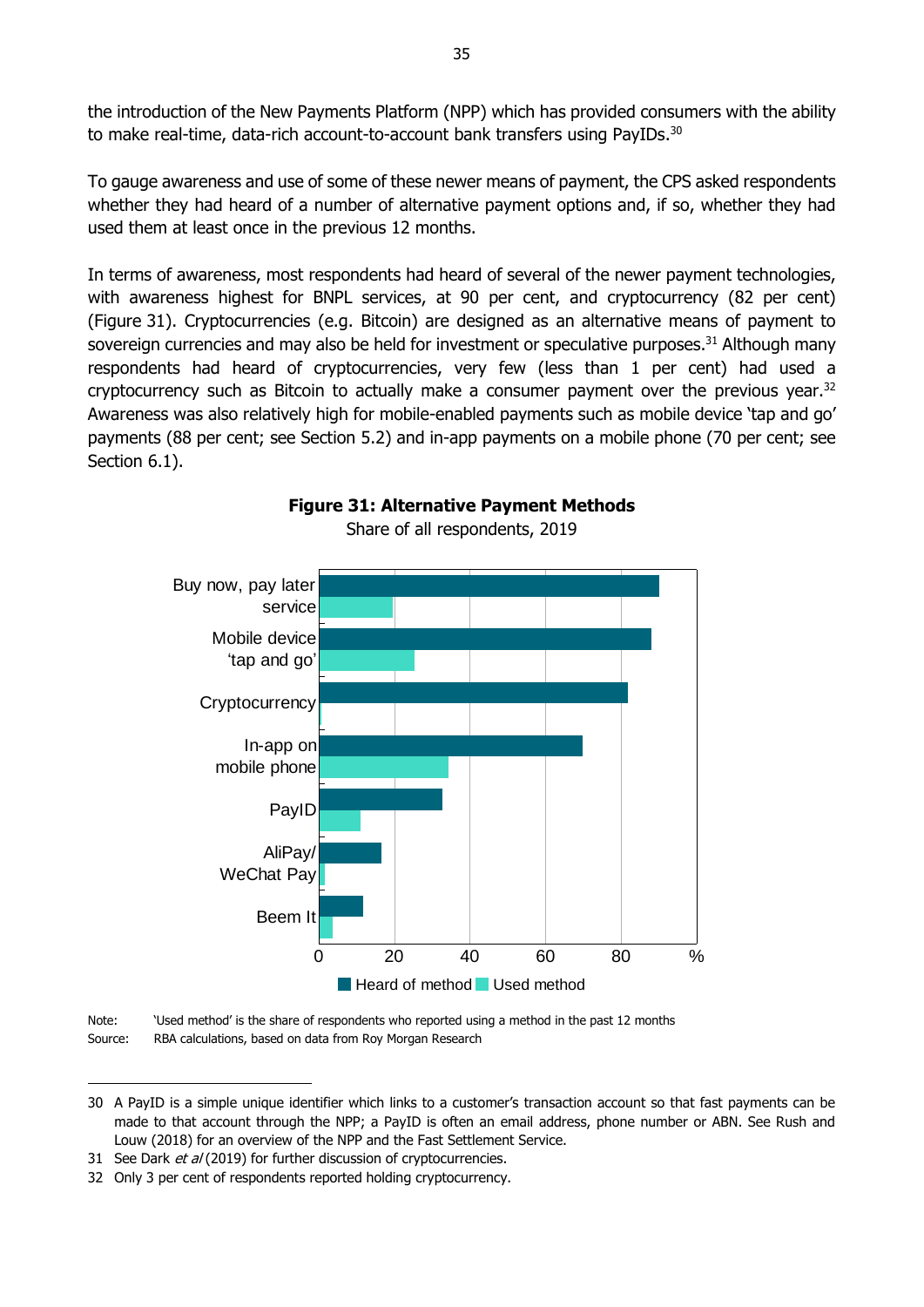the introduction of the New Payments Platform (NPP) which has provided consumers with the ability to make real-time, data-rich account-to-account bank transfers using PayIDs.[30]

To gauge awareness and use of some of these newer means of payment, the CPS asked respondents whether they had heard of a number of alternative payment options and, if so, whether they had used them at least once in the previous 12 months.

In terms of awareness, most respondents had heard of several of the newer payment technologies, with awareness highest for BNPL services, at 90 per cent, and cryptocurrency (82 per cent) (Figure 31). Cryptocurrencies (e.g. Bitcoin) are designed as an alternative means of payment to sovereign currencies and may also be held for investment or speculative purposes.[31] Although many respondents had heard of cryptocurrencies, very few (less than 1 per cent) had used a cryptocurrency such as Bitcoin to actually make a consumer payment over the previous year.[32] Awareness was also relatively high for mobile-enabled payments such as mobile device 'tap and go' payments (88 per cent; see Section 5.2) and in-app payments on a mobile phone (70 per cent; see Section 6.1).

**Figure 31: Alternative Payment Methods**

Share of all respondents, 2019

Buy now, pay later service; Mobile device 'tap and go'; Cryptocurrency; In-app on mobile phone; PayID; AliPay/WeChat Pay; Beem It

0 20 40 60 80 %

Heard of method | Used method

Note: 'Used method' is the share of respondents who reported using a method in the past 12 months

Source: RBA calculations, based on data from Roy Morgan Research

---

30 A PayID is a simple unique identifier which links to a customer's transaction account so that fast payments can be made to that account through the NPP; a PayID is often an email address, phone number or ABN. See Rush and Louw (2018) for an overview of the NPP and the Fast Settlement Service.

31 See Dark *et al* (2019) for further discussion of cryptocurrencies.

32 Only 3 per cent of respondents reported holding cryptocurrency.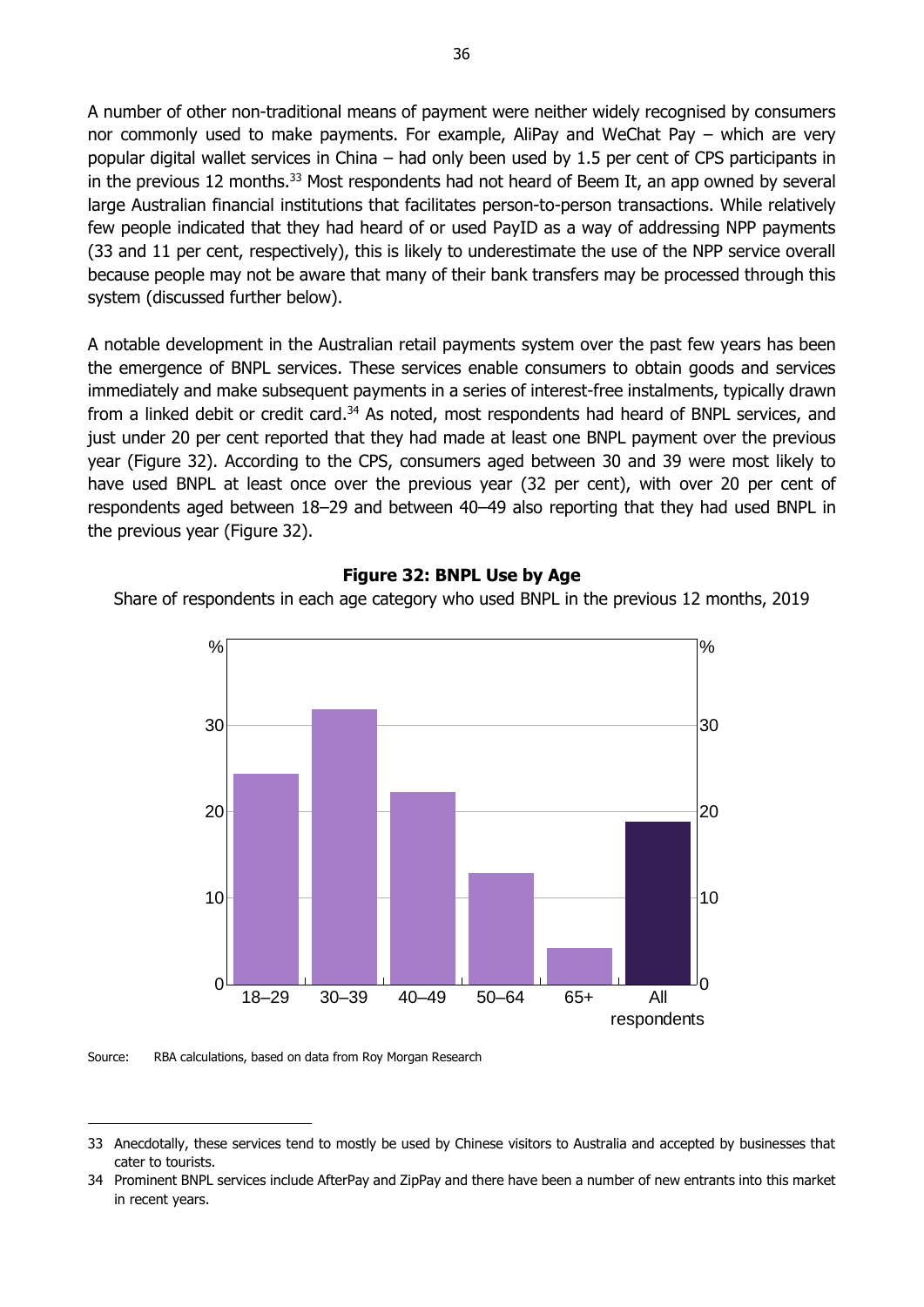A number of other non-traditional means of payment were neither widely recognised by consumers nor commonly used to make payments. For example, AliPay and WeChat Pay – which are very popular digital wallet services in China – had only been used by 1.5 per cent of CPS participants in in the previous 12 months.[33] Most respondents had not heard of Beem It, an app owned by several large Australian financial institutions that facilitates person-to-person transactions. While relatively few people indicated that they had heard of or used PayID as a way of addressing NPP payments (33 and 11 per cent, respectively), this is likely to underestimate the use of the NPP service overall because people may not be aware that many of their bank transfers may be processed through this system (discussed further below).

A notable development in the Australian retail payments system over the past few years has been the emergence of BNPL services. These services enable consumers to obtain goods and services immediately and make subsequent payments in a series of interest-free instalments, typically drawn from a linked debit or credit card.[34] As noted, most respondents had heard of BNPL services, and just under 20 per cent reported that they had made at least one BNPL payment over the previous year (Figure 32). According to the CPS, consumers aged between 30 and 39 were most likely to have used BNPL at least once over the previous year (32 per cent), with over 20 per cent of respondents aged between 18–29 and between 40–49 also reporting that they had used BNPL in the previous year (Figure 32).

**Figure 32: BNPL Use by Age**

Share of respondents in each age category who used BNPL in the previous 12 months, 2019

Source: RBA calculations, based on data from Roy Morgan Research

---

33 Anecdotally, these services tend to mostly be used by Chinese visitors to Australia and accepted by businesses that cater to tourists.

34 Prominent BNPL services include AfterPay and ZipPay and there have been a number of new entrants into this market in recent years.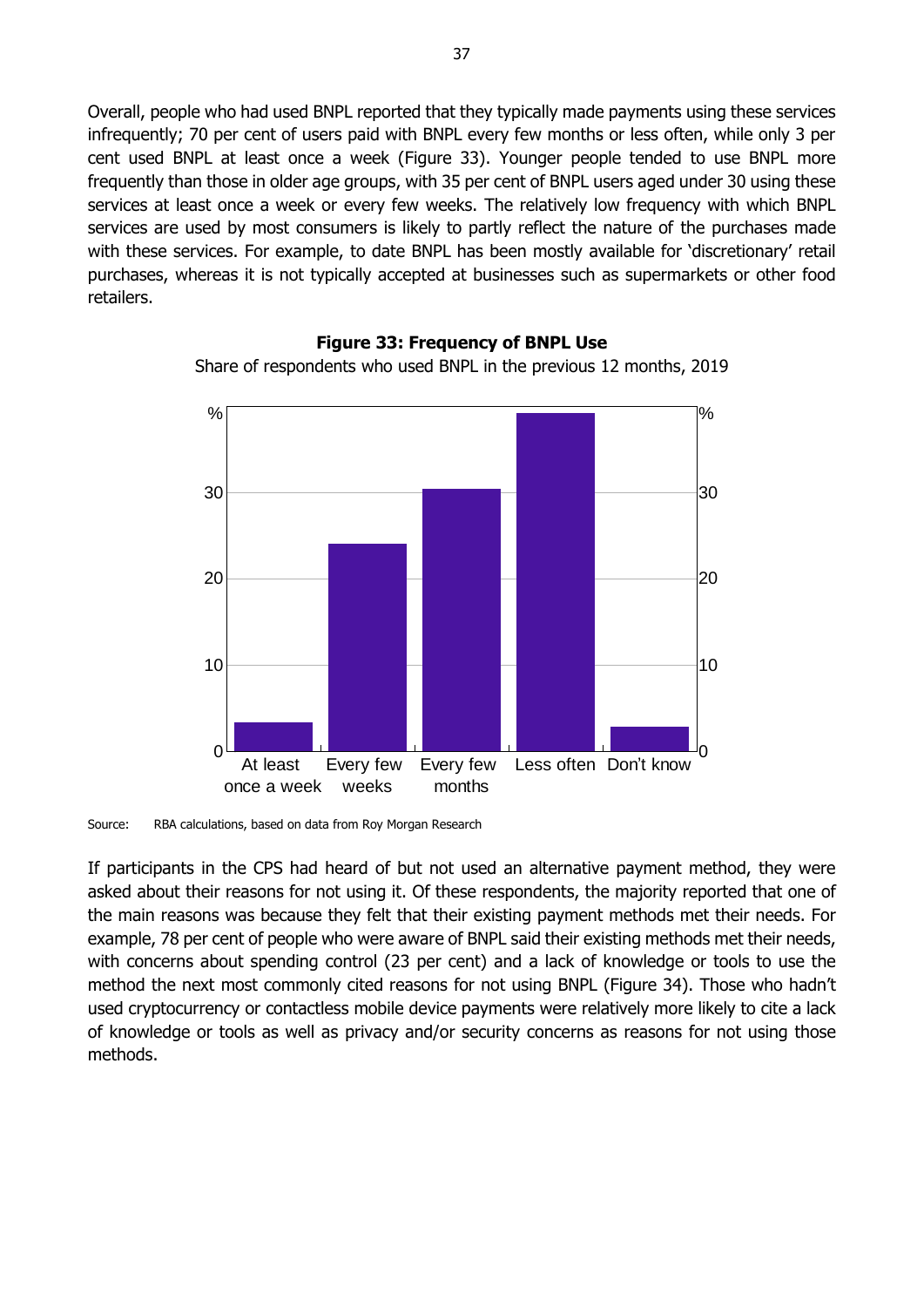Overall, people who had used BNPL reported that they typically made payments using these services infrequently; 70 per cent of users paid with BNPL every few months or less often, while only 3 per cent used BNPL at least once a week (Figure 33). Younger people tended to use BNPL more frequently than those in older age groups, with 35 per cent of BNPL users aged under 30 using these services at least once a week or every few weeks. The relatively low frequency with which BNPL services are used by most consumers is likely to partly reflect the nature of the purchases made with these services. For example, to date BNPL has been mostly available for 'discretionary' retail purchases, whereas it is not typically accepted at businesses such as supermarkets or other food retailers.

**Figure 33: Frequency of BNPL Use**

Share of respondents who used BNPL in the previous 12 months, 2019

Source: RBA calculations, based on data from Roy Morgan Research

If participants in the CPS had heard of but not used an alternative payment method, they were asked about their reasons for not using it. Of these respondents, the majority reported that one of the main reasons was because they felt that their existing payment methods met their needs. For example, 78 per cent of people who were aware of BNPL said their existing methods met their needs, with concerns about spending control (23 per cent) and a lack of knowledge or tools to use the method the next most commonly cited reasons for not using BNPL (Figure 34). Those who hadn't used cryptocurrency or contactless mobile device payments were relatively more likely to cite a lack of knowledge or tools as well as privacy and/or security concerns as reasons for not using those methods.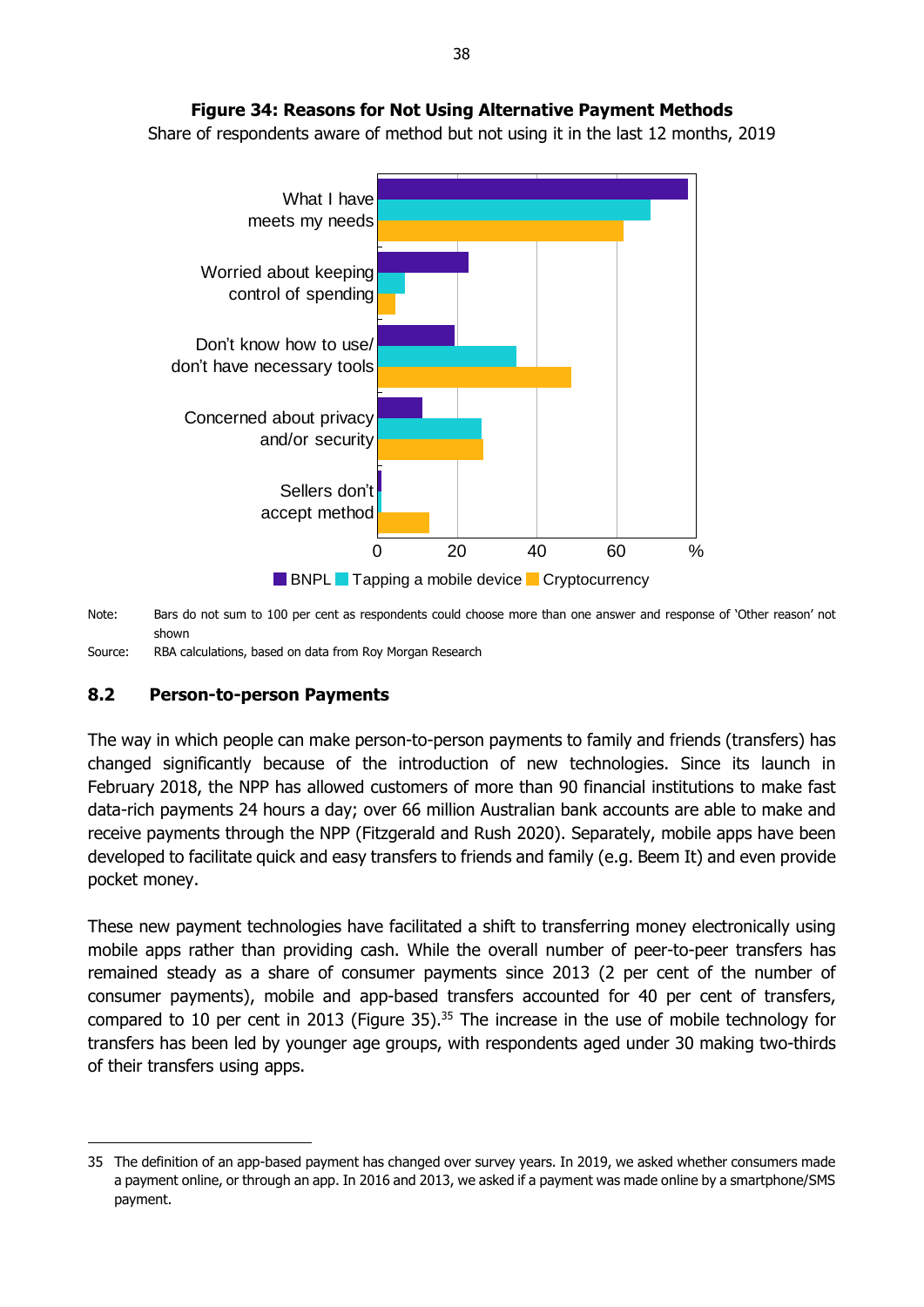**Figure 34: Reasons for Not Using Alternative Payment Methods**

Share of respondents aware of method but not using it in the last 12 months, 2019

Note: Bars do not sum to 100 per cent as respondents could choose more than one answer and response of 'Other reason' not shown

Source: RBA calculations, based on data from Roy Morgan Research

## 8.2 Person-to-person Payments

The way in which people can make person-to-person payments to family and friends (transfers) has changed significantly because of the introduction of new technologies. Since its launch in February 2018, the NPP has allowed customers of more than 90 financial institutions to make fast data-rich payments 24 hours a day; over 66 million Australian bank accounts are able to make and receive payments through the NPP (Fitzgerald and Rush 2020). Separately, mobile apps have been developed to facilitate quick and easy transfers to friends and family (e.g. Beem It) and even provide pocket money.

These new payment technologies have facilitated a shift to transferring money electronically using mobile apps rather than providing cash. While the overall number of peer-to-peer transfers has remained steady as a share of consumer payments since 2013 (2 per cent of the number of consumer payments), mobile and app-based transfers accounted for 40 per cent of transfers, compared to 10 per cent in 2013 (Figure 35).[35] The increase in the use of mobile technology for transfers has been led by younger age groups, with respondents aged under 30 making two-thirds of their transfers using apps.

35 The definition of an app-based payment has changed over survey years. In 2019, we asked whether consumers made a payment online, or through an app. In 2016 and 2013, we asked if a payment was made online by a smartphone/SMS payment.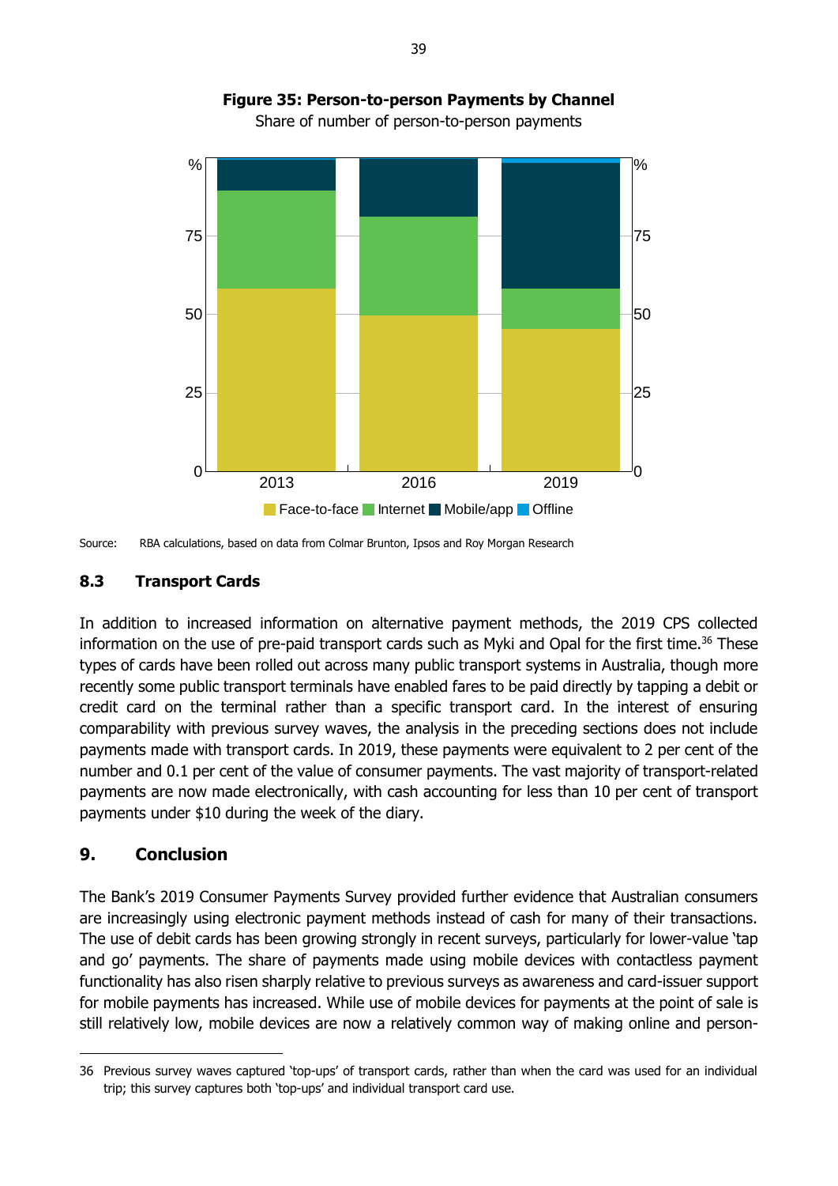**Figure 35: Person-to-person Payments by Channel**

Share of number of person-to-person payments

Source: RBA calculations, based on data from Colmar Brunton, Ipsos and Roy Morgan Research

### 8.3 Transport Cards

In addition to increased information on alternative payment methods, the 2019 CPS collected information on the use of pre-paid transport cards such as Myki and Opal for the first time.[36] These types of cards have been rolled out across many public transport systems in Australia, though more recently some public transport terminals have enabled fares to be paid directly by tapping a debit or credit card on the terminal rather than a specific transport card. In the interest of ensuring comparability with previous survey waves, the analysis in the preceding sections does not include payments made with transport cards. In 2019, these payments were equivalent to 2 per cent of the number and 0.1 per cent of the value of consumer payments. The vast majority of transport-related payments are now made electronically, with cash accounting for less than 10 per cent of transport payments under $10 during the week of the diary.

## 9. Conclusion

The Bank's 2019 Consumer Payments Survey provided further evidence that Australian consumers are increasingly using electronic payment methods instead of cash for many of their transactions. The use of debit cards has been growing strongly in recent surveys, particularly for lower-value 'tap and go' payments. The share of payments made using mobile devices with contactless payment functionality has also risen sharply relative to previous surveys as awareness and card-issuer support for mobile payments has increased. While use of mobile devices for payments at the point of sale is still relatively low, mobile devices are now a relatively common way of making online and person-

---

36 Previous survey waves captured 'top-ups' of transport cards, rather than when the card was used for an individual trip; this survey captures both 'top-ups' and individual transport card use.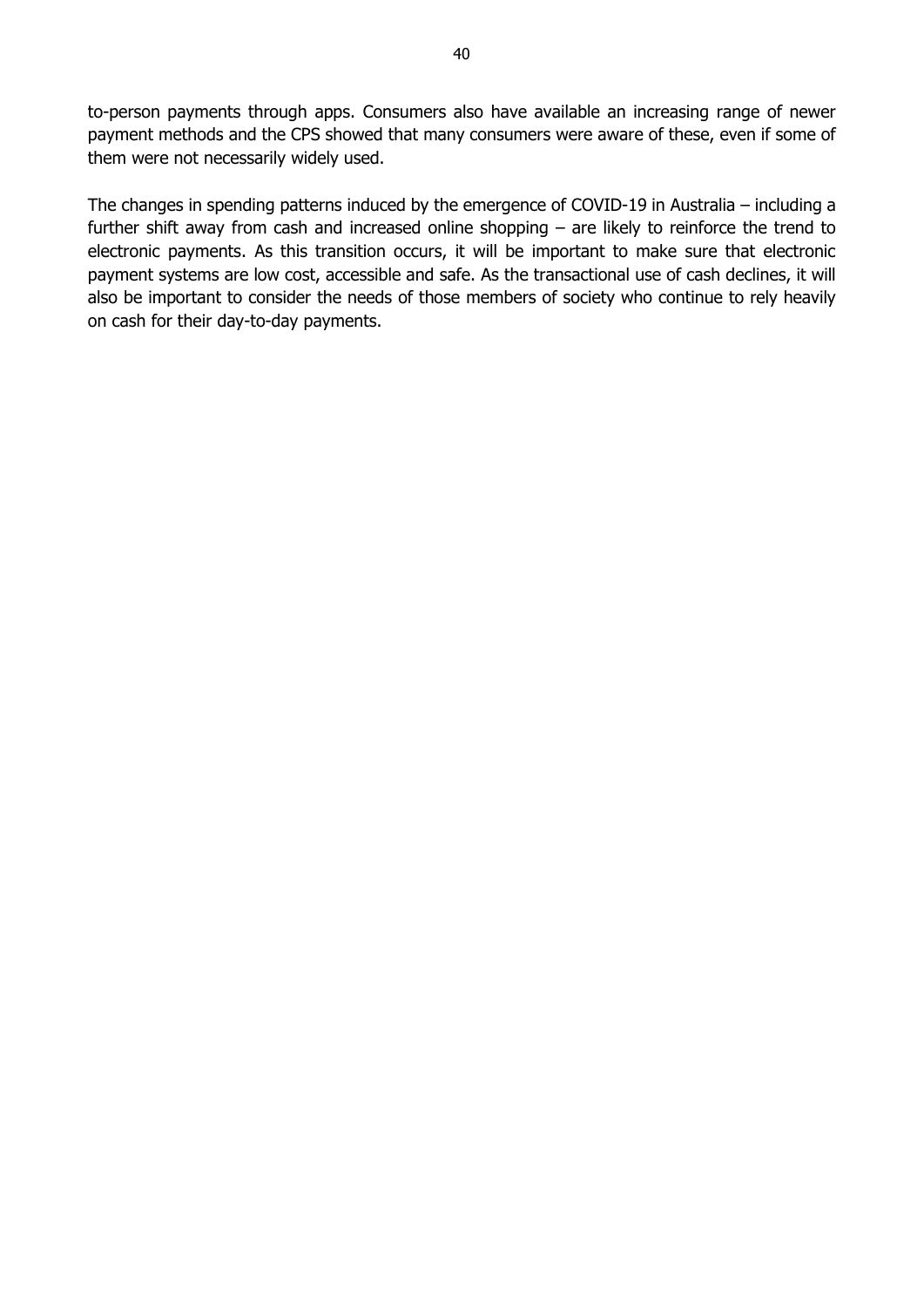to-person payments through apps. Consumers also have available an increasing range of newer payment methods and the CPS showed that many consumers were aware of these, even if some of them were not necessarily widely used.

The changes in spending patterns induced by the emergence of COVID-19 in Australia – including a further shift away from cash and increased online shopping – are likely to reinforce the trend to electronic payments. As this transition occurs, it will be important to make sure that electronic payment systems are low cost, accessible and safe. As the transactional use of cash declines, it will also be important to consider the needs of those members of society who continue to rely heavily on cash for their day-to-day payments.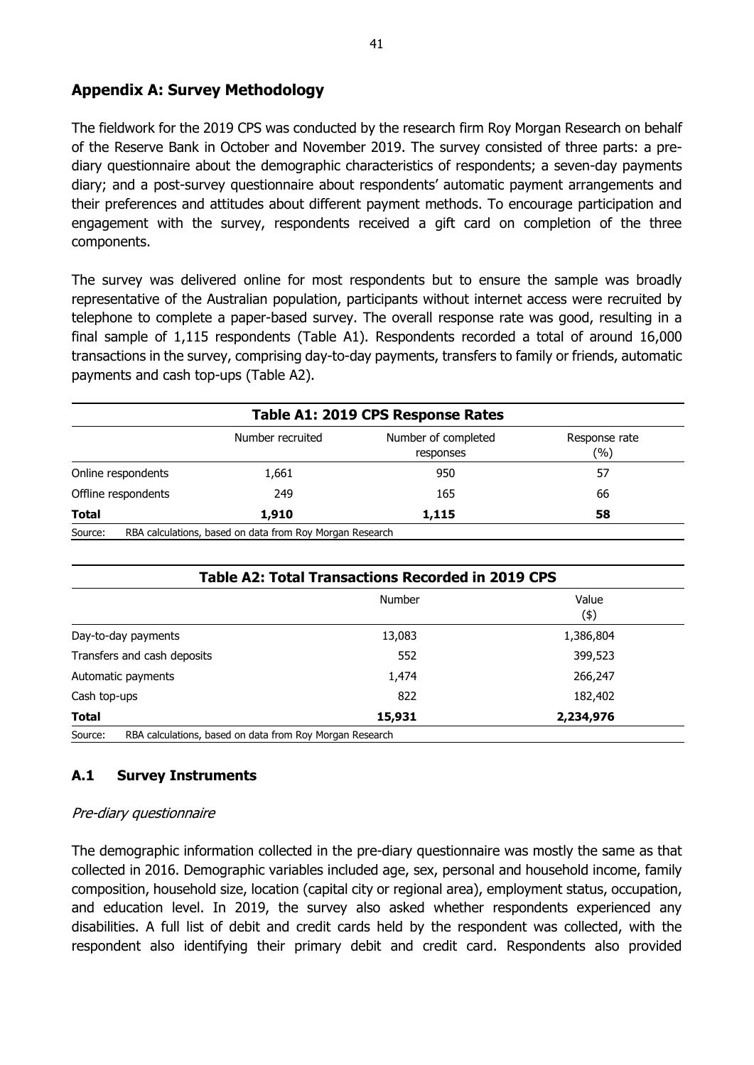## Appendix A: Survey Methodology

The fieldwork for the 2019 CPS was conducted by the research firm Roy Morgan Research on behalf of the Reserve Bank in October and November 2019. The survey consisted of three parts: a pre-diary questionnaire about the demographic characteristics of respondents; a seven-day payments diary; and a post-survey questionnaire about respondents' automatic payment arrangements and their preferences and attitudes about different payment methods. To encourage participation and engagement with the survey, respondents received a gift card on completion of the three components.

The survey was delivered online for most respondents but to ensure the sample was broadly representative of the Australian population, participants without internet access were recruited by telephone to complete a paper-based survey. The overall response rate was good, resulting in a final sample of 1,115 respondents (Table A1). Respondents recorded a total of around 16,000 transactions in the survey, comprising day-to-day payments, transfers to family or friends, automatic payments and cash top-ups (Table A2).

**Table A1: 2019 CPS Response Rates**

| | Number recruited | Number of completed responses | Response rate (%) |
|---|---|---|---|
| Online respondents | 1,661 | 950 | 57 |
| Offline respondents | 249 | 165 | 66 |
| **Total** | **1,910** | **1,115** | **58** |

Source: RBA calculations, based on data from Roy Morgan Research

**Table A2: Total Transactions Recorded in 2019 CPS**

| | Number | Value ($) |
|---|---|---|
| Day-to-day payments | 13,083 | 1,386,804 |
| Transfers and cash deposits | 552 | 399,523 |
| Automatic payments | 1,474 | 266,247 |
| Cash top-ups | 822 | 182,402 |
| **Total** | **15,931** | **2,234,976** |

Source: RBA calculations, based on data from Roy Morgan Research

### A.1 Survey Instruments

*Pre-diary questionnaire*

The demographic information collected in the pre-diary questionnaire was mostly the same as that collected in 2016. Demographic variables included age, sex, personal and household income, family composition, household size, location (capital city or regional area), employment status, occupation, and education level. In 2019, the survey also asked whether respondents experienced any disabilities. A full list of debit and credit cards held by the respondent was collected, with the respondent also identifying their primary debit and credit card. Respondents also provided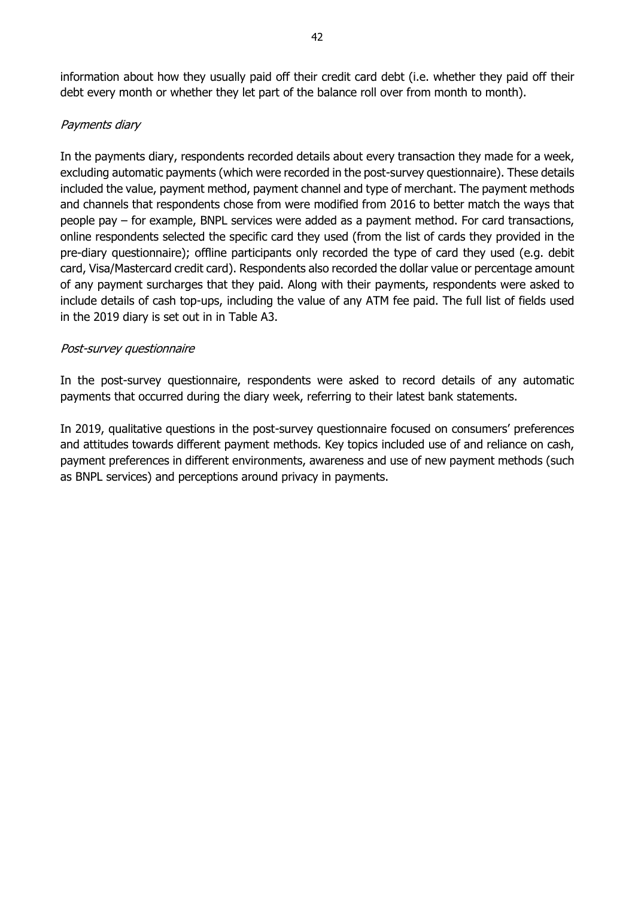information about how they usually paid off their credit card debt (i.e. whether they paid off their debt every month or whether they let part of the balance roll over from month to month).

*Payments diary*

In the payments diary, respondents recorded details about every transaction they made for a week, excluding automatic payments (which were recorded in the post-survey questionnaire). These details included the value, payment method, payment channel and type of merchant. The payment methods and channels that respondents chose from were modified from 2016 to better match the ways that people pay – for example, BNPL services were added as a payment method. For card transactions, online respondents selected the specific card they used (from the list of cards they provided in the pre-diary questionnaire); offline participants only recorded the type of card they used (e.g. debit card, Visa/Mastercard credit card). Respondents also recorded the dollar value or percentage amount of any payment surcharges that they paid. Along with their payments, respondents were asked to include details of cash top-ups, including the value of any ATM fee paid. The full list of fields used in the 2019 diary is set out in in Table A3.

*Post-survey questionnaire*

In the post-survey questionnaire, respondents were asked to record details of any automatic payments that occurred during the diary week, referring to their latest bank statements.

In 2019, qualitative questions in the post-survey questionnaire focused on consumers' preferences and attitudes towards different payment methods. Key topics included use of and reliance on cash, payment preferences in different environments, awareness and use of new payment methods (such as BNPL services) and perceptions around privacy in payments.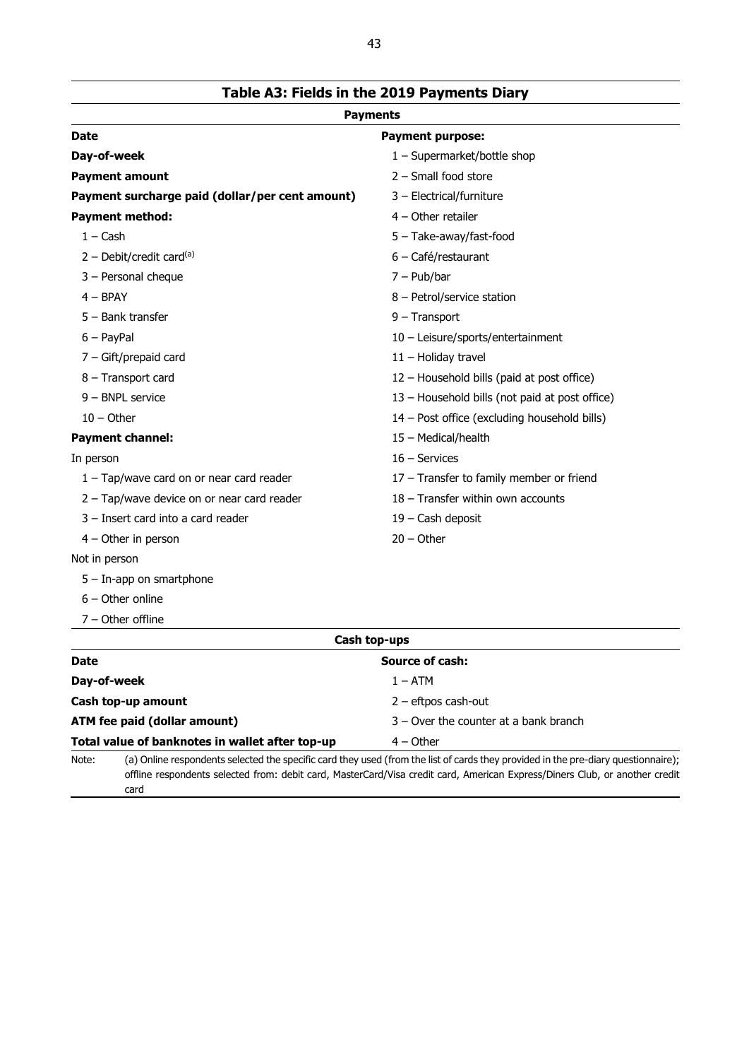## Table A3: Fields in the 2019 Payments Diary

### Payments

**Date**

**Day-of-week**

**Payment amount**

**Payment surcharge paid (dollar/per cent amount)**

**Payment method:**

- 1 – Cash
- 2 – Debit/credit card[(a)]
- 3 – Personal cheque
- 4 – BPAY
- 5 – Bank transfer
- 6 – PayPal
- 7 – Gift/prepaid card
- 8 – Transport card
- 9 – BNPL service
- 10 – Other

**Payment channel:**

In person

- 1 – Tap/wave card on or near card reader
- 2 – Tap/wave device on or near card reader
- 3 – Insert card into a card reader
- 4 – Other in person

Not in person

- 5 – In-app on smartphone
- 6 – Other online
- 7 – Other offline

**Payment purpose:**

- 1 – Supermarket/bottle shop
- 2 – Small food store
- 3 – Electrical/furniture
- 4 – Other retailer
- 5 – Take-away/fast-food
- 6 – Café/restaurant
- 7 – Pub/bar
- 8 – Petrol/service station
- 9 – Transport
- 10 – Leisure/sports/entertainment
- 11 – Holiday travel
- 12 – Household bills (paid at post office)
- 13 – Household bills (not paid at post office)
- 14 – Post office (excluding household bills)
- 15 – Medical/health
- 16 – Services
- 17 – Transfer to family member or friend
- 18 – Transfer within own accounts
- 19 – Cash deposit
- 20 – Other

### Cash top-ups

**Date**

**Day-of-week**

**Cash top-up amount**

**ATM fee paid (dollar amount)**

**Total value of banknotes in wallet after top-up**

**Source of cash:**

- 1 – ATM
- 2 – eftpos cash-out
- 3 – Over the counter at a bank branch
- 4 – Other

Note: (a) Online respondents selected the specific card they used (from the list of cards they provided in the pre-diary questionnaire); offline respondents selected from: debit card, MasterCard/Visa credit card, American Express/Diners Club, or another credit card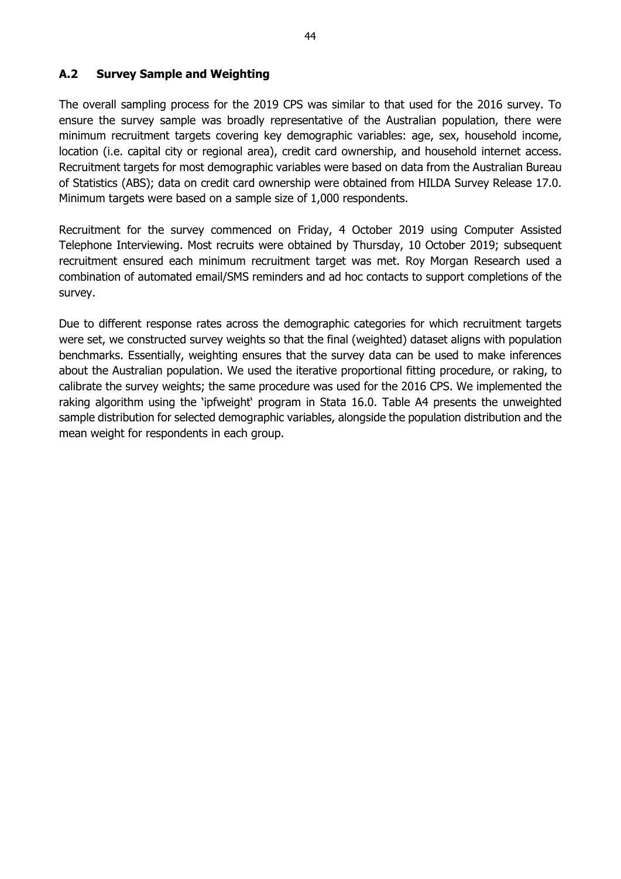## A.2 Survey Sample and Weighting

The overall sampling process for the 2019 CPS was similar to that used for the 2016 survey. To ensure the survey sample was broadly representative of the Australian population, there were minimum recruitment targets covering key demographic variables: age, sex, household income, location (i.e. capital city or regional area), credit card ownership, and household internet access. Recruitment targets for most demographic variables were based on data from the Australian Bureau of Statistics (ABS); data on credit card ownership were obtained from HILDA Survey Release 17.0. Minimum targets were based on a sample size of 1,000 respondents.

Recruitment for the survey commenced on Friday, 4 October 2019 using Computer Assisted Telephone Interviewing. Most recruits were obtained by Thursday, 10 October 2019; subsequent recruitment ensured each minimum recruitment target was met. Roy Morgan Research used a combination of automated email/SMS reminders and ad hoc contacts to support completions of the survey.

Due to different response rates across the demographic categories for which recruitment targets were set, we constructed survey weights so that the final (weighted) dataset aligns with population benchmarks. Essentially, weighting ensures that the survey data can be used to make inferences about the Australian population. We used the iterative proportional fitting procedure, or raking, to calibrate the survey weights; the same procedure was used for the 2016 CPS. We implemented the raking algorithm using the 'ipfweight' program in Stata 16.0. Table A4 presents the unweighted sample distribution for selected demographic variables, alongside the population distribution and the mean weight for respondents in each group.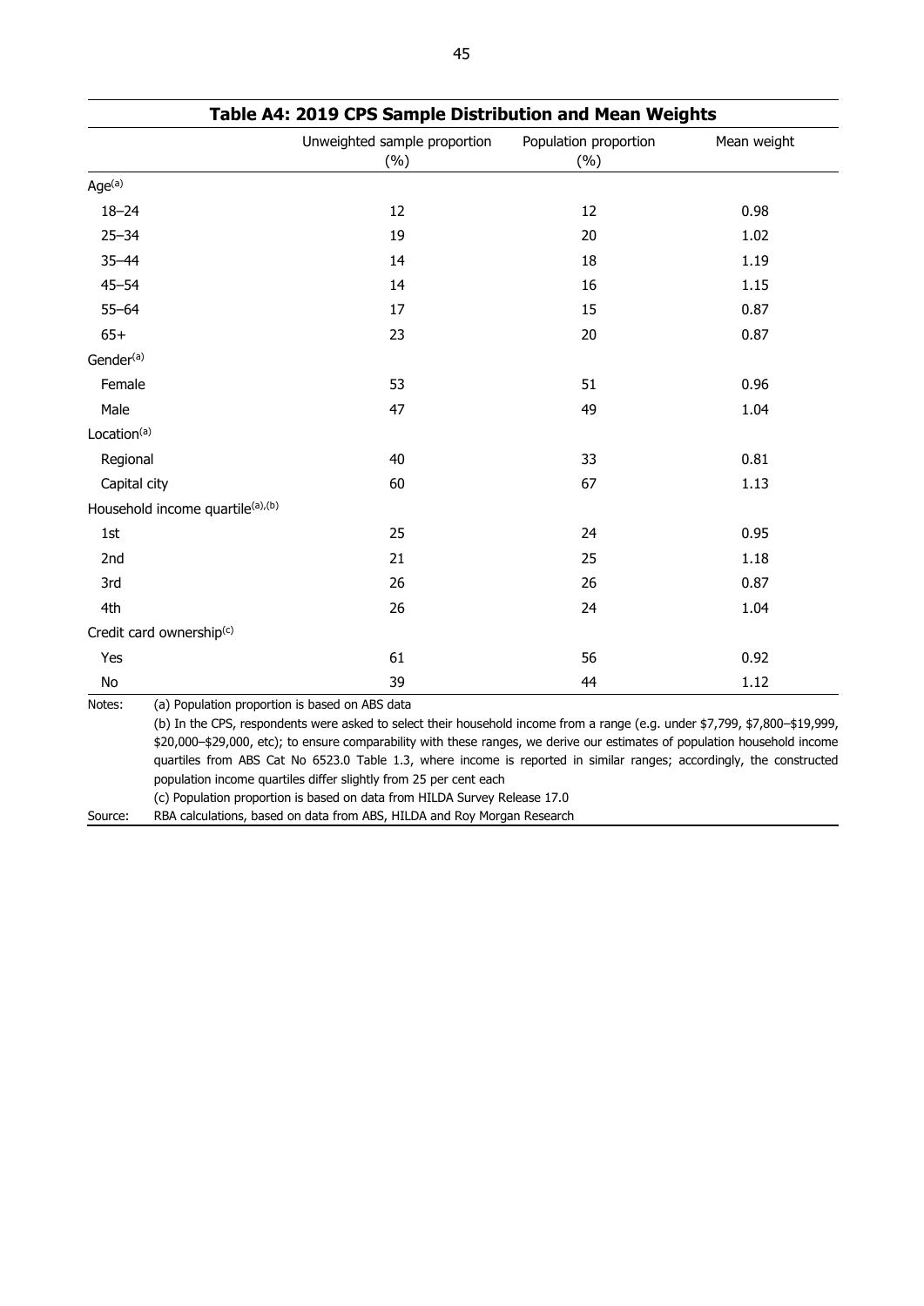**Table A4: 2019 CPS Sample Distribution and Mean Weights**

| | Unweighted sample proportion (%) | Population proportion (%) | Mean weight |
|---|---|---|---|
| Age[(a)] | | | |
| 18–24 | 12 | 12 | 0.98 |
| 25–34 | 19 | 20 | 1.02 |
| 35–44 | 14 | 18 | 1.19 |
| 45–54 | 14 | 16 | 1.15 |
| 55–64 | 17 | 15 | 0.87 |
| 65+ | 23 | 20 | 0.87 |
| Gender[(a)] | | | |
| Female | 53 | 51 | 0.96 |
| Male | 47 | 49 | 1.04 |
| Location[(a)] | | | |
| Regional | 40 | 33 | 0.81 |
| Capital city | 60 | 67 | 1.13 |
| Household income quartile[(a),(b)] | | | |
| 1st | 25 | 24 | 0.95 |
| 2nd | 21 | 25 | 1.18 |
| 3rd | 26 | 26 | 0.87 |
| 4th | 26 | 24 | 1.04 |
| Credit card ownership[(c)] | | | |
| Yes | 61 | 56 | 0.92 |
| No | 39 | 44 | 1.12 |

Notes: (a) Population proportion is based on ABS data

(b) In the CPS, respondents were asked to select their household income from a range (e.g. under $7,799, $7,800–$19,999, $20,000–$29,000, etc); to ensure comparability with these ranges, we derive our estimates of population household income quartiles from ABS Cat No 6523.0 Table 1.3, where income is reported in similar ranges; accordingly, the constructed population income quartiles differ slightly from 25 per cent each

(c) Population proportion is based on data from HILDA Survey Release 17.0

Source: RBA calculations, based on data from ABS, HILDA and Roy Morgan Research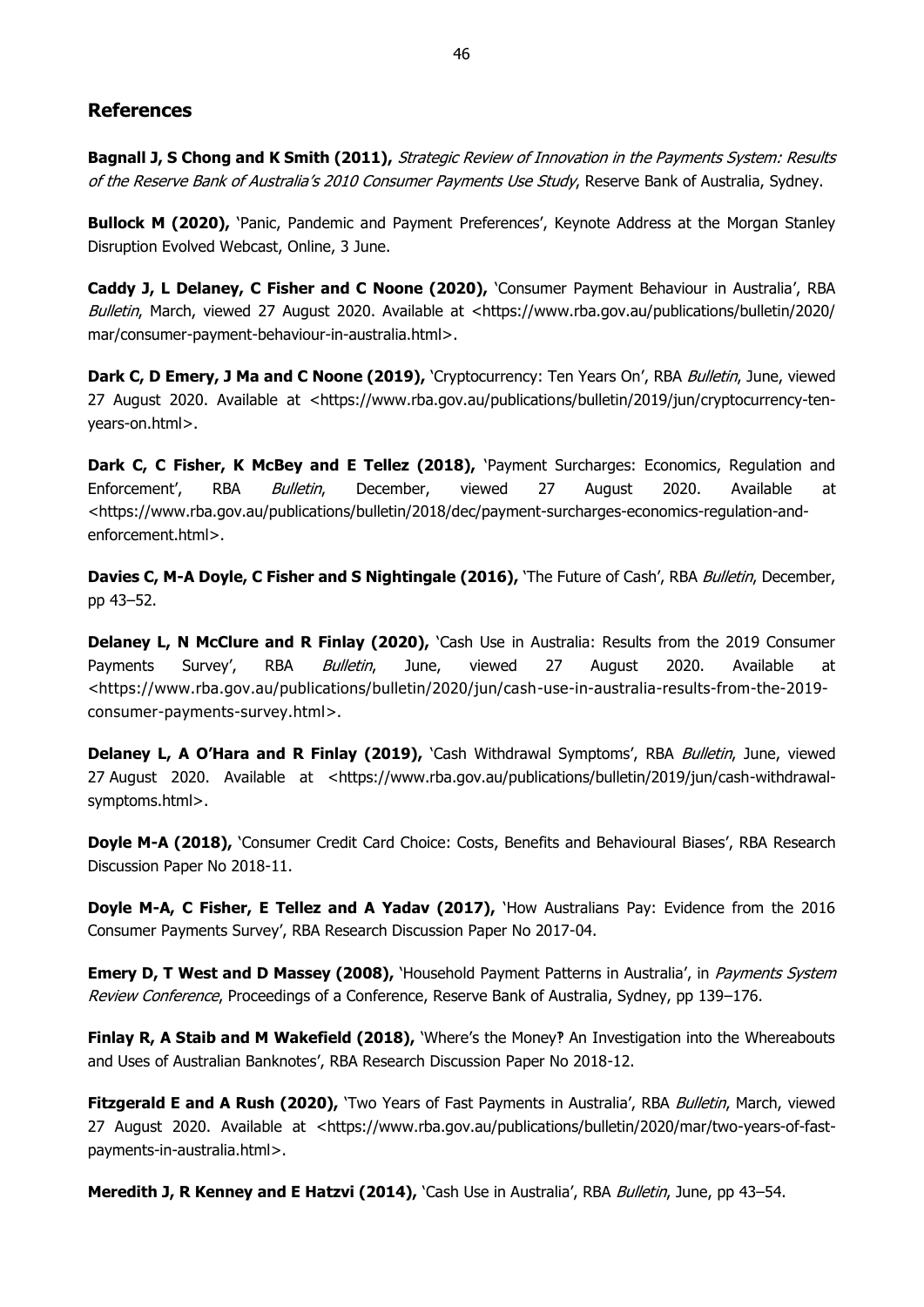## References

**Bagnall J, S Chong and K Smith (2011),** *Strategic Review of Innovation in the Payments System: Results of the Reserve Bank of Australia's 2010 Consumer Payments Use Study*, Reserve Bank of Australia, Sydney.

**Bullock M (2020),** 'Panic, Pandemic and Payment Preferences', Keynote Address at the Morgan Stanley Disruption Evolved Webcast, Online, 3 June.

**Caddy J, L Delaney, C Fisher and C Noone (2020),** 'Consumer Payment Behaviour in Australia', RBA *Bulletin*, March, viewed 27 August 2020. Available at <https://www.rba.gov.au/publications/bulletin/2020/mar/consumer-payment-behaviour-in-australia.html>.

**Dark C, D Emery, J Ma and C Noone (2019),** 'Cryptocurrency: Ten Years On', RBA *Bulletin*, June, viewed 27 August 2020. Available at <https://www.rba.gov.au/publications/bulletin/2019/jun/cryptocurrency-ten-years-on.html>.

**Dark C, C Fisher, K McBey and E Tellez (2018),** 'Payment Surcharges: Economics, Regulation and Enforcement', RBA *Bulletin*, December, viewed 27 August 2020. Available at <https://www.rba.gov.au/publications/bulletin/2018/dec/payment-surcharges-economics-regulation-and-enforcement.html>.

**Davies C, M-A Doyle, C Fisher and S Nightingale (2016),** 'The Future of Cash', RBA *Bulletin*, December, pp 43–52.

**Delaney L, N McClure and R Finlay (2020),** 'Cash Use in Australia: Results from the 2019 Consumer Payments Survey', RBA *Bulletin*, June, viewed 27 August 2020. Available at <https://www.rba.gov.au/publications/bulletin/2020/jun/cash-use-in-australia-results-from-the-2019-consumer-payments-survey.html>.

**Delaney L, A O'Hara and R Finlay (2019),** 'Cash Withdrawal Symptoms', RBA *Bulletin*, June, viewed 27 August 2020. Available at <https://www.rba.gov.au/publications/bulletin/2019/jun/cash-withdrawal-symptoms.html>.

**Doyle M-A (2018),** 'Consumer Credit Card Choice: Costs, Benefits and Behavioural Biases', RBA Research Discussion Paper No 2018-11.

**Doyle M-A, C Fisher, E Tellez and A Yadav (2017),** 'How Australians Pay: Evidence from the 2016 Consumer Payments Survey', RBA Research Discussion Paper No 2017-04.

**Emery D, T West and D Massey (2008),** 'Household Payment Patterns in Australia', in *Payments System Review Conference*, Proceedings of a Conference, Reserve Bank of Australia, Sydney, pp 139–176.

**Finlay R, A Staib and M Wakefield (2018),** 'Where's the Money? An Investigation into the Whereabouts and Uses of Australian Banknotes', RBA Research Discussion Paper No 2018-12.

**Fitzgerald E and A Rush (2020),** 'Two Years of Fast Payments in Australia', RBA *Bulletin*, March, viewed 27 August 2020. Available at <https://www.rba.gov.au/publications/bulletin/2020/mar/two-years-of-fast-payments-in-australia.html>.

**Meredith J, R Kenney and E Hatzvi (2014),** 'Cash Use in Australia', RBA *Bulletin*, June, pp 43–54.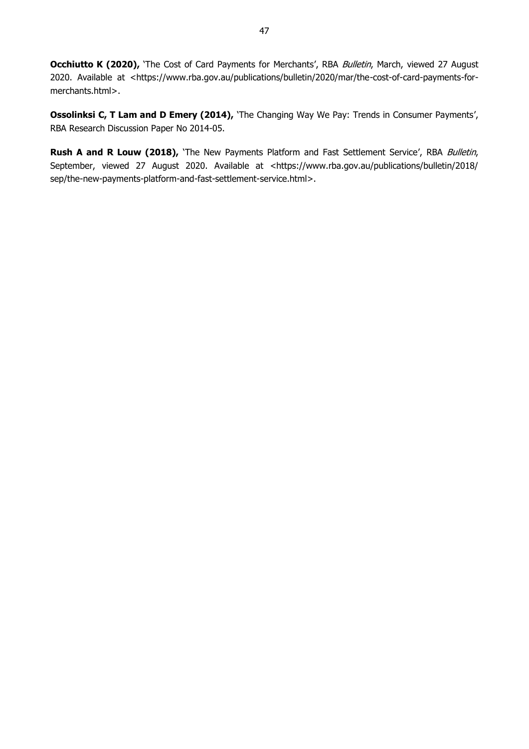**Occhiutto K (2020),** 'The Cost of Card Payments for Merchants', RBA *Bulletin*, March, viewed 27 August 2020. Available at <https://www.rba.gov.au/publications/bulletin/2020/mar/the-cost-of-card-payments-for-merchants.html>.

**Ossolinksi C, T Lam and D Emery (2014),** 'The Changing Way We Pay: Trends in Consumer Payments', RBA Research Discussion Paper No 2014-05.

**Rush A and R Louw (2018),** 'The New Payments Platform and Fast Settlement Service', RBA *Bulletin*, September, viewed 27 August 2020. Available at <https://www.rba.gov.au/publications/bulletin/2018/sep/the-new-payments-platform-and-fast-settlement-service.html>.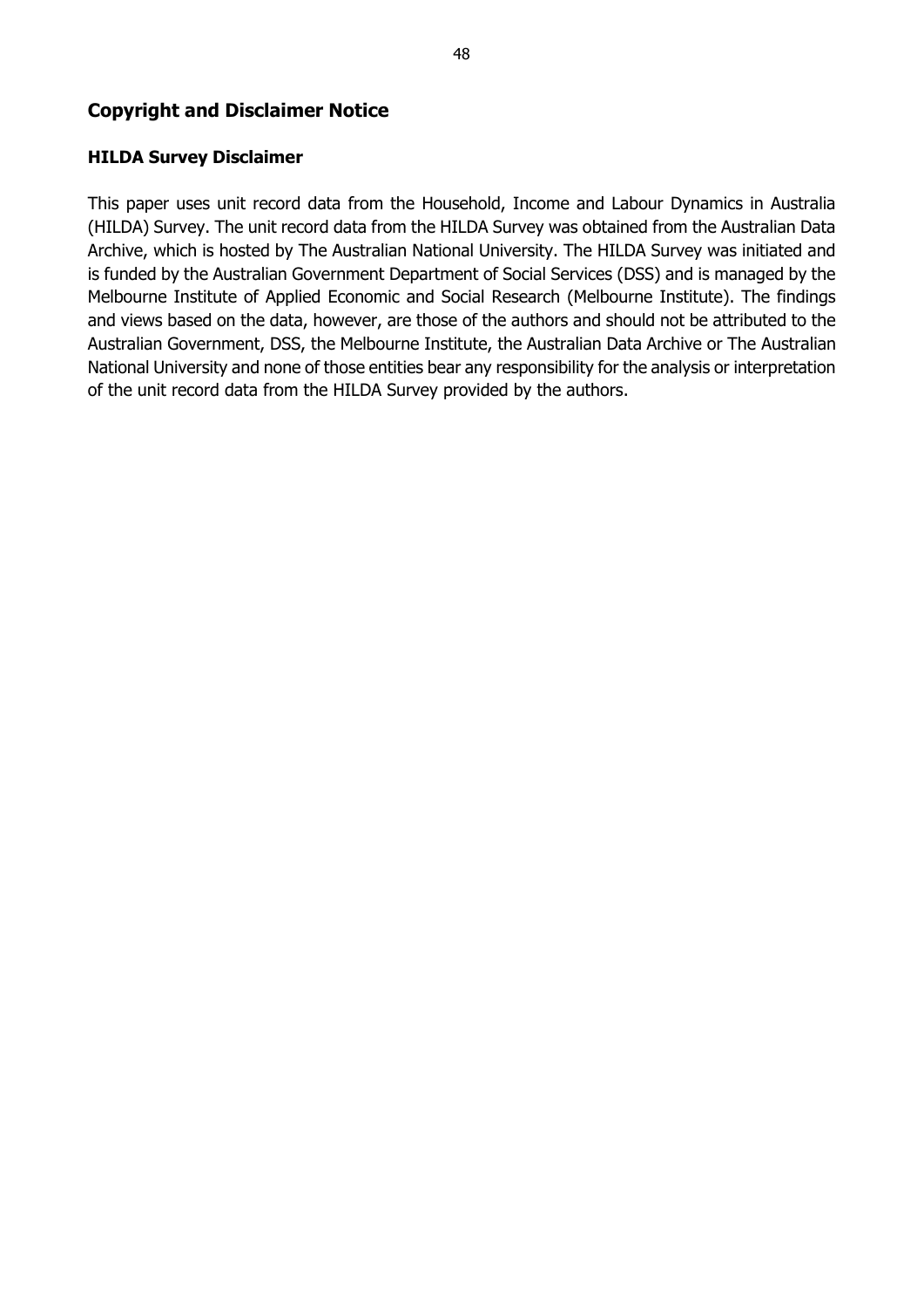## Copyright and Disclaimer Notice

### HILDA Survey Disclaimer

This paper uses unit record data from the Household, Income and Labour Dynamics in Australia (HILDA) Survey. The unit record data from the HILDA Survey was obtained from the Australian Data Archive, which is hosted by The Australian National University. The HILDA Survey was initiated and is funded by the Australian Government Department of Social Services (DSS) and is managed by the Melbourne Institute of Applied Economic and Social Research (Melbourne Institute). The findings and views based on the data, however, are those of the authors and should not be attributed to the Australian Government, DSS, the Melbourne Institute, the Australian Data Archive or The Australian National University and none of those entities bear any responsibility for the analysis or interpretation of the unit record data from the HILDA Survey provided by the authors.